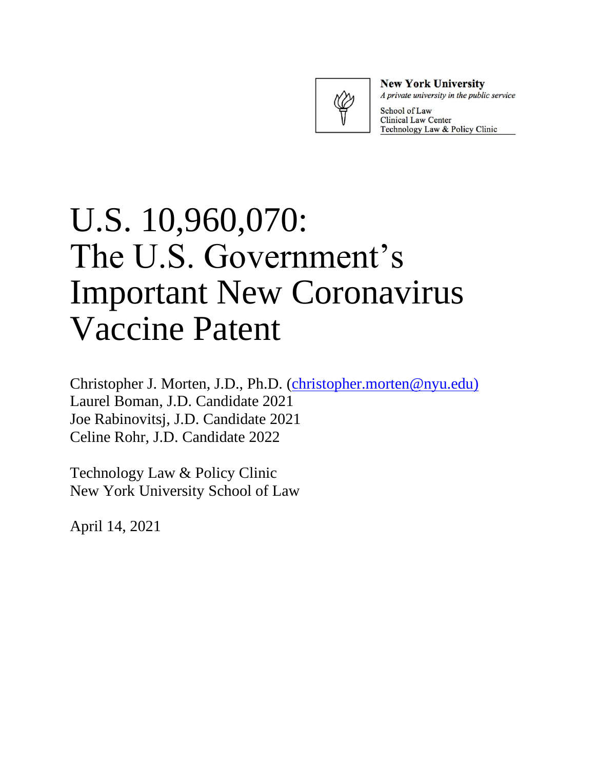New York University
*A private university in the public service*

School of Law
Clinical Law Center
Technology Law & Policy Clinic

# U.S. 10,960,070: The U.S. Government's Important New Coronavirus Vaccine Patent

Christopher J. Morten, J.D., Ph.D. (christopher.morten@nyu.edu)
Laurel Boman, J.D. Candidate 2021
Joe Rabinovitsj, J.D. Candidate 2021
Celine Rohr, J.D. Candidate 2022

Technology Law & Policy Clinic
New York University School of Law

April 14, 2021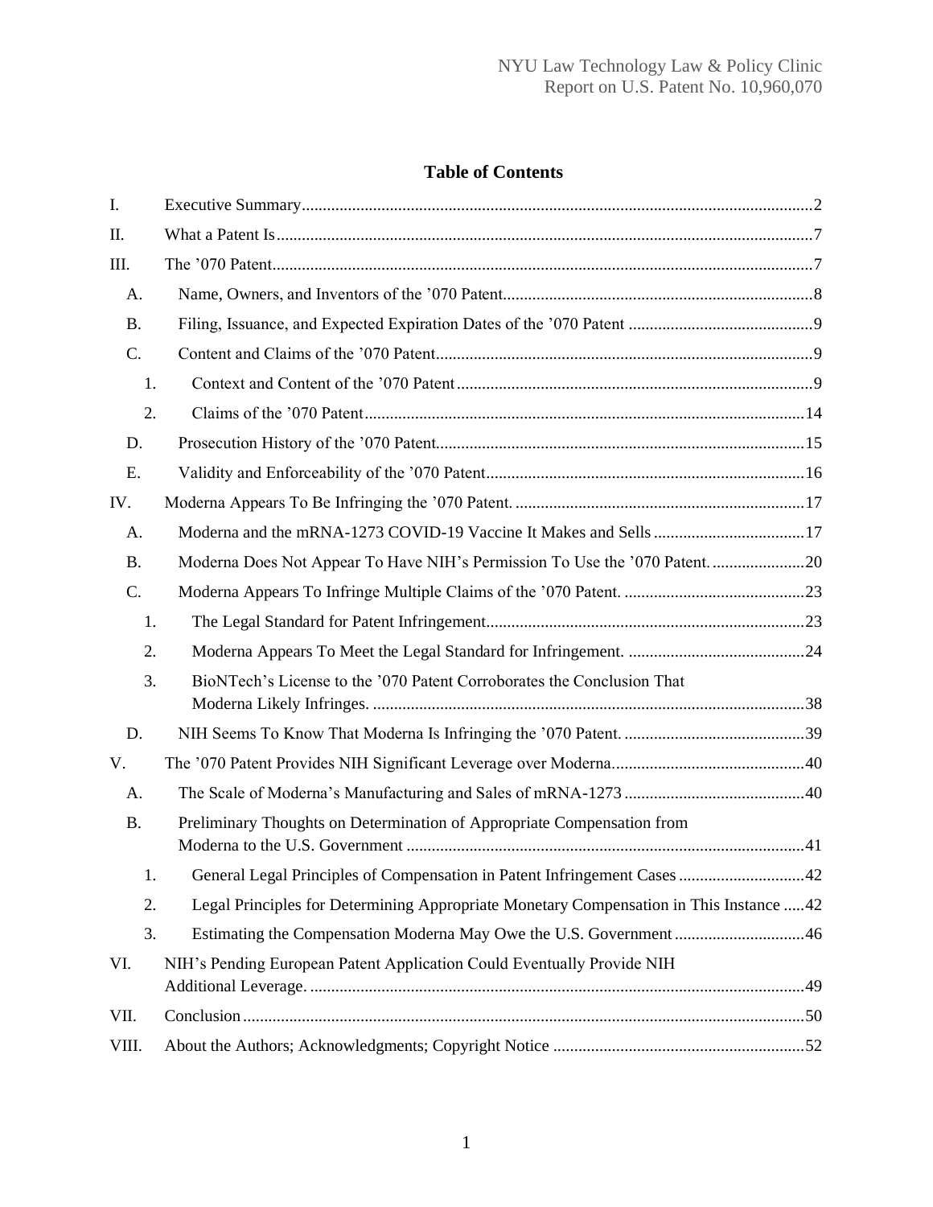# Table of Contents

I. Executive Summary ... 2

II. What a Patent Is ... 7

III. The ’070 Patent ... 7

- A. Name, Owners, and Inventors of the ’070 Patent ... 8
- B. Filing, Issuance, and Expected Expiration Dates of the ’070 Patent ... 9
- C. Content and Claims of the ’070 Patent ... 9
  - 1. Context and Content of the ’070 Patent ... 9
  - 2. Claims of the ’070 Patent ... 14
- D. Prosecution History of the ’070 Patent ... 15
- E. Validity and Enforceability of the ’070 Patent ... 16

IV. Moderna Appears To Be Infringing the ’070 Patent. ... 17

- A. Moderna and the mRNA-1273 COVID-19 Vaccine It Makes and Sells ... 17
- B. Moderna Does Not Appear To Have NIH’s Permission To Use the ’070 Patent. ... 20
- C. Moderna Appears To Infringe Multiple Claims of the ’070 Patent. ... 23
  - 1. The Legal Standard for Patent Infringement ... 23
  - 2. Moderna Appears To Meet the Legal Standard for Infringement. ... 24
  - 3. BioNTech’s License to the ’070 Patent Corroborates the Conclusion That Moderna Likely Infringes. ... 38
- D. NIH Seems To Know That Moderna Is Infringing the ’070 Patent. ... 39

V. The ’070 Patent Provides NIH Significant Leverage over Moderna. ... 40

- A. The Scale of Moderna’s Manufacturing and Sales of mRNA-1273 ... 40
- B. Preliminary Thoughts on Determination of Appropriate Compensation from Moderna to the U.S. Government ... 41
  - 1. General Legal Principles of Compensation in Patent Infringement Cases ... 42
  - 2. Legal Principles for Determining Appropriate Monetary Compensation in This Instance ... 42
  - 3. Estimating the Compensation Moderna May Owe the U.S. Government ... 46

VI. NIH’s Pending European Patent Application Could Eventually Provide NIH Additional Leverage. ... 49

VII. Conclusion ... 50

VIII. About the Authors; Acknowledgments; Copyright Notice ... 52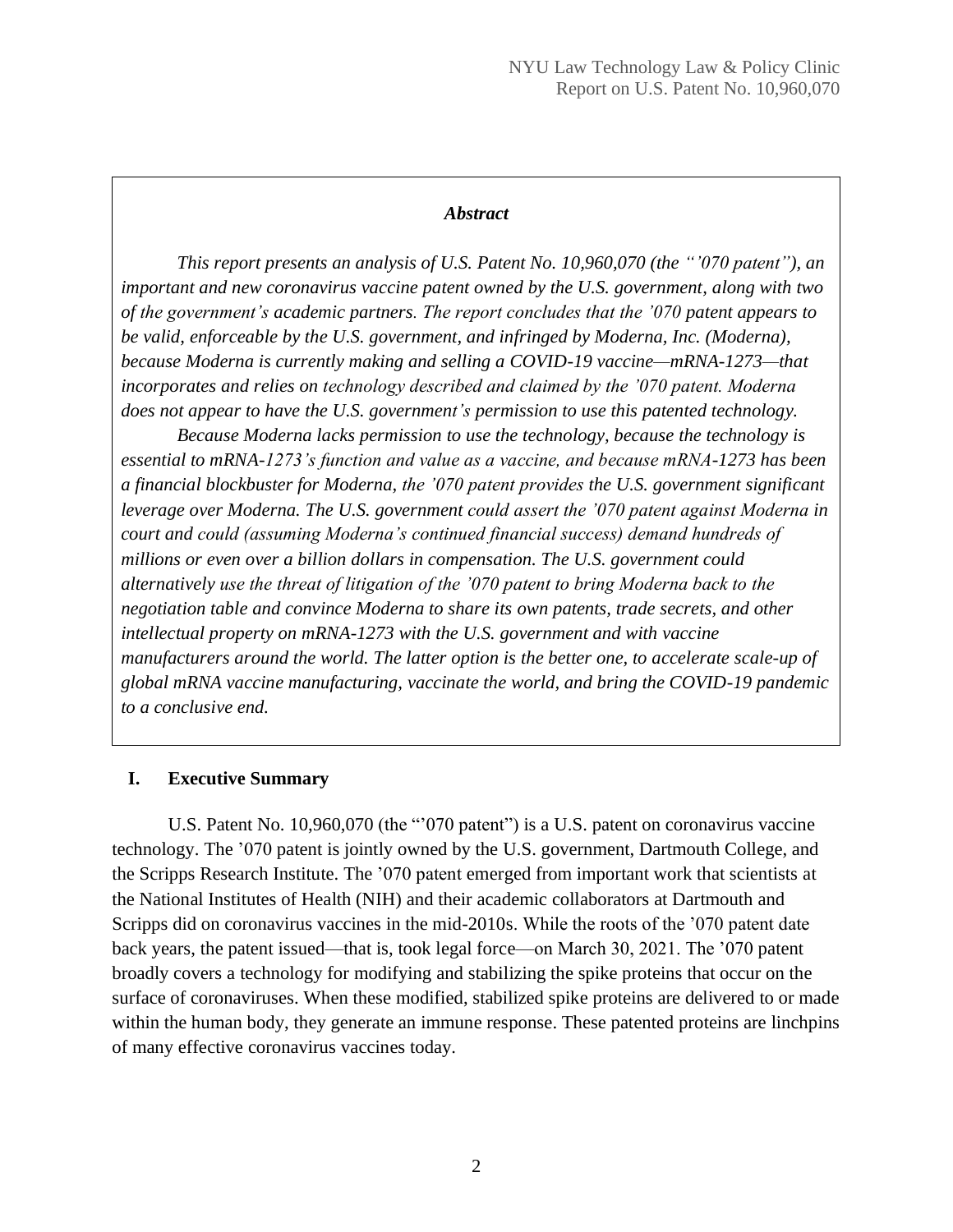### *Abstract*

*This report presents an analysis of U.S. Patent No. 10,960,070 (the "'070 patent"), an important and new coronavirus vaccine patent owned by the U.S. government, along with two of the government's academic partners. The report concludes that the '070 patent appears to be valid, enforceable by the U.S. government, and infringed by Moderna, Inc. (Moderna), because Moderna is currently making and selling a COVID-19 vaccine—mRNA-1273—that incorporates and relies on technology described and claimed by the '070 patent. Moderna does not appear to have the U.S. government's permission to use this patented technology.*

*Because Moderna lacks permission to use the technology, because the technology is essential to mRNA-1273's function and value as a vaccine, and because mRNA-1273 has been a financial blockbuster for Moderna, the '070 patent provides the U.S. government significant leverage over Moderna. The U.S. government could assert the '070 patent against Moderna in court and could (assuming Moderna's continued financial success) demand hundreds of millions or even over a billion dollars in compensation. The U.S. government could alternatively use the threat of litigation of the '070 patent to bring Moderna back to the negotiation table and convince Moderna to share its own patents, trade secrets, and other intellectual property on mRNA-1273 with the U.S. government and with vaccine manufacturers around the world. The latter option is the better one, to accelerate scale-up of global mRNA vaccine manufacturing, vaccinate the world, and bring the COVID-19 pandemic to a conclusive end.*

## I. Executive Summary

U.S. Patent No. 10,960,070 (the "'070 patent") is a U.S. patent on coronavirus vaccine technology. The '070 patent is jointly owned by the U.S. government, Dartmouth College, and the Scripps Research Institute. The '070 patent emerged from important work that scientists at the National Institutes of Health (NIH) and their academic collaborators at Dartmouth and Scripps did on coronavirus vaccines in the mid-2010s. While the roots of the '070 patent date back years, the patent issued—that is, took legal force—on March 30, 2021. The '070 patent broadly covers a technology for modifying and stabilizing the spike proteins that occur on the surface of coronaviruses. When these modified, stabilized spike proteins are delivered to or made within the human body, they generate an immune response. These patented proteins are linchpins of many effective coronavirus vaccines today.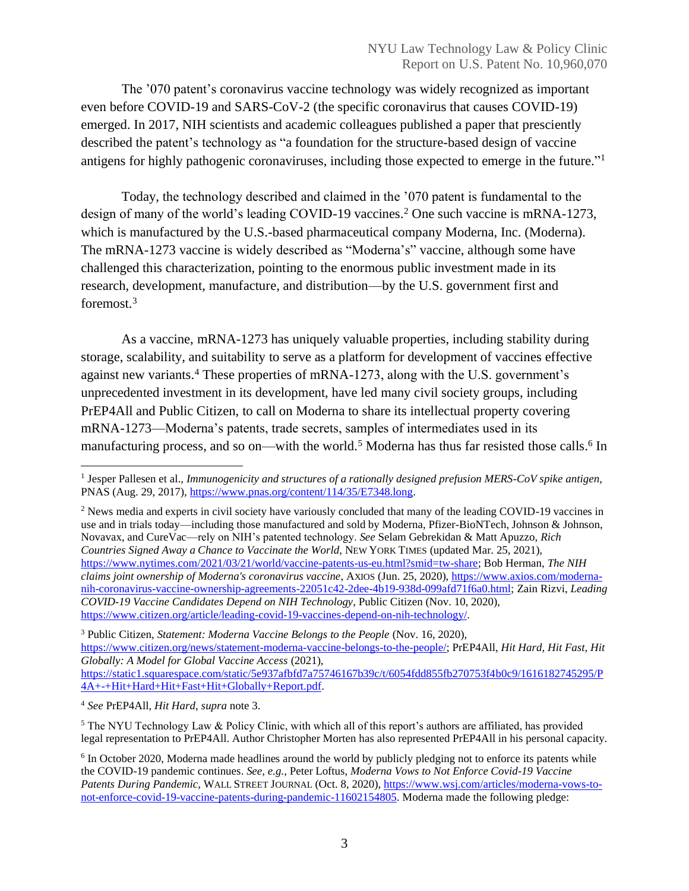The ’070 patent’s coronavirus vaccine technology was widely recognized as important even before COVID-19 and SARS-CoV-2 (the specific coronavirus that causes COVID-19) emerged. In 2017, NIH scientists and academic colleagues published a paper that presciently described the patent’s technology as “a foundation for the structure-based design of vaccine antigens for highly pathogenic coronaviruses, including those expected to emerge in the future.”[1]

Today, the technology described and claimed in the ’070 patent is fundamental to the design of many of the world’s leading COVID-19 vaccines.[2] One such vaccine is mRNA-1273, which is manufactured by the U.S.-based pharmaceutical company Moderna, Inc. (Moderna). The mRNA-1273 vaccine is widely described as “Moderna’s” vaccine, although some have challenged this characterization, pointing to the enormous public investment made in its research, development, manufacture, and distribution—by the U.S. government first and foremost.[3]

As a vaccine, mRNA-1273 has uniquely valuable properties, including stability during storage, scalability, and suitability to serve as a platform for development of vaccines effective against new variants.[4] These properties of mRNA-1273, along with the U.S. government’s unprecedented investment in its development, have led many civil society groups, including PrEP4All and Public Citizen, to call on Moderna to share its intellectual property covering mRNA-1273—Moderna’s patents, trade secrets, samples of intermediates used in its manufacturing process, and so on—with the world.[5] Moderna has thus far resisted those calls.[6] In

---

[1] Jesper Pallesen et al., *Immunogenicity and structures of a rationally designed prefusion MERS-CoV spike antigen*, PNAS (Aug. 29, 2017), https://www.pnas.org/content/114/35/E7348.long.

[2] News media and experts in civil society have variously concluded that many of the leading COVID-19 vaccines in use and in trials today—including those manufactured and sold by Moderna, Pfizer-BioNTech, Johnson & Johnson, Novavax, and CureVac—rely on NIH’s patented technology. *See* Selam Gebrekidan & Matt Apuzzo, *Rich Countries Signed Away a Chance to Vaccinate the World*, NEW YORK TIMES (updated Mar. 25, 2021), https://www.nytimes.com/2021/03/21/world/vaccine-patents-us-eu.html?smid=tw-share; Bob Herman, *The NIH claims joint ownership of Moderna's coronavirus vaccine*, AXIOS (Jun. 25, 2020), https://www.axios.com/moderna-nih-coronavirus-vaccine-ownership-agreements-22051c42-2dee-4b19-938d-099afd71f6a0.html; Zain Rizvi, *Leading COVID-19 Vaccine Candidates Depend on NIH Technology*, Public Citizen (Nov. 10, 2020), https://www.citizen.org/article/leading-covid-19-vaccines-depend-on-nih-technology/.

[3] Public Citizen, *Statement: Moderna Vaccine Belongs to the People* (Nov. 16, 2020), https://www.citizen.org/news/statement-moderna-vaccine-belongs-to-the-people/; PrEP4All, *Hit Hard, Hit Fast, Hit Globally: A Model for Global Vaccine Access* (2021), https://static1.squarespace.com/static/5e937afbfd7a75746167b39c/t/6054fdd855fb270753f4b0c9/1616182745295/P4A+-+Hit+Hard+Hit+Fast+Hit+Globally+Report.pdf.

[4] *See* PrEP4All, *Hit Hard*, *supra* note 3.

[5] The NYU Technology Law & Policy Clinic, with which all of this report’s authors are affiliated, has provided legal representation to PrEP4All. Author Christopher Morten has also represented PrEP4All in his personal capacity.

[6] In October 2020, Moderna made headlines around the world by publicly pledging not to enforce its patents while the COVID-19 pandemic continues. *See, e.g.*, Peter Loftus, *Moderna Vows to Not Enforce Covid-19 Vaccine Patents During Pandemic*, WALL STREET JOURNAL (Oct. 8, 2020), https://www.wsj.com/articles/moderna-vows-to-not-enforce-covid-19-vaccine-patents-during-pandemic-11602154805. Moderna made the following pledge: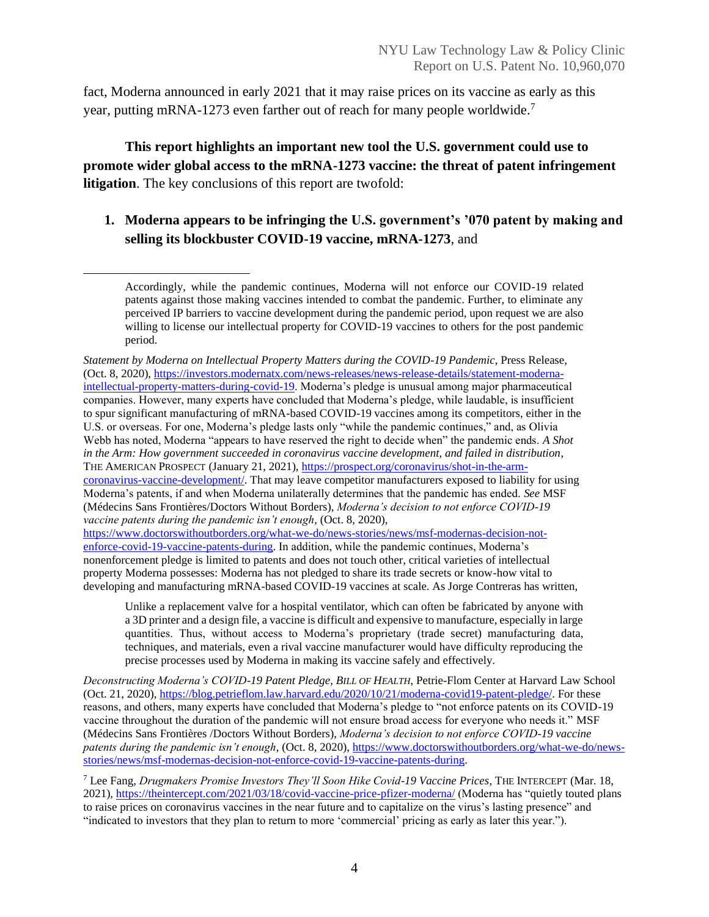fact, Moderna announced in early 2021 that it may raise prices on its vaccine as early as this year, putting mRNA-1273 even farther out of reach for many people worldwide.[7]

**This report highlights an important new tool the U.S. government could use to promote wider global access to the mRNA-1273 vaccine: the threat of patent infringement litigation**. The key conclusions of this report are twofold:

1. **Moderna appears to be infringing the U.S. government's '070 patent by making and selling its blockbuster COVID-19 vaccine, mRNA-1273**, and

---

> Accordingly, while the pandemic continues, Moderna will not enforce our COVID-19 related patents against those making vaccines intended to combat the pandemic. Further, to eliminate any perceived IP barriers to vaccine development during the pandemic period, upon request we are also willing to license our intellectual property for COVID-19 vaccines to others for the post pandemic period.

*Statement by Moderna on Intellectual Property Matters during the COVID-19 Pandemic*, Press Release, (Oct. 8, 2020), https://investors.modernatx.com/news-releases/news-release-details/statement-moderna-intellectual-property-matters-during-covid-19. Moderna's pledge is unusual among major pharmaceutical companies. However, many experts have concluded that Moderna's pledge, while laudable, is insufficient to spur significant manufacturing of mRNA-based COVID-19 vaccines among its competitors, either in the U.S. or overseas. For one, Moderna's pledge lasts only "while the pandemic continues," and, as Olivia Webb has noted, Moderna "appears to have reserved the right to decide when" the pandemic ends. *A Shot in the Arm: How government succeeded in coronavirus vaccine development, and failed in distribution*, THE AMERICAN PROSPECT (January 21, 2021), https://prospect.org/coronavirus/shot-in-the-arm-coronavirus-vaccine-development/. That may leave competitor manufacturers exposed to liability for using Moderna's patents, if and when Moderna unilaterally determines that the pandemic has ended. *See* MSF (Médecins Sans Frontières/Doctors Without Borders), *Moderna's decision to not enforce COVID-19 vaccine patents during the pandemic isn't enough*, (Oct. 8, 2020), https://www.doctorswithoutborders.org/what-we-do/news-stories/news/msf-modernas-decision-not-enforce-covid-19-vaccine-patents-during. In addition, while the pandemic continues, Moderna's nonenforcement pledge is limited to patents and does not touch other, critical varieties of intellectual property Moderna possesses: Moderna has not pledged to share its trade secrets or know-how vital to developing and manufacturing mRNA-based COVID-19 vaccines at scale. As Jorge Contreras has written,

> Unlike a replacement valve for a hospital ventilator, which can often be fabricated by anyone with a 3D printer and a design file, a vaccine is difficult and expensive to manufacture, especially in large quantities. Thus, without access to Moderna's proprietary (trade secret) manufacturing data, techniques, and materials, even a rival vaccine manufacturer would have difficulty reproducing the precise processes used by Moderna in making its vaccine safely and effectively.

*Deconstructing Moderna's COVID-19 Patent Pledge*, *BILL OF HEALTH*, Petrie-Flom Center at Harvard Law School (Oct. 21, 2020), https://blog.petrieflom.law.harvard.edu/2020/10/21/moderna-covid19-patent-pledge/. For these reasons, and others, many experts have concluded that Moderna's pledge to "not enforce patents on its COVID-19 vaccine throughout the duration of the pandemic will not ensure broad access for everyone who needs it." MSF (Médecins Sans Frontières /Doctors Without Borders), *Moderna's decision to not enforce COVID-19 vaccine patents during the pandemic isn't enough*, (Oct. 8, 2020), https://www.doctorswithoutborders.org/what-we-do/news-stories/news/msf-modernas-decision-not-enforce-covid-19-vaccine-patents-during.

[7] Lee Fang, *Drugmakers Promise Investors They'll Soon Hike Covid-19 Vaccine Prices*, THE INTERCEPT (Mar. 18, 2021), https://theintercept.com/2021/03/18/covid-vaccine-price-pfizer-moderna/ (Moderna has "quietly touted plans to raise prices on coronavirus vaccines in the near future and to capitalize on the virus's lasting presence" and "indicated to investors that they plan to return to more 'commercial' pricing as early as later this year.").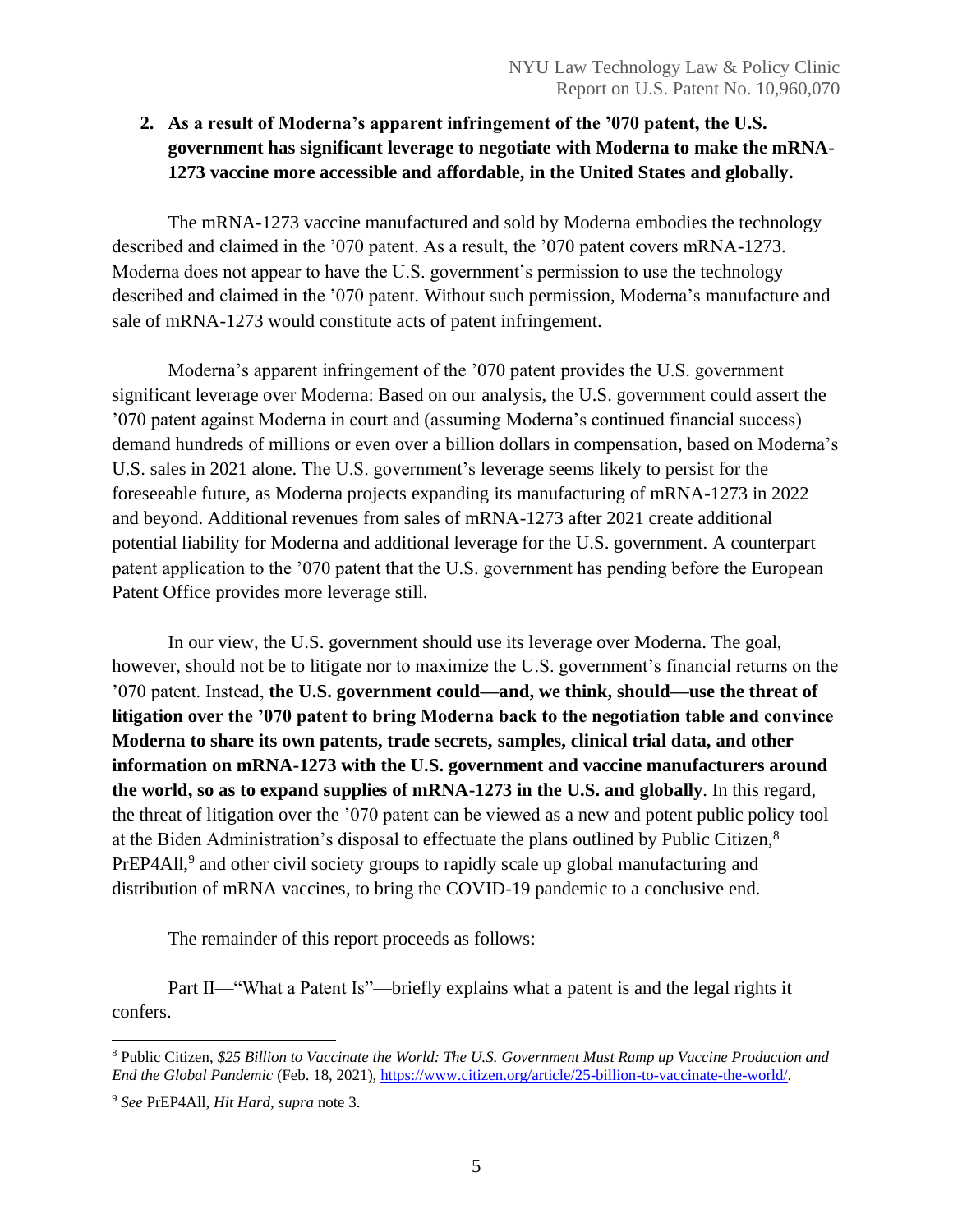**2. As a result of Moderna's apparent infringement of the '070 patent, the U.S. government has significant leverage to negotiate with Moderna to make the mRNA-1273 vaccine more accessible and affordable, in the United States and globally.**

The mRNA-1273 vaccine manufactured and sold by Moderna embodies the technology described and claimed in the '070 patent. As a result, the '070 patent covers mRNA-1273. Moderna does not appear to have the U.S. government's permission to use the technology described and claimed in the '070 patent. Without such permission, Moderna's manufacture and sale of mRNA-1273 would constitute acts of patent infringement.

Moderna's apparent infringement of the '070 patent provides the U.S. government significant leverage over Moderna: Based on our analysis, the U.S. government could assert the '070 patent against Moderna in court and (assuming Moderna's continued financial success) demand hundreds of millions or even over a billion dollars in compensation, based on Moderna's U.S. sales in 2021 alone. The U.S. government's leverage seems likely to persist for the foreseeable future, as Moderna projects expanding its manufacturing of mRNA-1273 in 2022 and beyond. Additional revenues from sales of mRNA-1273 after 2021 create additional potential liability for Moderna and additional leverage for the U.S. government. A counterpart patent application to the '070 patent that the U.S. government has pending before the European Patent Office provides more leverage still.

In our view, the U.S. government should use its leverage over Moderna. The goal, however, should not be to litigate nor to maximize the U.S. government's financial returns on the '070 patent. Instead, **the U.S. government could—and, we think, should—use the threat of litigation over the '070 patent to bring Moderna back to the negotiation table and convince Moderna to share its own patents, trade secrets, samples, clinical trial data, and other information on mRNA-1273 with the U.S. government and vaccine manufacturers around the world, so as to expand supplies of mRNA-1273 in the U.S. and globally**. In this regard, the threat of litigation over the '070 patent can be viewed as a new and potent public policy tool at the Biden Administration's disposal to effectuate the plans outlined by Public Citizen,[8] PrEP4All,[9] and other civil society groups to rapidly scale up global manufacturing and distribution of mRNA vaccines, to bring the COVID-19 pandemic to a conclusive end.

The remainder of this report proceeds as follows:

Part II—"What a Patent Is"—briefly explains what a patent is and the legal rights it confers.

---

[8] Public Citizen, *$25 Billion to Vaccinate the World: The U.S. Government Must Ramp up Vaccine Production and End the Global Pandemic* (Feb. 18, 2021), https://www.citizen.org/article/25-billion-to-vaccinate-the-world/.

[9] *See* PrEP4All, *Hit Hard*, *supra* note 3.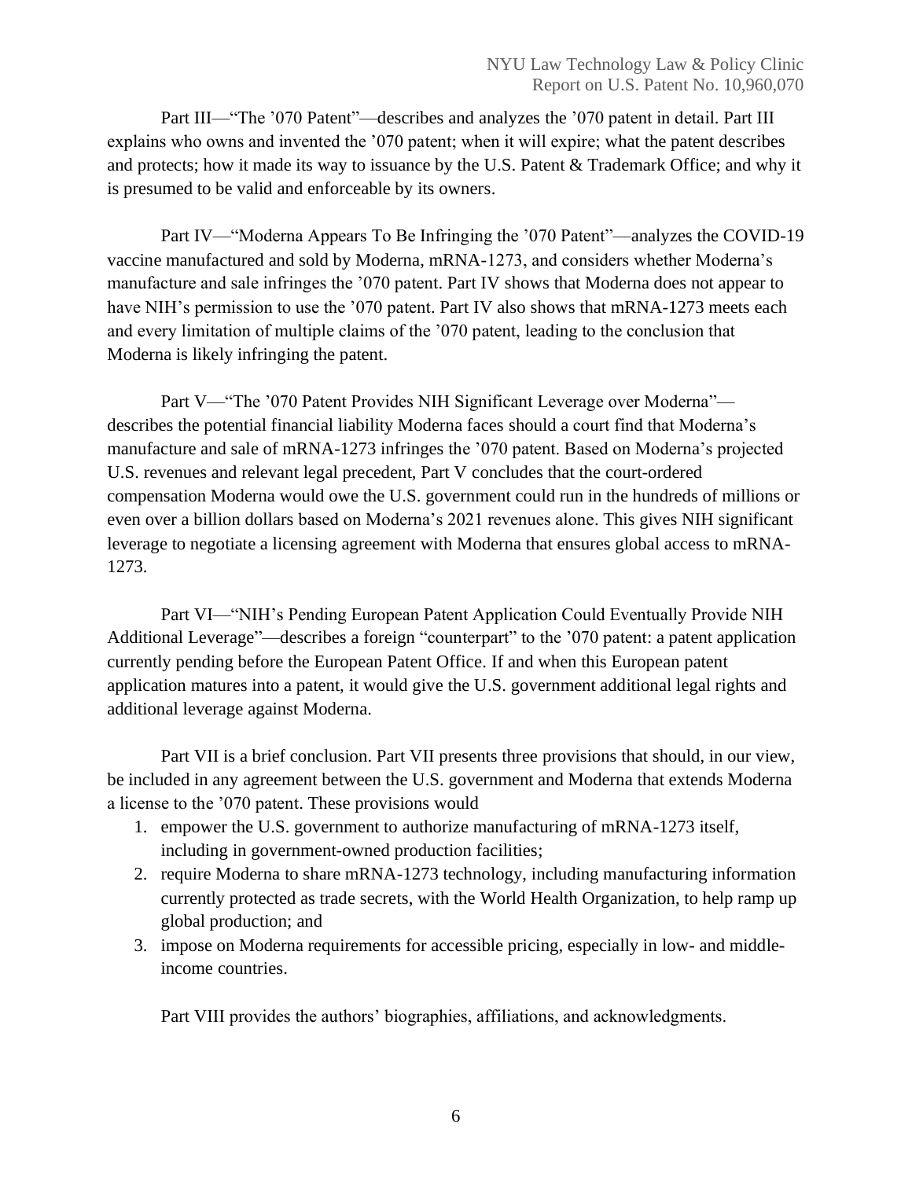Part III—"The '070 Patent"—describes and analyzes the '070 patent in detail. Part III explains who owns and invented the '070 patent; when it will expire; what the patent describes and protects; how it made its way to issuance by the U.S. Patent & Trademark Office; and why it is presumed to be valid and enforceable by its owners.

Part IV—"Moderna Appears To Be Infringing the '070 Patent"—analyzes the COVID-19 vaccine manufactured and sold by Moderna, mRNA-1273, and considers whether Moderna's manufacture and sale infringes the '070 patent. Part IV shows that Moderna does not appear to have NIH's permission to use the '070 patent. Part IV also shows that mRNA-1273 meets each and every limitation of multiple claims of the '070 patent, leading to the conclusion that Moderna is likely infringing the patent.

Part V—"The '070 Patent Provides NIH Significant Leverage over Moderna"—describes the potential financial liability Moderna faces should a court find that Moderna's manufacture and sale of mRNA-1273 infringes the '070 patent. Based on Moderna's projected U.S. revenues and relevant legal precedent, Part V concludes that the court-ordered compensation Moderna would owe the U.S. government could run in the hundreds of millions or even over a billion dollars based on Moderna's 2021 revenues alone. This gives NIH significant leverage to negotiate a licensing agreement with Moderna that ensures global access to mRNA-1273.

Part VI—"NIH's Pending European Patent Application Could Eventually Provide NIH Additional Leverage"—describes a foreign "counterpart" to the '070 patent: a patent application currently pending before the European Patent Office. If and when this European patent application matures into a patent, it would give the U.S. government additional legal rights and additional leverage against Moderna.

Part VII is a brief conclusion. Part VII presents three provisions that should, in our view, be included in any agreement between the U.S. government and Moderna that extends Moderna a license to the '070 patent. These provisions would

1. empower the U.S. government to authorize manufacturing of mRNA-1273 itself, including in government-owned production facilities;
2. require Moderna to share mRNA-1273 technology, including manufacturing information currently protected as trade secrets, with the World Health Organization, to help ramp up global production; and
3. impose on Moderna requirements for accessible pricing, especially in low- and middle-income countries.

Part VIII provides the authors' biographies, affiliations, and acknowledgments.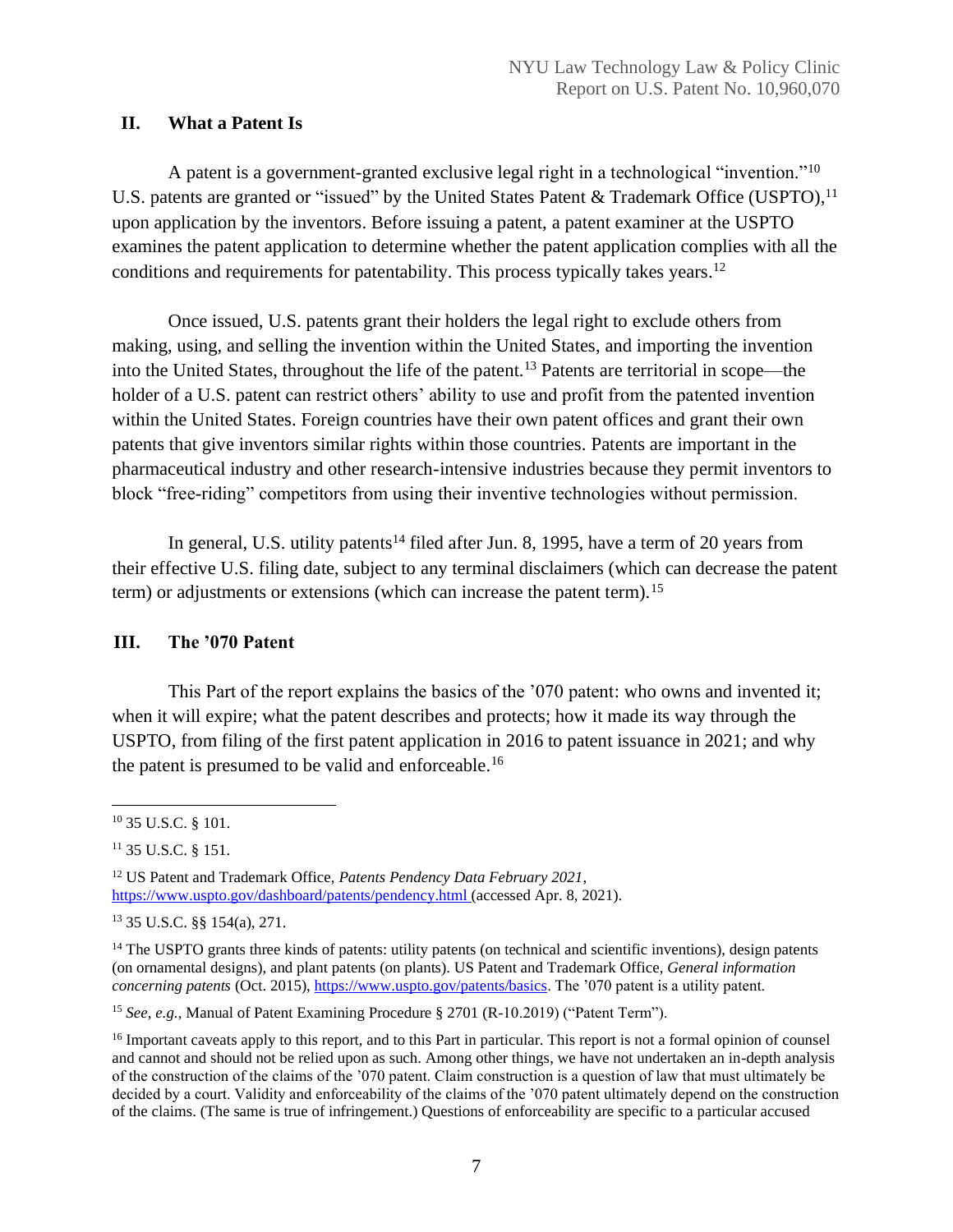## II. What a Patent Is

A patent is a government-granted exclusive legal right in a technological "invention."[10] U.S. patents are granted or "issued" by the United States Patent & Trademark Office (USPTO),[11] upon application by the inventors. Before issuing a patent, a patent examiner at the USPTO examines the patent application to determine whether the patent application complies with all the conditions and requirements for patentability. This process typically takes years.[12]

Once issued, U.S. patents grant their holders the legal right to exclude others from making, using, and selling the invention within the United States, and importing the invention into the United States, throughout the life of the patent.[13] Patents are territorial in scope—the holder of a U.S. patent can restrict others' ability to use and profit from the patented invention within the United States. Foreign countries have their own patent offices and grant their own patents that give inventors similar rights within those countries. Patents are important in the pharmaceutical industry and other research-intensive industries because they permit inventors to block "free-riding" competitors from using their inventive technologies without permission.

In general, U.S. utility patents[14] filed after Jun. 8, 1995, have a term of 20 years from their effective U.S. filing date, subject to any terminal disclaimers (which can decrease the patent term) or adjustments or extensions (which can increase the patent term).[15]

## III. The '070 Patent

This Part of the report explains the basics of the '070 patent: who owns and invented it; when it will expire; what the patent describes and protects; how it made its way through the USPTO, from filing of the first patent application in 2016 to patent issuance in 2021; and why the patent is presumed to be valid and enforceable.[16]

---

[10] 35 U.S.C. § 101.

[11] 35 U.S.C. § 151.

[12] US Patent and Trademark Office, *Patents Pendency Data February 2021*, https://www.uspto.gov/dashboard/patents/pendency.html (accessed Apr. 8, 2021).

[13] 35 U.S.C. §§ 154(a), 271.

[14] The USPTO grants three kinds of patents: utility patents (on technical and scientific inventions), design patents (on ornamental designs), and plant patents (on plants). US Patent and Trademark Office, *General information concerning patents* (Oct. 2015), https://www.uspto.gov/patents/basics. The '070 patent is a utility patent.

[15] *See, e.g.*, Manual of Patent Examining Procedure § 2701 (R-10.2019) ("Patent Term").

[16] Important caveats apply to this report, and to this Part in particular. This report is not a formal opinion of counsel and cannot and should not be relied upon as such. Among other things, we have not undertaken an in-depth analysis of the construction of the claims of the '070 patent. Claim construction is a question of law that must ultimately be decided by a court. Validity and enforceability of the claims of the '070 patent ultimately depend on the construction of the claims. (The same is true of infringement.) Questions of enforceability are specific to a particular accused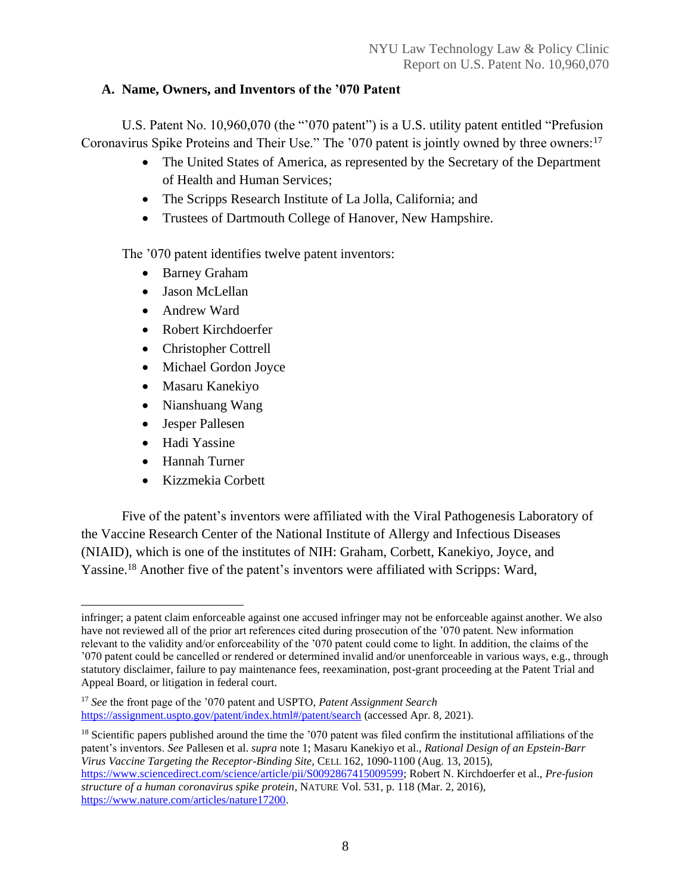### A. Name, Owners, and Inventors of the '070 Patent

U.S. Patent No. 10,960,070 (the "'070 patent") is a U.S. utility patent entitled "Prefusion Coronavirus Spike Proteins and Their Use." The '070 patent is jointly owned by three owners:[17]

- The United States of America, as represented by the Secretary of the Department of Health and Human Services;
- The Scripps Research Institute of La Jolla, California; and
- Trustees of Dartmouth College of Hanover, New Hampshire.

The '070 patent identifies twelve patent inventors:

- Barney Graham
- Jason McLellan
- Andrew Ward
- Robert Kirchdoerfer
- Christopher Cottrell
- Michael Gordon Joyce
- Masaru Kanekiyo
- Nianshuang Wang
- Jesper Pallesen
- Hadi Yassine
- Hannah Turner
- Kizzmekia Corbett

Five of the patent's inventors were affiliated with the Viral Pathogenesis Laboratory of the Vaccine Research Center of the National Institute of Allergy and Infectious Diseases (NIAID), which is one of the institutes of NIH: Graham, Corbett, Kanekiyo, Joyce, and Yassine.[18] Another five of the patent's inventors were affiliated with Scripps: Ward,

---

infringer; a patent claim enforceable against one accused infringer may not be enforceable against another. We also have not reviewed all of the prior art references cited during prosecution of the '070 patent. New information relevant to the validity and/or enforceability of the '070 patent could come to light. In addition, the claims of the '070 patent could be cancelled or rendered or determined invalid and/or unenforceable in various ways, e.g., through statutory disclaimer, failure to pay maintenance fees, reexamination, post-grant proceeding at the Patent Trial and Appeal Board, or litigation in federal court.

[17] *See* the front page of the '070 patent and USPTO, *Patent Assignment Search* https://assignment.uspto.gov/patent/index.html#/patent/search (accessed Apr. 8, 2021).

[18] Scientific papers published around the time the '070 patent was filed confirm the institutional affiliations of the patent's inventors. *See* Pallesen et al. *supra* note 1; Masaru Kanekiyo et al., *Rational Design of an Epstein-Barr Virus Vaccine Targeting the Receptor-Binding Site*, CELL 162, 1090-1100 (Aug. 13, 2015), https://www.sciencedirect.com/science/article/pii/S0092867415009599; Robert N. Kirchdoerfer et al., *Pre-fusion structure of a human coronavirus spike protein*, NATURE Vol. 531, p. 118 (Mar. 2, 2016), https://www.nature.com/articles/nature17200.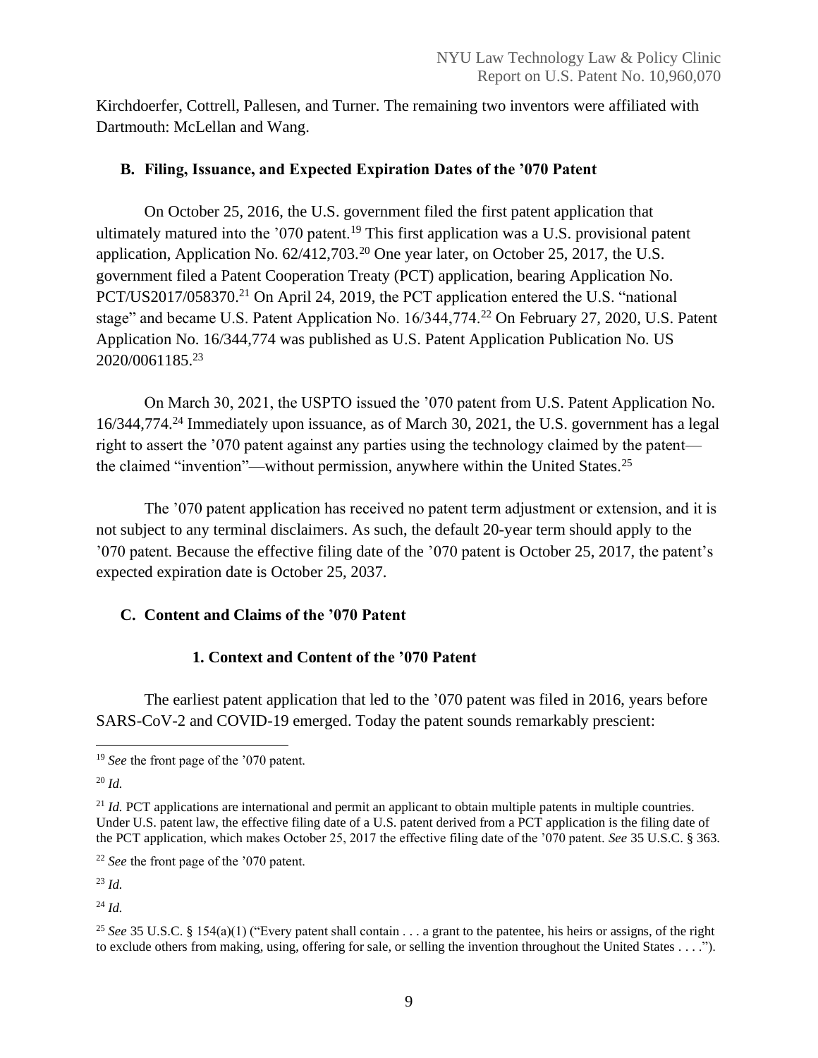Kirchdoerfer, Cottrell, Pallesen, and Turner. The remaining two inventors were affiliated with Dartmouth: McLellan and Wang.

### B. Filing, Issuance, and Expected Expiration Dates of the '070 Patent

On October 25, 2016, the U.S. government filed the first patent application that ultimately matured into the '070 patent.[19] This first application was a U.S. provisional patent application, Application No. 62/412,703.[20] One year later, on October 25, 2017, the U.S. government filed a Patent Cooperation Treaty (PCT) application, bearing Application No. PCT/US2017/058370.[21] On April 24, 2019, the PCT application entered the U.S. "national stage" and became U.S. Patent Application No. 16/344,774.[22] On February 27, 2020, U.S. Patent Application No. 16/344,774 was published as U.S. Patent Application Publication No. US 2020/0061185.[23]

On March 30, 2021, the USPTO issued the '070 patent from U.S. Patent Application No. 16/344,774.[24] Immediately upon issuance, as of March 30, 2021, the U.S. government has a legal right to assert the '070 patent against any parties using the technology claimed by the patent—the claimed "invention"—without permission, anywhere within the United States.[25]

The '070 patent application has received no patent term adjustment or extension, and it is not subject to any terminal disclaimers. As such, the default 20-year term should apply to the '070 patent. Because the effective filing date of the '070 patent is October 25, 2017, the patent's expected expiration date is October 25, 2037.

### C. Content and Claims of the '070 Patent

#### 1. Context and Content of the '070 Patent

The earliest patent application that led to the '070 patent was filed in 2016, years before SARS-CoV-2 and COVID-19 emerged. Today the patent sounds remarkably prescient:

---

[19] *See* the front page of the '070 patent.

[20] *Id.*

[21] *Id.* PCT applications are international and permit an applicant to obtain multiple patents in multiple countries. Under U.S. patent law, the effective filing date of a U.S. patent derived from a PCT application is the filing date of the PCT application, which makes October 25, 2017 the effective filing date of the '070 patent. *See* 35 U.S.C. § 363.

[22] *See* the front page of the '070 patent.

[23] *Id.*

[24] *Id.*

[25] *See* 35 U.S.C. § 154(a)(1) ("Every patent shall contain . . . a grant to the patentee, his heirs or assigns, of the right to exclude others from making, using, offering for sale, or selling the invention throughout the United States . . . .").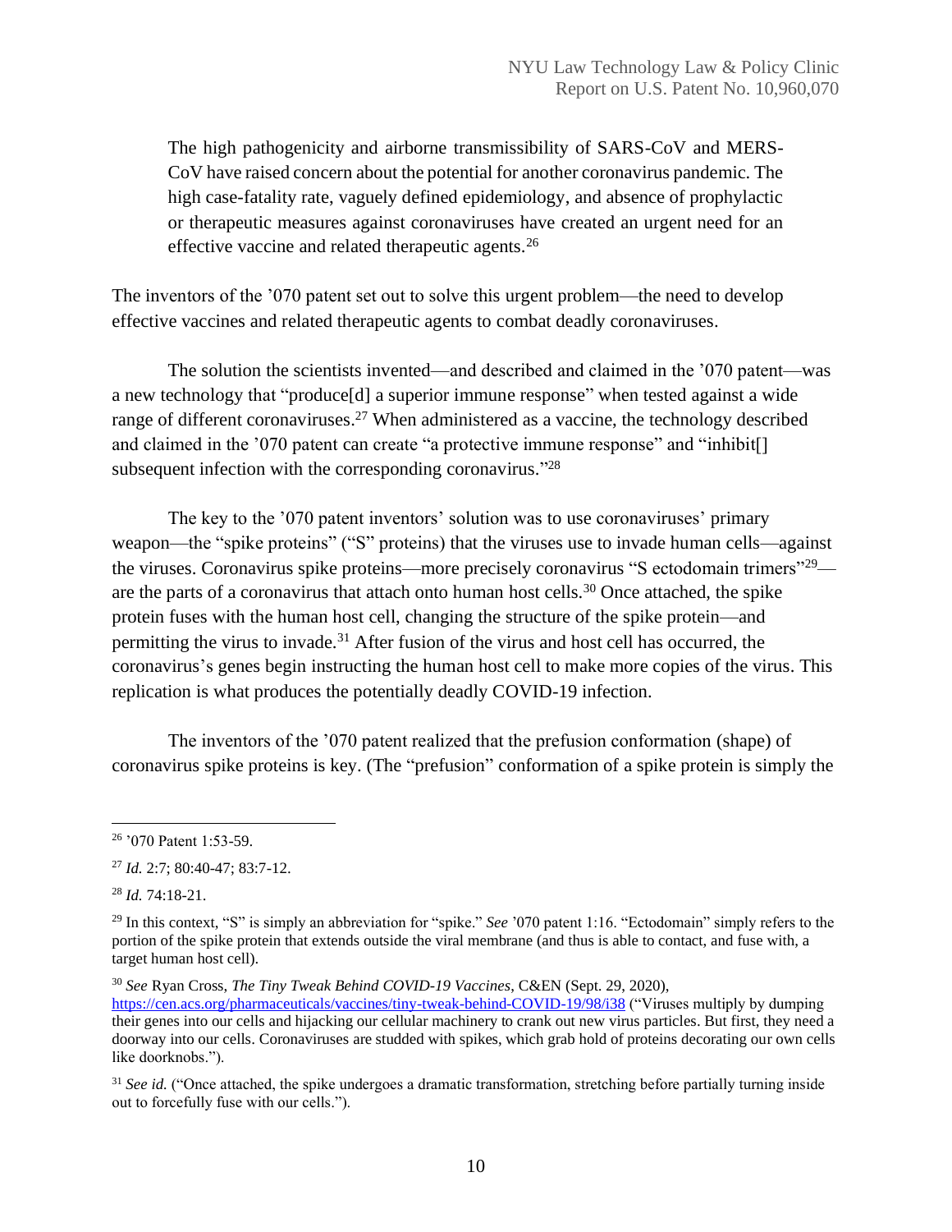> The high pathogenicity and airborne transmissibility of SARS-CoV and MERS-CoV have raised concern about the potential for another coronavirus pandemic. The high case-fatality rate, vaguely defined epidemiology, and absence of prophylactic or therapeutic measures against coronaviruses have created an urgent need for an effective vaccine and related therapeutic agents.[26]

The inventors of the '070 patent set out to solve this urgent problem—the need to develop effective vaccines and related therapeutic agents to combat deadly coronaviruses.

The solution the scientists invented—and described and claimed in the '070 patent—was a new technology that "produce[d] a superior immune response" when tested against a wide range of different coronaviruses.[27] When administered as a vaccine, the technology described and claimed in the '070 patent can create "a protective immune response" and "inhibit[] subsequent infection with the corresponding coronavirus."[28]

The key to the '070 patent inventors' solution was to use coronaviruses' primary weapon—the "spike proteins" ("S" proteins) that the viruses use to invade human cells—against the viruses. Coronavirus spike proteins—more precisely coronavirus "S ectodomain trimers"[29]—are the parts of a coronavirus that attach onto human host cells.[30] Once attached, the spike protein fuses with the human host cell, changing the structure of the spike protein—and permitting the virus to invade.[31] After fusion of the virus and host cell has occurred, the coronavirus's genes begin instructing the human host cell to make more copies of the virus. This replication is what produces the potentially deadly COVID-19 infection.

The inventors of the '070 patent realized that the prefusion conformation (shape) of coronavirus spike proteins is key. (The "prefusion" conformation of a spike protein is simply the

---

[26] '070 Patent 1:53-59.

[27] *Id.* 2:7; 80:40-47; 83:7-12.

[28] *Id.* 74:18-21.

[29] In this context, "S" is simply an abbreviation for "spike." *See* '070 patent 1:16. "Ectodomain" simply refers to the portion of the spike protein that extends outside the viral membrane (and thus is able to contact, and fuse with, a target human host cell).

[30] *See* Ryan Cross, *The Tiny Tweak Behind COVID-19 Vaccines*, C&EN (Sept. 29, 2020), https://cen.acs.org/pharmaceuticals/vaccines/tiny-tweak-behind-COVID-19/98/i38 ("Viruses multiply by dumping their genes into our cells and hijacking our cellular machinery to crank out new virus particles. But first, they need a doorway into our cells. Coronaviruses are studded with spikes, which grab hold of proteins decorating our own cells like doorknobs.").

[31] *See id.* ("Once attached, the spike undergoes a dramatic transformation, stretching before partially turning inside out to forcefully fuse with our cells.").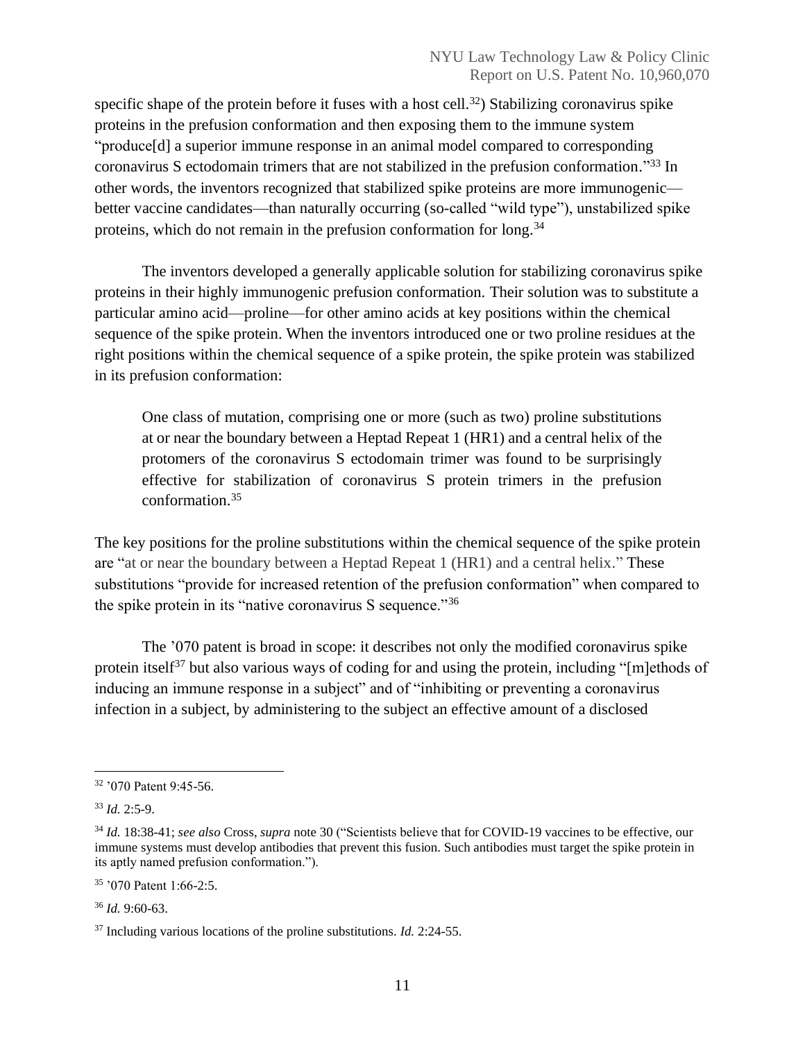specific shape of the protein before it fuses with a host cell.[32]) Stabilizing coronavirus spike proteins in the prefusion conformation and then exposing them to the immune system "produce[d] a superior immune response in an animal model compared to corresponding coronavirus S ectodomain trimers that are not stabilized in the prefusion conformation."[33] In other words, the inventors recognized that stabilized spike proteins are more immunogenic—better vaccine candidates—than naturally occurring (so-called "wild type"), unstabilized spike proteins, which do not remain in the prefusion conformation for long.[34]

The inventors developed a generally applicable solution for stabilizing coronavirus spike proteins in their highly immunogenic prefusion conformation. Their solution was to substitute a particular amino acid—proline—for other amino acids at key positions within the chemical sequence of the spike protein. When the inventors introduced one or two proline residues at the right positions within the chemical sequence of a spike protein, the spike protein was stabilized in its prefusion conformation:

> One class of mutation, comprising one or more (such as two) proline substitutions at or near the boundary between a Heptad Repeat 1 (HR1) and a central helix of the protomers of the coronavirus S ectodomain trimer was found to be surprisingly effective for stabilization of coronavirus S protein trimers in the prefusion conformation.[35]

The key positions for the proline substitutions within the chemical sequence of the spike protein are "at or near the boundary between a Heptad Repeat 1 (HR1) and a central helix." These substitutions "provide for increased retention of the prefusion conformation" when compared to the spike protein in its "native coronavirus S sequence."[36]

The '070 patent is broad in scope: it describes not only the modified coronavirus spike protein itself[37] but also various ways of coding for and using the protein, including "[m]ethods of inducing an immune response in a subject" and of "inhibiting or preventing a coronavirus infection in a subject, by administering to the subject an effective amount of a disclosed

---

[32] '070 Patent 9:45-56.

[33] *Id.* 2:5-9.

[34] *Id.* 18:38-41; *see also* Cross, *supra* note 30 ("Scientists believe that for COVID-19 vaccines to be effective, our immune systems must develop antibodies that prevent this fusion. Such antibodies must target the spike protein in its aptly named prefusion conformation.").

[35] '070 Patent 1:66-2:5.

[36] *Id.* 9:60-63.

[37] Including various locations of the proline substitutions. *Id.* 2:24-55.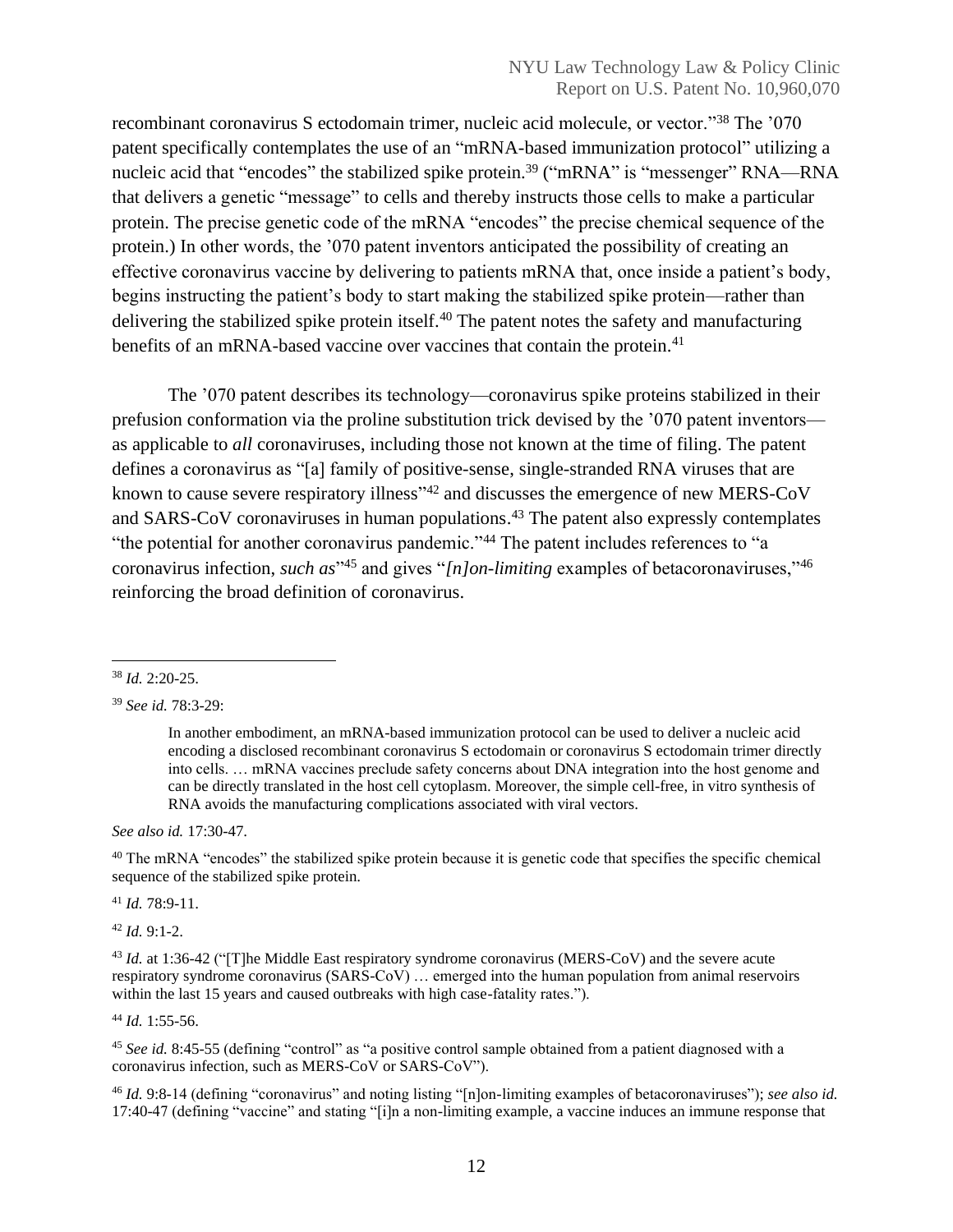recombinant coronavirus S ectodomain trimer, nucleic acid molecule, or vector."[38] The '070 patent specifically contemplates the use of an "mRNA-based immunization protocol" utilizing a nucleic acid that "encodes" the stabilized spike protein.[39] ("mRNA" is "messenger" RNA—RNA that delivers a genetic "message" to cells and thereby instructs those cells to make a particular protein. The precise genetic code of the mRNA "encodes" the precise chemical sequence of the protein.) In other words, the '070 patent inventors anticipated the possibility of creating an effective coronavirus vaccine by delivering to patients mRNA that, once inside a patient's body, begins instructing the patient's body to start making the stabilized spike protein—rather than delivering the stabilized spike protein itself.[40] The patent notes the safety and manufacturing benefits of an mRNA-based vaccine over vaccines that contain the protein.[41]

The '070 patent describes its technology—coronavirus spike proteins stabilized in their prefusion conformation via the proline substitution trick devised by the '070 patent inventors—as applicable to *all* coronaviruses, including those not known at the time of filing. The patent defines a coronavirus as "[a] family of positive-sense, single-stranded RNA viruses that are known to cause severe respiratory illness"[42] and discusses the emergence of new MERS-CoV and SARS-CoV coronaviruses in human populations.[43] The patent also expressly contemplates "the potential for another coronavirus pandemic."[44] The patent includes references to "a coronavirus infection, *such as*"[45] and gives "*[n]on-limiting* examples of betacoronaviruses,"[46] reinforcing the broad definition of coronavirus.

---

[38] *Id.* 2:20-25.

[39] *See id.* 78:3-29:

> In another embodiment, an mRNA-based immunization protocol can be used to deliver a nucleic acid encoding a disclosed recombinant coronavirus S ectodomain or coronavirus S ectodomain trimer directly into cells. … mRNA vaccines preclude safety concerns about DNA integration into the host genome and can be directly translated in the host cell cytoplasm. Moreover, the simple cell-free, in vitro synthesis of RNA avoids the manufacturing complications associated with viral vectors.

*See also id.* 17:30-47.

[40] The mRNA "encodes" the stabilized spike protein because it is genetic code that specifies the specific chemical sequence of the stabilized spike protein.

[41] *Id.* 78:9-11.

[42] *Id.* 9:1-2.

[43] *Id.* at 1:36-42 ("[T]he Middle East respiratory syndrome coronavirus (MERS-CoV) and the severe acute respiratory syndrome coronavirus (SARS-CoV) … emerged into the human population from animal reservoirs within the last 15 years and caused outbreaks with high case-fatality rates.").

[44] *Id.* 1:55-56.

[45] *See id.* 8:45-55 (defining "control" as "a positive control sample obtained from a patient diagnosed with a coronavirus infection, such as MERS-CoV or SARS-CoV").

[46] *Id.* 9:8-14 (defining "coronavirus" and noting listing "[n]on-limiting examples of betacoronaviruses"); *see also id.* 17:40-47 (defining "vaccine" and stating "[i]n a non-limiting example, a vaccine induces an immune response that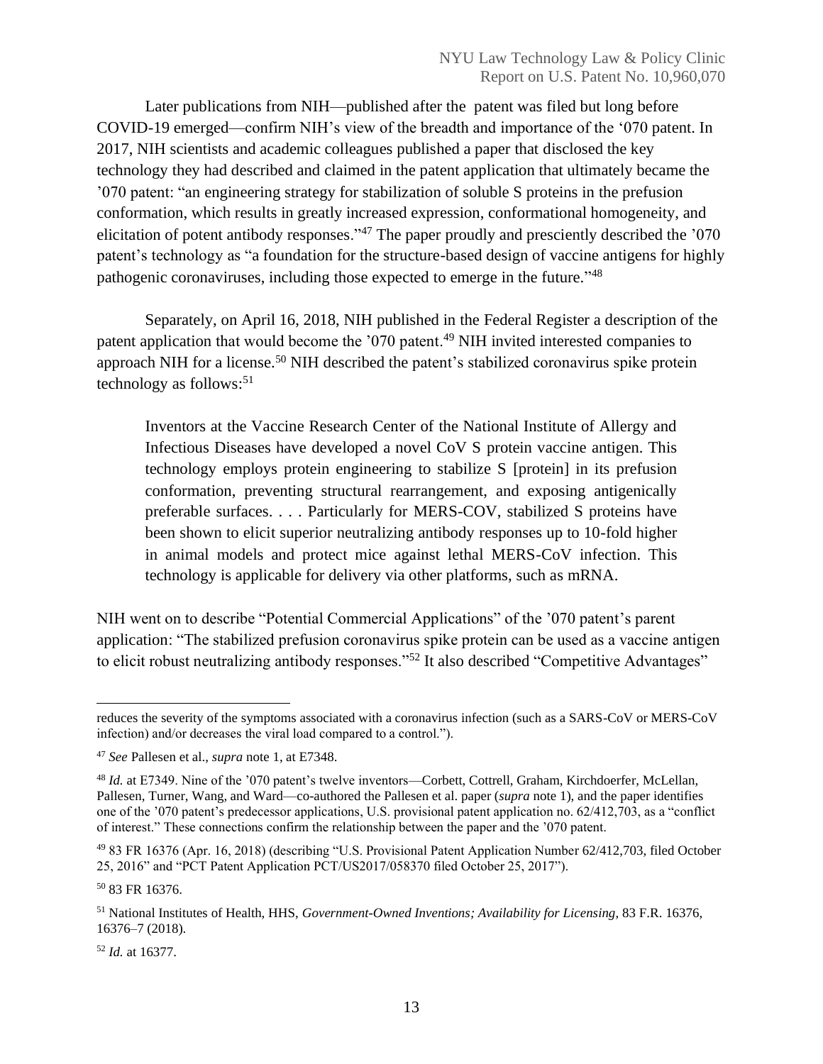Later publications from NIH—published after the patent was filed but long before COVID-19 emerged—confirm NIH's view of the breadth and importance of the '070 patent. In 2017, NIH scientists and academic colleagues published a paper that disclosed the key technology they had described and claimed in the patent application that ultimately became the '070 patent: "an engineering strategy for stabilization of soluble S proteins in the prefusion conformation, which results in greatly increased expression, conformational homogeneity, and elicitation of potent antibody responses."[47] The paper proudly and presciently described the '070 patent's technology as "a foundation for the structure-based design of vaccine antigens for highly pathogenic coronaviruses, including those expected to emerge in the future."[48]

Separately, on April 16, 2018, NIH published in the Federal Register a description of the patent application that would become the '070 patent.[49] NIH invited interested companies to approach NIH for a license.[50] NIH described the patent's stabilized coronavirus spike protein technology as follows:[51]

> Inventors at the Vaccine Research Center of the National Institute of Allergy and Infectious Diseases have developed a novel CoV S protein vaccine antigen. This technology employs protein engineering to stabilize S [protein] in its prefusion conformation, preventing structural rearrangement, and exposing antigenically preferable surfaces. . . . Particularly for MERS-COV, stabilized S proteins have been shown to elicit superior neutralizing antibody responses up to 10-fold higher in animal models and protect mice against lethal MERS-CoV infection. This technology is applicable for delivery via other platforms, such as mRNA.

NIH went on to describe "Potential Commercial Applications" of the '070 patent's parent application: "The stabilized prefusion coronavirus spike protein can be used as a vaccine antigen to elicit robust neutralizing antibody responses."[52] It also described "Competitive Advantages"

---

reduces the severity of the symptoms associated with a coronavirus infection (such as a SARS-CoV or MERS-CoV infection) and/or decreases the viral load compared to a control.").

[47] *See* Pallesen et al., *supra* note 1, at E7348.

[48] *Id.* at E7349. Nine of the '070 patent's twelve inventors—Corbett, Cottrell, Graham, Kirchdoerfer, McLellan, Pallesen, Turner, Wang, and Ward—co-authored the Pallesen et al. paper (*supra* note 1), and the paper identifies one of the '070 patent's predecessor applications, U.S. provisional patent application no. 62/412,703, as a "conflict of interest." These connections confirm the relationship between the paper and the '070 patent.

[49] 83 FR 16376 (Apr. 16, 2018) (describing "U.S. Provisional Patent Application Number 62/412,703, filed October 25, 2016" and "PCT Patent Application PCT/US2017/058370 filed October 25, 2017").

[50] 83 FR 16376.

[51] National Institutes of Health, HHS, *Government-Owned Inventions; Availability for Licensing*, 83 F.R. 16376, 16376–7 (2018).

[52] *Id.* at 16377.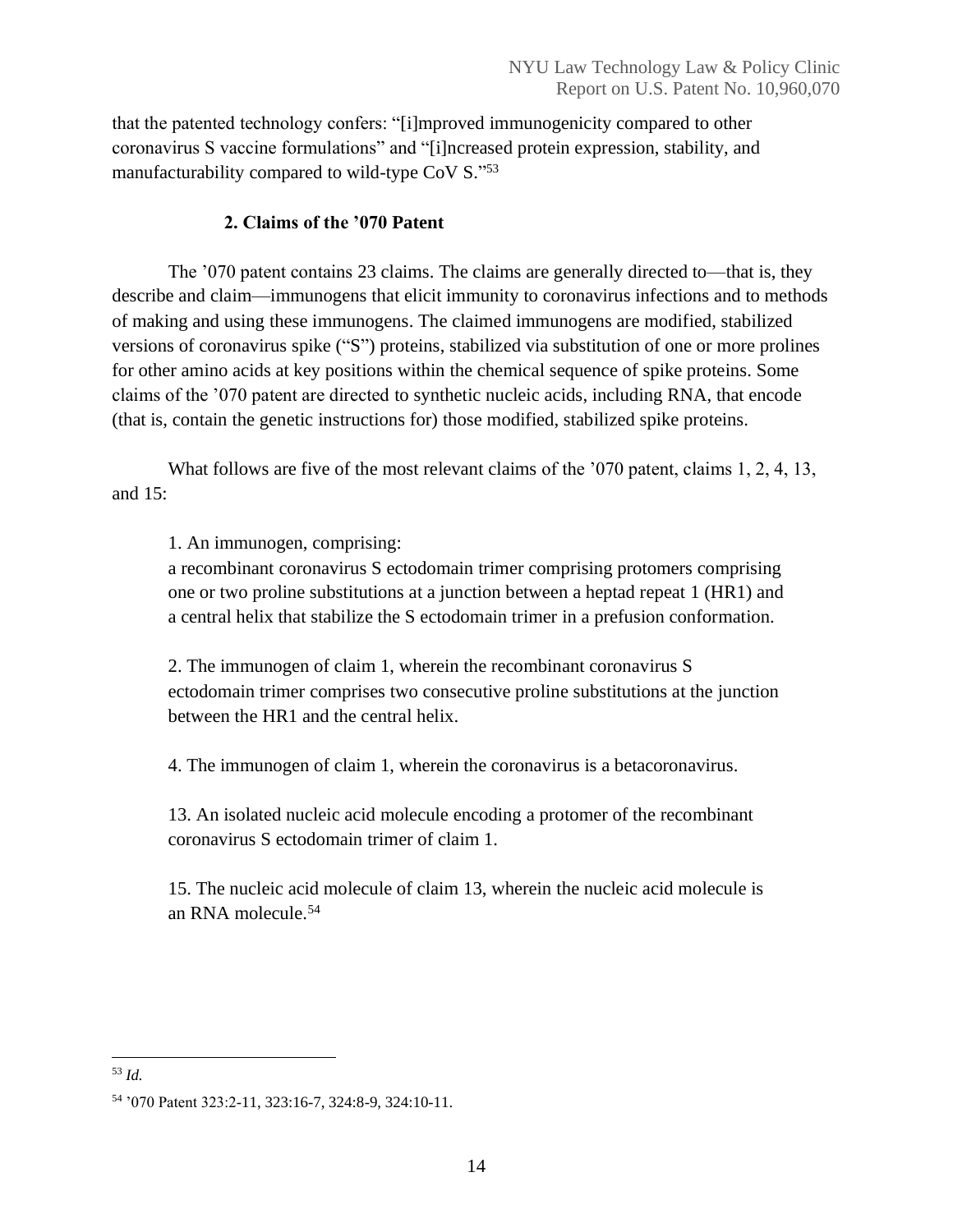that the patented technology confers: "[i]mproved immunogenicity compared to other coronavirus S vaccine formulations" and "[i]ncreased protein expression, stability, and manufacturability compared to wild-type CoV S."[53]

### 2. Claims of the '070 Patent

The '070 patent contains 23 claims. The claims are generally directed to—that is, they describe and claim—immunogens that elicit immunity to coronavirus infections and to methods of making and using these immunogens. The claimed immunogens are modified, stabilized versions of coronavirus spike ("S") proteins, stabilized via substitution of one or more prolines for other amino acids at key positions within the chemical sequence of spike proteins. Some claims of the '070 patent are directed to synthetic nucleic acids, including RNA, that encode (that is, contain the genetic instructions for) those modified, stabilized spike proteins.

What follows are five of the most relevant claims of the '070 patent, claims 1, 2, 4, 13, and 15:

> 1. An immunogen, comprising:
> a recombinant coronavirus S ectodomain trimer comprising protomers comprising one or two proline substitutions at a junction between a heptad repeat 1 (HR1) and a central helix that stabilize the S ectodomain trimer in a prefusion conformation.
>
> 2. The immunogen of claim 1, wherein the recombinant coronavirus S ectodomain trimer comprises two consecutive proline substitutions at the junction between the HR1 and the central helix.
>
> 4. The immunogen of claim 1, wherein the coronavirus is a betacoronavirus.
>
> 13. An isolated nucleic acid molecule encoding a protomer of the recombinant coronavirus S ectodomain trimer of claim 1.
>
> 15. The nucleic acid molecule of claim 13, wherein the nucleic acid molecule is an RNA molecule.[54]

---

[53] *Id.*

[54] '070 Patent 323:2-11, 323:16-7, 324:8-9, 324:10-11.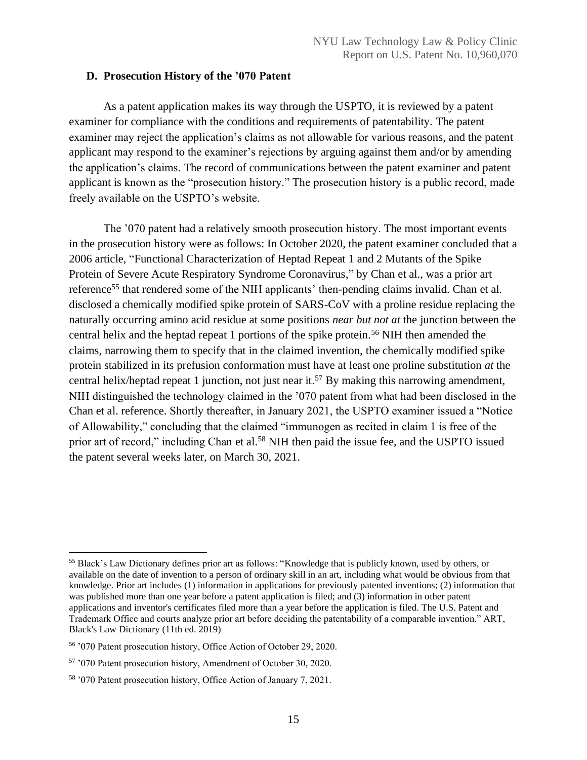### D. Prosecution History of the ’070 Patent

As a patent application makes its way through the USPTO, it is reviewed by a patent examiner for compliance with the conditions and requirements of patentability. The patent examiner may reject the application’s claims as not allowable for various reasons, and the patent applicant may respond to the examiner’s rejections by arguing against them and/or by amending the application’s claims. The record of communications between the patent examiner and patent applicant is known as the “prosecution history.” The prosecution history is a public record, made freely available on the USPTO’s website.

The ’070 patent had a relatively smooth prosecution history. The most important events in the prosecution history were as follows: In October 2020, the patent examiner concluded that a 2006 article, “Functional Characterization of Heptad Repeat 1 and 2 Mutants of the Spike Protein of Severe Acute Respiratory Syndrome Coronavirus,” by Chan et al., was a prior art reference[55] that rendered some of the NIH applicants’ then-pending claims invalid. Chan et al. disclosed a chemically modified spike protein of SARS-CoV with a proline residue replacing the naturally occurring amino acid residue at some positions *near but not at* the junction between the central helix and the heptad repeat 1 portions of the spike protein.[56] NIH then amended the claims, narrowing them to specify that in the claimed invention, the chemically modified spike protein stabilized in its prefusion conformation must have at least one proline substitution *at* the central helix/heptad repeat 1 junction, not just near it.[57] By making this narrowing amendment, NIH distinguished the technology claimed in the ’070 patent from what had been disclosed in the Chan et al. reference. Shortly thereafter, in January 2021, the USPTO examiner issued a “Notice of Allowability,” concluding that the claimed “immunogen as recited in claim 1 is free of the prior art of record,” including Chan et al.[58] NIH then paid the issue fee, and the USPTO issued the patent several weeks later, on March 30, 2021.

---

[55] Black’s Law Dictionary defines prior art as follows: “Knowledge that is publicly known, used by others, or available on the date of invention to a person of ordinary skill in an art, including what would be obvious from that knowledge. Prior art includes (1) information in applications for previously patented inventions; (2) information that was published more than one year before a patent application is filed; and (3) information in other patent applications and inventor's certificates filed more than a year before the application is filed. The U.S. Patent and Trademark Office and courts analyze prior art before deciding the patentability of a comparable invention.” ART, Black's Law Dictionary (11th ed. 2019)

[56] ’070 Patent prosecution history, Office Action of October 29, 2020.

[57] ’070 Patent prosecution history, Amendment of October 30, 2020.

[58] ’070 Patent prosecution history, Office Action of January 7, 2021.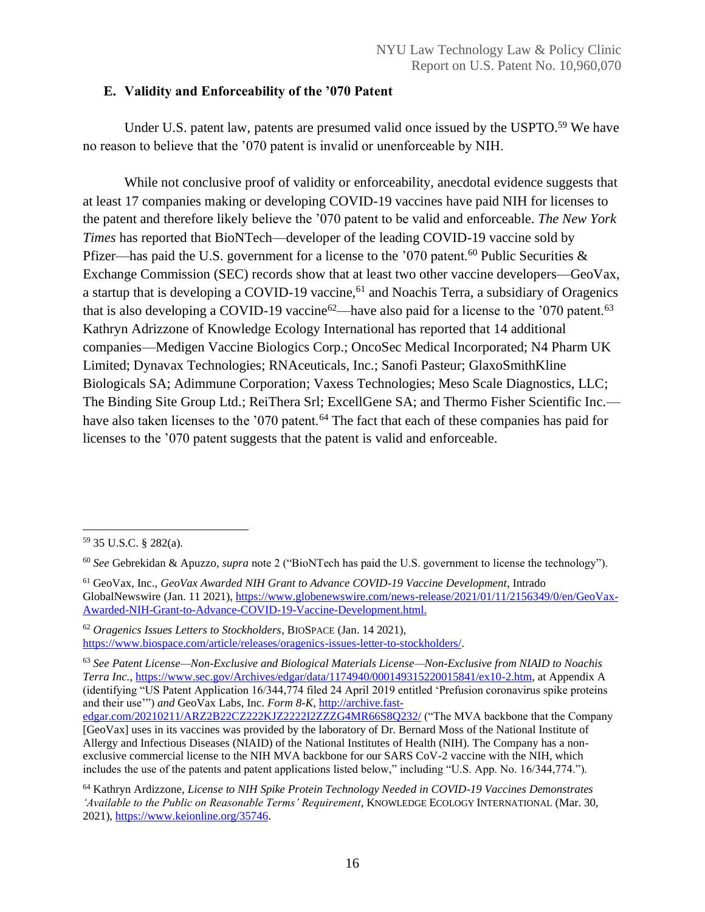## E. Validity and Enforceability of the '070 Patent

Under U.S. patent law, patents are presumed valid once issued by the USPTO.[59] We have no reason to believe that the '070 patent is invalid or unenforceable by NIH.

While not conclusive proof of validity or enforceability, anecdotal evidence suggests that at least 17 companies making or developing COVID-19 vaccines have paid NIH for licenses to the patent and therefore likely believe the '070 patent to be valid and enforceable. *The New York Times* has reported that BioNTech—developer of the leading COVID-19 vaccine sold by Pfizer—has paid the U.S. government for a license to the '070 patent.[60] Public Securities & Exchange Commission (SEC) records show that at least two other vaccine developers—GeoVax, a startup that is developing a COVID-19 vaccine,[61] and Noachis Terra, a subsidiary of Oragenics that is also developing a COVID-19 vaccine[62]—have also paid for a license to the '070 patent.[63] Kathryn Adrizzone of Knowledge Ecology International has reported that 14 additional companies—Medigen Vaccine Biologics Corp.; OncoSec Medical Incorporated; N4 Pharm UK Limited; Dynavax Technologies; RNAceuticals, Inc.; Sanofi Pasteur; GlaxoSmithKline Biologicals SA; Adimmune Corporation; Vaxess Technologies; Meso Scale Diagnostics, LLC; The Binding Site Group Ltd.; ReiThera Srl; ExcellGene SA; and Thermo Fisher Scientific Inc.—have also taken licenses to the '070 patent.[64] The fact that each of these companies has paid for licenses to the '070 patent suggests that the patent is valid and enforceable.

---

[59] 35 U.S.C. § 282(a).

[60] *See* Gebrekidan & Apuzzo, *supra* note 2 ("BioNTech has paid the U.S. government to license the technology").

[61] GeoVax, Inc., *GeoVax Awarded NIH Grant to Advance COVID-19 Vaccine Development*, Intrado GlobalNewswire (Jan. 11 2021), https://www.globenewswire.com/news-release/2021/01/11/2156349/0/en/GeoVax-Awarded-NIH-Grant-to-Advance-COVID-19-Vaccine-Development.html.

[62] *Oragenics Issues Letters to Stockholders*, BIOSPACE (Jan. 14 2021), https://www.biospace.com/article/releases/oragenics-issues-letter-to-stockholders/.

[63] *See Patent License—Non-Exclusive and Biological Materials License—Non-Exclusive from NIAID to Noachis Terra Inc.*, https://www.sec.gov/Archives/edgar/data/1174940/000149315220015841/ex10-2.htm, at Appendix A (identifying "US Patent Application 16/344,774 filed 24 April 2019 entitled 'Prefusion coronavirus spike proteins and their use'") *and* GeoVax Labs, Inc. *Form 8-K*, http://archive.fast-edgar.com/20210211/ARZ2B22CZ222KJZ2222I2ZZZG4MR66S8Q232/ ("The MVA backbone that the Company [GeoVax] uses in its vaccines was provided by the laboratory of Dr. Bernard Moss of the National Institute of Allergy and Infectious Diseases (NIAID) of the National Institutes of Health (NIH). The Company has a non-exclusive commercial license to the NIH MVA backbone for our SARS CoV-2 vaccine with the NIH, which includes the use of the patents and patent applications listed below," including "U.S. App. No. 16/344,774.").

[64] Kathryn Ardizzone, *License to NIH Spike Protein Technology Needed in COVID-19 Vaccines Demonstrates 'Available to the Public on Reasonable Terms' Requirement*, KNOWLEDGE ECOLOGY INTERNATIONAL (Mar. 30, 2021), https://www.keionline.org/35746.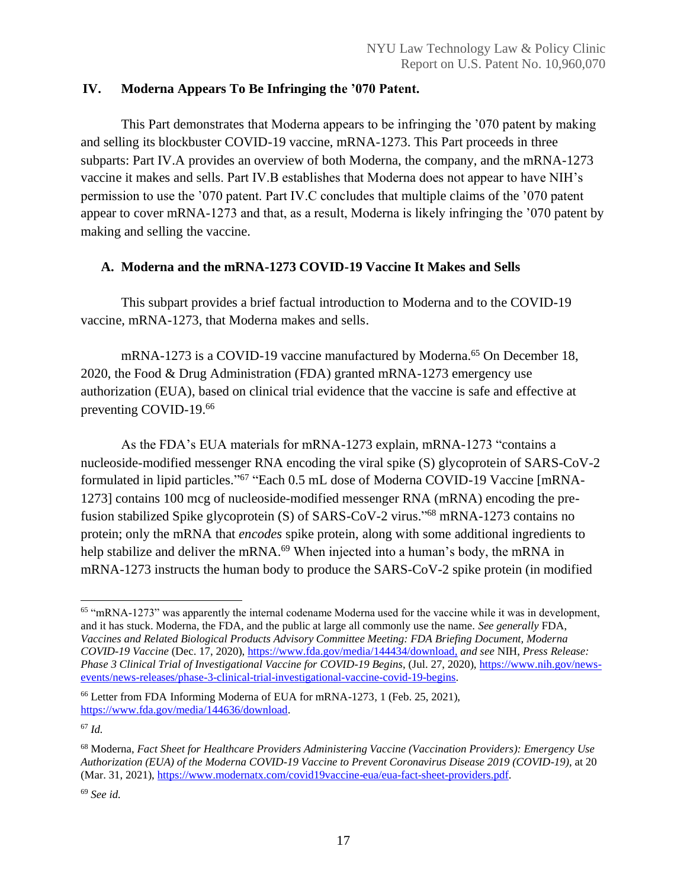## IV. Moderna Appears To Be Infringing the ’070 Patent.

This Part demonstrates that Moderna appears to be infringing the ’070 patent by making and selling its blockbuster COVID-19 vaccine, mRNA-1273. This Part proceeds in three subparts: Part IV.A provides an overview of both Moderna, the company, and the mRNA-1273 vaccine it makes and sells. Part IV.B establishes that Moderna does not appear to have NIH’s permission to use the ’070 patent. Part IV.C concludes that multiple claims of the ’070 patent appear to cover mRNA-1273 and that, as a result, Moderna is likely infringing the ’070 patent by making and selling the vaccine.

### A. Moderna and the mRNA-1273 COVID-19 Vaccine It Makes and Sells

This subpart provides a brief factual introduction to Moderna and to the COVID-19 vaccine, mRNA-1273, that Moderna makes and sells.

mRNA-1273 is a COVID-19 vaccine manufactured by Moderna.[65] On December 18, 2020, the Food & Drug Administration (FDA) granted mRNA-1273 emergency use authorization (EUA), based on clinical trial evidence that the vaccine is safe and effective at preventing COVID-19.[66]

As the FDA’s EUA materials for mRNA-1273 explain, mRNA-1273 “contains a nucleoside-modified messenger RNA encoding the viral spike (S) glycoprotein of SARS-CoV-2 formulated in lipid particles.”[67] “Each 0.5 mL dose of Moderna COVID-19 Vaccine [mRNA-1273] contains 100 mcg of nucleoside-modified messenger RNA (mRNA) encoding the pre-fusion stabilized Spike glycoprotein (S) of SARS-CoV-2 virus.”[68] mRNA-1273 contains no protein; only the mRNA that *encodes* spike protein, along with some additional ingredients to help stabilize and deliver the mRNA.[69] When injected into a human’s body, the mRNA in mRNA-1273 instructs the human body to produce the SARS-CoV-2 spike protein (in modified

---

[65] “mRNA-1273” was apparently the internal codename Moderna used for the vaccine while it was in development, and it has stuck. Moderna, the FDA, and the public at large all commonly use the name. *See generally* FDA, *Vaccines and Related Biological Products Advisory Committee Meeting: FDA Briefing Document, Moderna COVID-19 Vaccine* (Dec. 17, 2020), https://www.fda.gov/media/144434/download, *and see* NIH, *Press Release: Phase 3 Clinical Trial of Investigational Vaccine for COVID-19 Begins*, (Jul. 27, 2020), https://www.nih.gov/news-events/news-releases/phase-3-clinical-trial-investigational-vaccine-covid-19-begins.

[66] Letter from FDA Informing Moderna of EUA for mRNA-1273, 1 (Feb. 25, 2021), https://www.fda.gov/media/144636/download.

[67] *Id.*

[68] Moderna, *Fact Sheet for Healthcare Providers Administering Vaccine (Vaccination Providers): Emergency Use Authorization (EUA) of the Moderna COVID-19 Vaccine to Prevent Coronavirus Disease 2019 (COVID-19)*, at 20 (Mar. 31, 2021), https://www.modernatx.com/covid19vaccine-eua/eua-fact-sheet-providers.pdf.

[69] *See id.*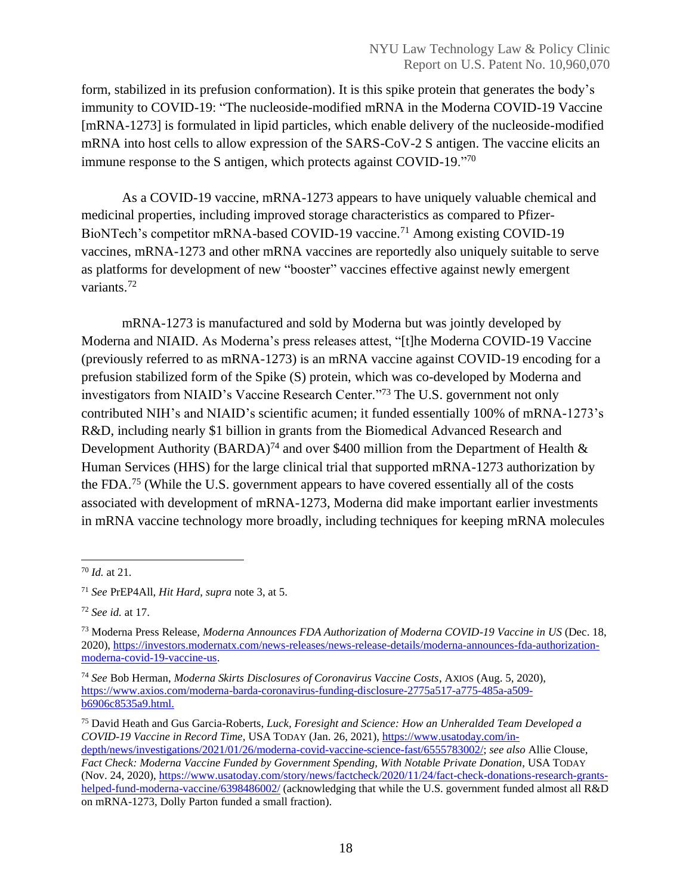form, stabilized in its prefusion conformation). It is this spike protein that generates the body's immunity to COVID-19: "The nucleoside-modified mRNA in the Moderna COVID-19 Vaccine [mRNA-1273] is formulated in lipid particles, which enable delivery of the nucleoside-modified mRNA into host cells to allow expression of the SARS-CoV-2 S antigen. The vaccine elicits an immune response to the S antigen, which protects against COVID-19."[70]

As a COVID-19 vaccine, mRNA-1273 appears to have uniquely valuable chemical and medicinal properties, including improved storage characteristics as compared to Pfizer-BioNTech's competitor mRNA-based COVID-19 vaccine.[71] Among existing COVID-19 vaccines, mRNA-1273 and other mRNA vaccines are reportedly also uniquely suitable to serve as platforms for development of new "booster" vaccines effective against newly emergent variants.[72]

mRNA-1273 is manufactured and sold by Moderna but was jointly developed by Moderna and NIAID. As Moderna's press releases attest, "[t]he Moderna COVID-19 Vaccine (previously referred to as mRNA-1273) is an mRNA vaccine against COVID-19 encoding for a prefusion stabilized form of the Spike (S) protein, which was co-developed by Moderna and investigators from NIAID's Vaccine Research Center."[73] The U.S. government not only contributed NIH's and NIAID's scientific acumen; it funded essentially 100% of mRNA-1273's R&D, including nearly $1 billion in grants from the Biomedical Advanced Research and Development Authority (BARDA)[74] and over $400 million from the Department of Health & Human Services (HHS) for the large clinical trial that supported mRNA-1273 authorization by the FDA.[75] (While the U.S. government appears to have covered essentially all of the costs associated with development of mRNA-1273, Moderna did make important earlier investments in mRNA vaccine technology more broadly, including techniques for keeping mRNA molecules

---

[70] *Id.* at 21.

[71] *See* PrEP4All, *Hit Hard*, *supra* note 3, at 5.

[72] *See id.* at 17.

[73] Moderna Press Release, *Moderna Announces FDA Authorization of Moderna COVID-19 Vaccine in US* (Dec. 18, 2020), https://investors.modernatx.com/news-releases/news-release-details/moderna-announces-fda-authorization-moderna-covid-19-vaccine-us.

[74] *See* Bob Herman, *Moderna Skirts Disclosures of Coronavirus Vaccine Costs*, AXIOS (Aug. 5, 2020), https://www.axios.com/moderna-barda-coronavirus-funding-disclosure-2775a517-a775-485a-a509-b6906c8535a9.html.

[75] David Heath and Gus Garcia-Roberts, *Luck, Foresight and Science: How an Unheralded Team Developed a COVID-19 Vaccine in Record Time*, USA TODAY (Jan. 26, 2021), https://www.usatoday.com/in-depth/news/investigations/2021/01/26/moderna-covid-vaccine-science-fast/6555783002/; *see also* Allie Clouse, *Fact Check: Moderna Vaccine Funded by Government Spending, With Notable Private Donation*, USA TODAY (Nov. 24, 2020), https://www.usatoday.com/story/news/factcheck/2020/11/24/fact-check-donations-research-grants-helped-fund-moderna-vaccine/6398486002/ (acknowledging that while the U.S. government funded almost all R&D on mRNA-1273, Dolly Parton funded a small fraction).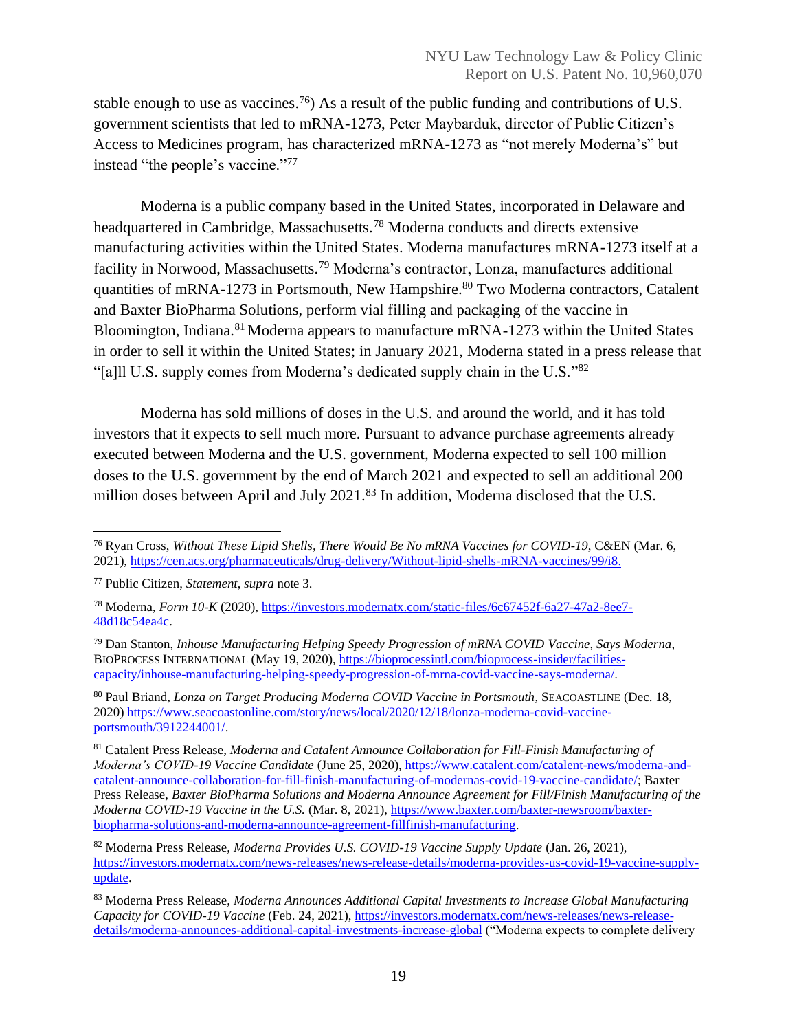stable enough to use as vaccines.[76]) As a result of the public funding and contributions of U.S. government scientists that led to mRNA-1273, Peter Maybarduk, director of Public Citizen's Access to Medicines program, has characterized mRNA-1273 as "not merely Moderna's" but instead "the people's vaccine."[77]

Moderna is a public company based in the United States, incorporated in Delaware and headquartered in Cambridge, Massachusetts.[78] Moderna conducts and directs extensive manufacturing activities within the United States. Moderna manufactures mRNA-1273 itself at a facility in Norwood, Massachusetts.[79] Moderna's contractor, Lonza, manufactures additional quantities of mRNA-1273 in Portsmouth, New Hampshire.[80] Two Moderna contractors, Catalent and Baxter BioPharma Solutions, perform vial filling and packaging of the vaccine in Bloomington, Indiana.[81] Moderna appears to manufacture mRNA-1273 within the United States in order to sell it within the United States; in January 2021, Moderna stated in a press release that "[a]ll U.S. supply comes from Moderna's dedicated supply chain in the U.S."[82]

Moderna has sold millions of doses in the U.S. and around the world, and it has told investors that it expects to sell much more. Pursuant to advance purchase agreements already executed between Moderna and the U.S. government, Moderna expected to sell 100 million doses to the U.S. government by the end of March 2021 and expected to sell an additional 200 million doses between April and July 2021.[83] In addition, Moderna disclosed that the U.S.

---

[76] Ryan Cross, *Without These Lipid Shells, There Would Be No mRNA Vaccines for COVID-19*, C&EN (Mar. 6, 2021), https://cen.acs.org/pharmaceuticals/drug-delivery/Without-lipid-shells-mRNA-vaccines/99/i8.

[77] Public Citizen, *Statement*, *supra* note 3.

[78] Moderna, *Form 10-K* (2020), https://investors.modernatx.com/static-files/6c67452f-6a27-47a2-8ee7-48d18c54ea4c.

[79] Dan Stanton, *Inhouse Manufacturing Helping Speedy Progression of mRNA COVID Vaccine, Says Moderna*, BIOPROCESS INTERNATIONAL (May 19, 2020), https://bioprocessintl.com/bioprocess-insider/facilities-capacity/inhouse-manufacturing-helping-speedy-progression-of-mrna-covid-vaccine-says-moderna/.

[80] Paul Briand, *Lonza on Target Producing Moderna COVID Vaccine in Portsmouth*, SEACOASTLINE (Dec. 18, 2020) https://www.seacoastonline.com/story/news/local/2020/12/18/lonza-moderna-covid-vaccine-portsmouth/3912244001/.

[81] Catalent Press Release, *Moderna and Catalent Announce Collaboration for Fill-Finish Manufacturing of Moderna's COVID-19 Vaccine Candidate* (June 25, 2020), https://www.catalent.com/catalent-news/moderna-and-catalent-announce-collaboration-for-fill-finish-manufacturing-of-modernas-covid-19-vaccine-candidate/; Baxter Press Release, *Baxter BioPharma Solutions and Moderna Announce Agreement for Fill/Finish Manufacturing of the Moderna COVID-19 Vaccine in the U.S.* (Mar. 8, 2021), https://www.baxter.com/baxter-newsroom/baxter-biopharma-solutions-and-moderna-announce-agreement-fillfinish-manufacturing.

[82] Moderna Press Release, *Moderna Provides U.S. COVID-19 Vaccine Supply Update* (Jan. 26, 2021), https://investors.modernatx.com/news-releases/news-release-details/moderna-provides-us-covid-19-vaccine-supply-update.

[83] Moderna Press Release, *Moderna Announces Additional Capital Investments to Increase Global Manufacturing Capacity for COVID-19 Vaccine* (Feb. 24, 2021), https://investors.modernatx.com/news-releases/news-release-details/moderna-announces-additional-capital-investments-increase-global ("Moderna expects to complete delivery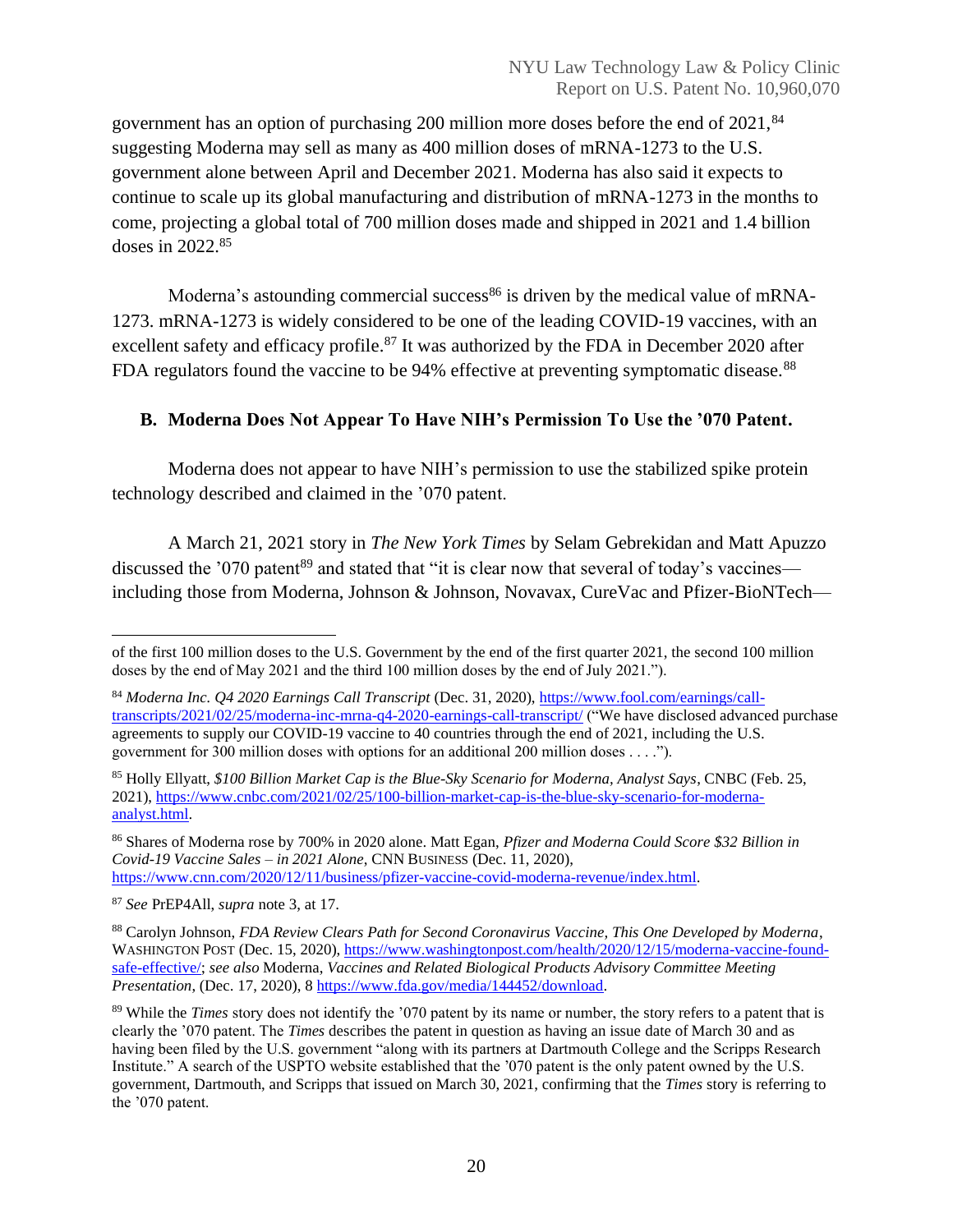government has an option of purchasing 200 million more doses before the end of 2021,[84] suggesting Moderna may sell as many as 400 million doses of mRNA-1273 to the U.S. government alone between April and December 2021. Moderna has also said it expects to continue to scale up its global manufacturing and distribution of mRNA-1273 in the months to come, projecting a global total of 700 million doses made and shipped in 2021 and 1.4 billion doses in 2022.[85]

Moderna's astounding commercial success[86] is driven by the medical value of mRNA-1273. mRNA-1273 is widely considered to be one of the leading COVID-19 vaccines, with an excellent safety and efficacy profile.[87] It was authorized by the FDA in December 2020 after FDA regulators found the vaccine to be 94% effective at preventing symptomatic disease.[88]

### B. Moderna Does Not Appear To Have NIH's Permission To Use the '070 Patent.

Moderna does not appear to have NIH's permission to use the stabilized spike protein technology described and claimed in the '070 patent.

A March 21, 2021 story in *The New York Times* by Selam Gebrekidan and Matt Apuzzo discussed the '070 patent[89] and stated that "it is clear now that several of today's vaccines—including those from Moderna, Johnson & Johnson, Novavax, CureVac and Pfizer-BioNTech—

---

of the first 100 million doses to the U.S. Government by the end of the first quarter 2021, the second 100 million doses by the end of May 2021 and the third 100 million doses by the end of July 2021.").

[84] *Moderna Inc. Q4 2020 Earnings Call Transcript* (Dec. 31, 2020), https://www.fool.com/earnings/call-transcripts/2021/02/25/moderna-inc-mrna-q4-2020-earnings-call-transcript/ ("We have disclosed advanced purchase agreements to supply our COVID-19 vaccine to 40 countries through the end of 2021, including the U.S. government for 300 million doses with options for an additional 200 million doses . . . .").

[85] Holly Ellyatt, *$100 Billion Market Cap is the Blue-Sky Scenario for Moderna, Analyst Says*, CNBC (Feb. 25, 2021), https://www.cnbc.com/2021/02/25/100-billion-market-cap-is-the-blue-sky-scenario-for-moderna-analyst.html.

[86] Shares of Moderna rose by 700% in 2020 alone. Matt Egan, *Pfizer and Moderna Could Score $32 Billion in Covid-19 Vaccine Sales – in 2021 Alone*, CNN BUSINESS (Dec. 11, 2020), https://www.cnn.com/2020/12/11/business/pfizer-vaccine-covid-moderna-revenue/index.html.

[87] *See* PrEP4All, *supra* note 3, at 17.

[88] Carolyn Johnson, *FDA Review Clears Path for Second Coronavirus Vaccine, This One Developed by Moderna*, WASHINGTON POST (Dec. 15, 2020), https://www.washingtonpost.com/health/2020/12/15/moderna-vaccine-found-safe-effective/; *see also* Moderna, *Vaccines and Related Biological Products Advisory Committee Meeting Presentation*, (Dec. 17, 2020), 8 https://www.fda.gov/media/144452/download.

[89] While the *Times* story does not identify the '070 patent by its name or number, the story refers to a patent that is clearly the '070 patent. The *Times* describes the patent in question as having an issue date of March 30 and as having been filed by the U.S. government "along with its partners at Dartmouth College and the Scripps Research Institute." A search of the USPTO website established that the '070 patent is the only patent owned by the U.S. government, Dartmouth, and Scripps that issued on March 30, 2021, confirming that the *Times* story is referring to the '070 patent.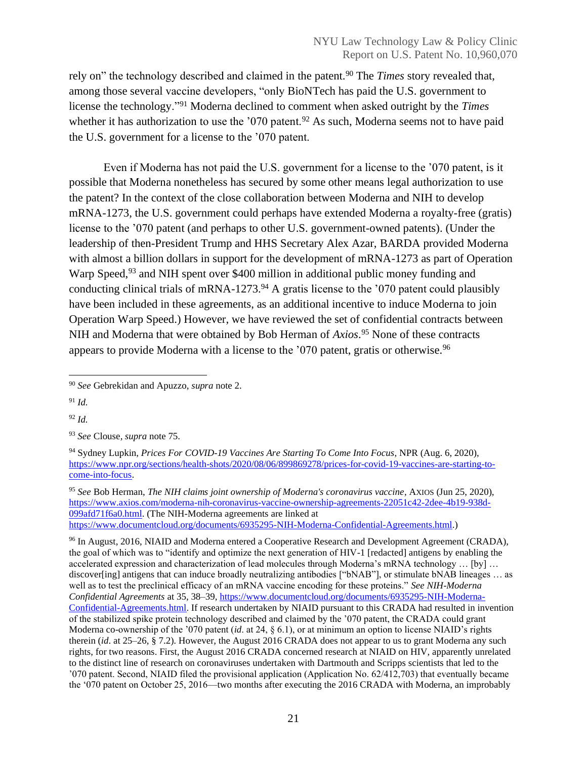rely on" the technology described and claimed in the patent.[90] The *Times* story revealed that, among those several vaccine developers, "only BioNTech has paid the U.S. government to license the technology."[91] Moderna declined to comment when asked outright by the *Times* whether it has authorization to use the '070 patent.[92] As such, Moderna seems not to have paid the U.S. government for a license to the '070 patent.

Even if Moderna has not paid the U.S. government for a license to the '070 patent, is it possible that Moderna nonetheless has secured by some other means legal authorization to use the patent? In the context of the close collaboration between Moderna and NIH to develop mRNA-1273, the U.S. government could perhaps have extended Moderna a royalty-free (gratis) license to the '070 patent (and perhaps to other U.S. government-owned patents). (Under the leadership of then-President Trump and HHS Secretary Alex Azar, BARDA provided Moderna with almost a billion dollars in support for the development of mRNA-1273 as part of Operation Warp Speed,[93] and NIH spent over $400 million in additional public money funding and conducting clinical trials of mRNA-1273.[94] A gratis license to the '070 patent could plausibly have been included in these agreements, as an additional incentive to induce Moderna to join Operation Warp Speed.) However, we have reviewed the set of confidential contracts between NIH and Moderna that were obtained by Bob Herman of *Axios*.[95] None of these contracts appears to provide Moderna with a license to the '070 patent, gratis or otherwise.[96]

---

[90] *See* Gebrekidan and Apuzzo, *supra* note 2.

[91] *Id.*

[92] *Id.*

[93] *See* Clouse, *supra* note 75.

[94] Sydney Lupkin, *Prices For COVID-19 Vaccines Are Starting To Come Into Focus*, NPR (Aug. 6, 2020), https://www.npr.org/sections/health-shots/2020/08/06/899869278/prices-for-covid-19-vaccines-are-starting-to-come-into-focus.

[95] *See* Bob Herman, *The NIH claims joint ownership of Moderna's coronavirus vaccine*, AXIOS (Jun 25, 2020), https://www.axios.com/moderna-nih-coronavirus-vaccine-ownership-agreements-22051c42-2dee-4b19-938d-099afd71f6a0.html. (The NIH-Moderna agreements are linked at https://www.documentcloud.org/documents/6935295-NIH-Moderna-Confidential-Agreements.html.)

[96] In August, 2016, NIAID and Moderna entered a Cooperative Research and Development Agreement (CRADA), the goal of which was to "identify and optimize the next generation of HIV-1 [redacted] antigens by enabling the accelerated expression and characterization of lead molecules through Moderna's mRNA technology … [by] … discover[ing] antigens that can induce broadly neutralizing antibodies ["bNAB"], or stimulate bNAB lineages … as well as to test the preclinical efficacy of an mRNA vaccine encoding for these proteins." *See NIH-Moderna Confidential Agreements* at 35, 38–39, https://www.documentcloud.org/documents/6935295-NIH-Moderna-Confidential-Agreements.html. If research undertaken by NIAID pursuant to this CRADA had resulted in invention of the stabilized spike protein technology described and claimed by the '070 patent, the CRADA could grant Moderna co-ownership of the '070 patent (*id*. at 24, § 6.1), or at minimum an option to license NIAID's rights therein (*id*. at 25–26, § 7.2). However, the August 2016 CRADA does not appear to us to grant Moderna any such rights, for two reasons. First, the August 2016 CRADA concerned research at NIAID on HIV, apparently unrelated to the distinct line of research on coronaviruses undertaken with Dartmouth and Scripps scientists that led to the '070 patent. Second, NIAID filed the provisional application (Application No. 62/412,703) that eventually became the '070 patent on October 25, 2016—two months after executing the 2016 CRADA with Moderna, an improbably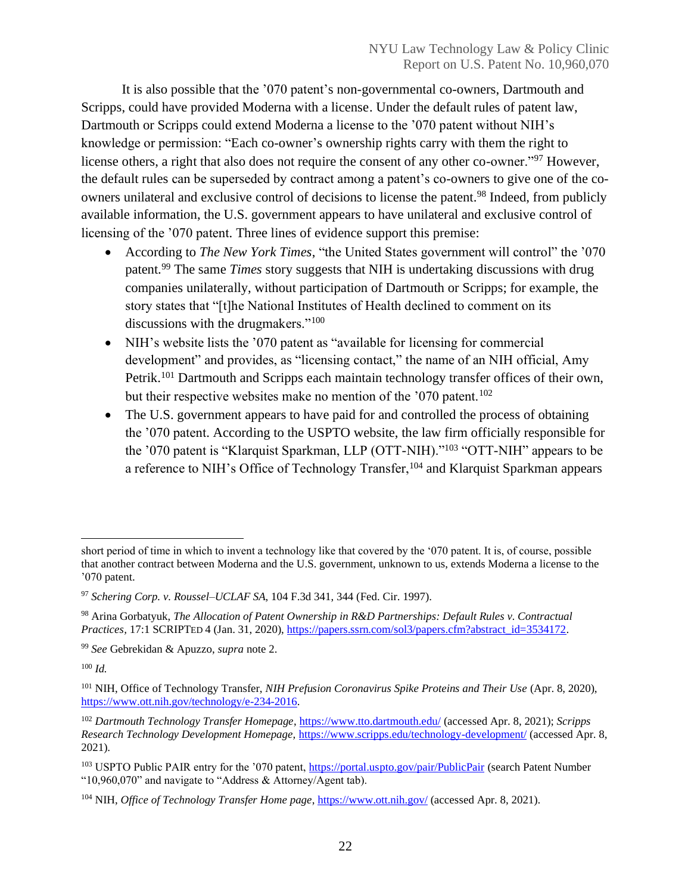It is also possible that the ’070 patent’s non-governmental co-owners, Dartmouth and Scripps, could have provided Moderna with a license. Under the default rules of patent law, Dartmouth or Scripps could extend Moderna a license to the ’070 patent without NIH’s knowledge or permission: “Each co-owner’s ownership rights carry with them the right to license others, a right that also does not require the consent of any other co-owner.”[97] However, the default rules can be superseded by contract among a patent’s co-owners to give one of the co-owners unilateral and exclusive control of decisions to license the patent.[98] Indeed, from publicly available information, the U.S. government appears to have unilateral and exclusive control of licensing of the ’070 patent. Three lines of evidence support this premise:

- According to *The New York Times*, “the United States government will control” the ’070 patent.[99] The same *Times* story suggests that NIH is undertaking discussions with drug companies unilaterally, without participation of Dartmouth or Scripps; for example, the story states that “[t]he National Institutes of Health declined to comment on its discussions with the drugmakers.”[100]
- NIH’s website lists the ’070 patent as “available for licensing for commercial development” and provides, as “licensing contact,” the name of an NIH official, Amy Petrik.[101] Dartmouth and Scripps each maintain technology transfer offices of their own, but their respective websites make no mention of the ’070 patent.[102]
- The U.S. government appears to have paid for and controlled the process of obtaining the ’070 patent. According to the USPTO website, the law firm officially responsible for the ’070 patent is “Klarquist Sparkman, LLP (OTT-NIH).”[103] “OTT-NIH” appears to be a reference to NIH’s Office of Technology Transfer,[104] and Klarquist Sparkman appears

---

short period of time in which to invent a technology like that covered by the ‘070 patent. It is, of course, possible that another contract between Moderna and the U.S. government, unknown to us, extends Moderna a license to the ’070 patent.

[97] *Schering Corp. v. Roussel–UCLAF SA*, 104 F.3d 341, 344 (Fed. Cir. 1997).

[98] Arina Gorbatyuk, *The Allocation of Patent Ownership in R&D Partnerships: Default Rules v. Contractual Practices*, 17:1 SCRIPTED 4 (Jan. 31, 2020), https://papers.ssrn.com/sol3/papers.cfm?abstract_id=3534172.

[99] *See* Gebrekidan & Apuzzo, *supra* note 2.

[100] *Id.*

[101] NIH, Office of Technology Transfer, *NIH Prefusion Coronavirus Spike Proteins and Their Use* (Apr. 8, 2020), https://www.ott.nih.gov/technology/e-234-2016.

[102] *Dartmouth Technology Transfer Homepage*, https://www.tto.dartmouth.edu/ (accessed Apr. 8, 2021); *Scripps Research Technology Development Homepage,* https://www.scripps.edu/technology-development/ (accessed Apr. 8, 2021).

[103] USPTO Public PAIR entry for the ’070 patent, https://portal.uspto.gov/pair/PublicPair (search Patent Number “10,960,070” and navigate to “Address & Attorney/Agent tab).

[104] NIH, *Office of Technology Transfer Home page*, https://www.ott.nih.gov/ (accessed Apr. 8, 2021).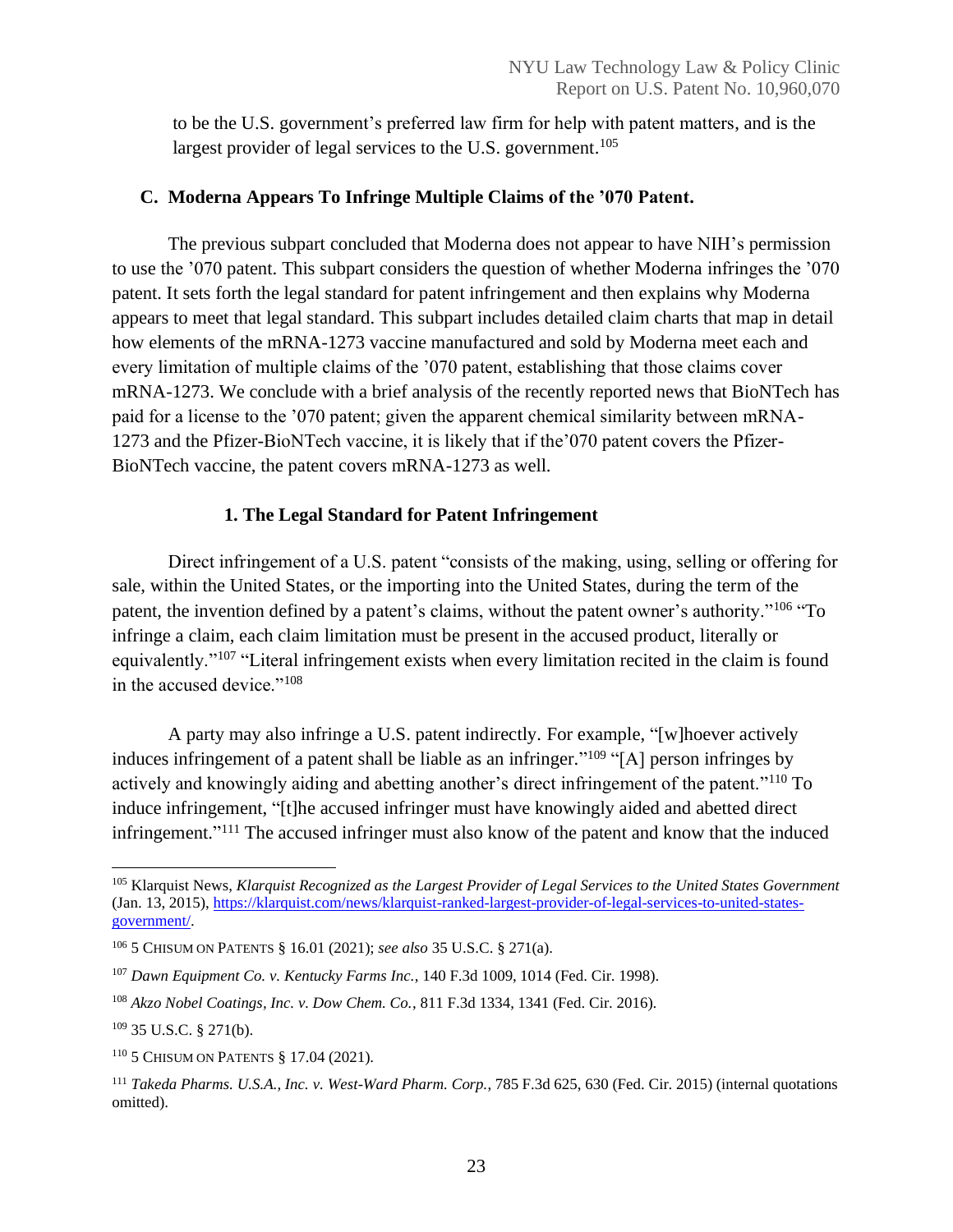to be the U.S. government's preferred law firm for help with patent matters, and is the largest provider of legal services to the U.S. government.[105]

### C. Moderna Appears To Infringe Multiple Claims of the '070 Patent.

The previous subpart concluded that Moderna does not appear to have NIH's permission to use the '070 patent. This subpart considers the question of whether Moderna infringes the '070 patent. It sets forth the legal standard for patent infringement and then explains why Moderna appears to meet that legal standard. This subpart includes detailed claim charts that map in detail how elements of the mRNA-1273 vaccine manufactured and sold by Moderna meet each and every limitation of multiple claims of the '070 patent, establishing that those claims cover mRNA-1273. We conclude with a brief analysis of the recently reported news that BioNTech has paid for a license to the '070 patent; given the apparent chemical similarity between mRNA-1273 and the Pfizer-BioNTech vaccine, it is likely that if the'070 patent covers the Pfizer-BioNTech vaccine, the patent covers mRNA-1273 as well.

#### 1. The Legal Standard for Patent Infringement

Direct infringement of a U.S. patent "consists of the making, using, selling or offering for sale, within the United States, or the importing into the United States, during the term of the patent, the invention defined by a patent's claims, without the patent owner's authority."[106] "To infringe a claim, each claim limitation must be present in the accused product, literally or equivalently."[107] "Literal infringement exists when every limitation recited in the claim is found in the accused device."[108]

A party may also infringe a U.S. patent indirectly. For example, "[w]hoever actively induces infringement of a patent shall be liable as an infringer."[109] "[A] person infringes by actively and knowingly aiding and abetting another's direct infringement of the patent."[110] To induce infringement, "[t]he accused infringer must have knowingly aided and abetted direct infringement."[111] The accused infringer must also know of the patent and know that the induced

---

[105] Klarquist News, *Klarquist Recognized as the Largest Provider of Legal Services to the United States Government* (Jan. 13, 2015), https://klarquist.com/news/klarquist-ranked-largest-provider-of-legal-services-to-united-states-government/.

[106] 5 CHISUM ON PATENTS § 16.01 (2021); *see also* 35 U.S.C. § 271(a).

[107] *Dawn Equipment Co. v. Kentucky Farms Inc.*, 140 F.3d 1009, 1014 (Fed. Cir. 1998).

[108] *Akzo Nobel Coatings, Inc. v. Dow Chem. Co.*, 811 F.3d 1334, 1341 (Fed. Cir. 2016).

[109] 35 U.S.C. § 271(b).

[110] 5 CHISUM ON PATENTS § 17.04 (2021).

[111] *Takeda Pharms. U.S.A., Inc. v. West-Ward Pharm. Corp.*, 785 F.3d 625, 630 (Fed. Cir. 2015) (internal quotations omitted).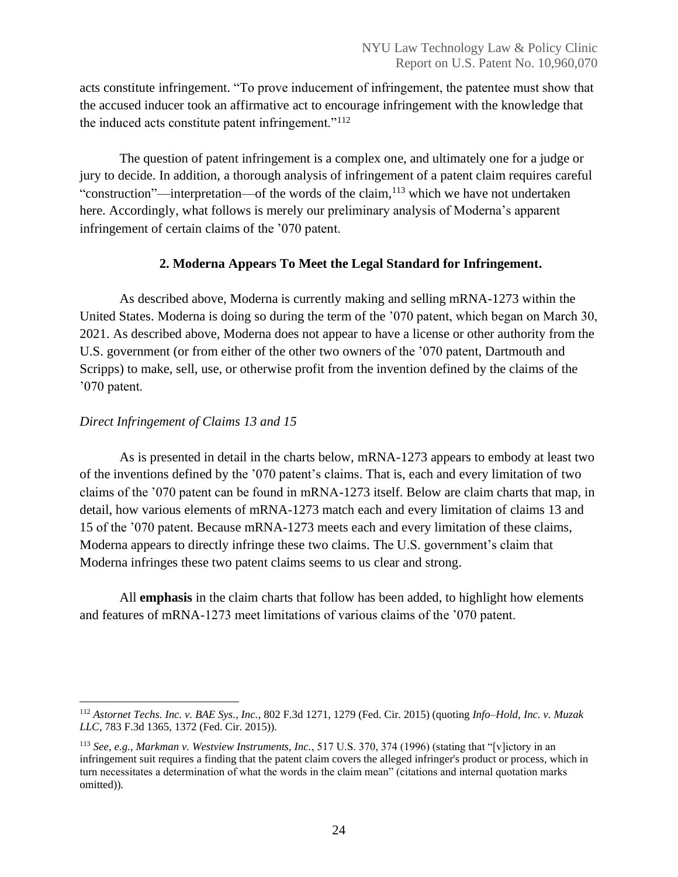acts constitute infringement. "To prove inducement of infringement, the patentee must show that the accused inducer took an affirmative act to encourage infringement with the knowledge that the induced acts constitute patent infringement."[112]

The question of patent infringement is a complex one, and ultimately one for a judge or jury to decide. In addition, a thorough analysis of infringement of a patent claim requires careful "construction"—interpretation—of the words of the claim,[113] which we have not undertaken here. Accordingly, what follows is merely our preliminary analysis of Moderna's apparent infringement of certain claims of the '070 patent.

### 2. Moderna Appears To Meet the Legal Standard for Infringement.

As described above, Moderna is currently making and selling mRNA-1273 within the United States. Moderna is doing so during the term of the '070 patent, which began on March 30, 2021. As described above, Moderna does not appear to have a license or other authority from the U.S. government (or from either of the other two owners of the '070 patent, Dartmouth and Scripps) to make, sell, use, or otherwise profit from the invention defined by the claims of the '070 patent.

*Direct Infringement of Claims 13 and 15*

As is presented in detail in the charts below, mRNA-1273 appears to embody at least two of the inventions defined by the '070 patent's claims. That is, each and every limitation of two claims of the '070 patent can be found in mRNA-1273 itself. Below are claim charts that map, in detail, how various elements of mRNA-1273 match each and every limitation of claims 13 and 15 of the '070 patent. Because mRNA-1273 meets each and every limitation of these claims, Moderna appears to directly infringe these two claims. The U.S. government's claim that Moderna infringes these two patent claims seems to us clear and strong.

All **emphasis** in the claim charts that follow has been added, to highlight how elements and features of mRNA-1273 meet limitations of various claims of the '070 patent.

---

[112] *Astornet Techs. Inc. v. BAE Sys., Inc.*, 802 F.3d 1271, 1279 (Fed. Cir. 2015) (quoting *Info–Hold, Inc. v. Muzak LLC*, 783 F.3d 1365, 1372 (Fed. Cir. 2015)).

[113] *See, e.g.*, *Markman v. Westview Instruments, Inc.*, 517 U.S. 370, 374 (1996) (stating that "[v]ictory in an infringement suit requires a finding that the patent claim covers the alleged infringer's product or process, which in turn necessitates a determination of what the words in the claim mean" (citations and internal quotation marks omitted)).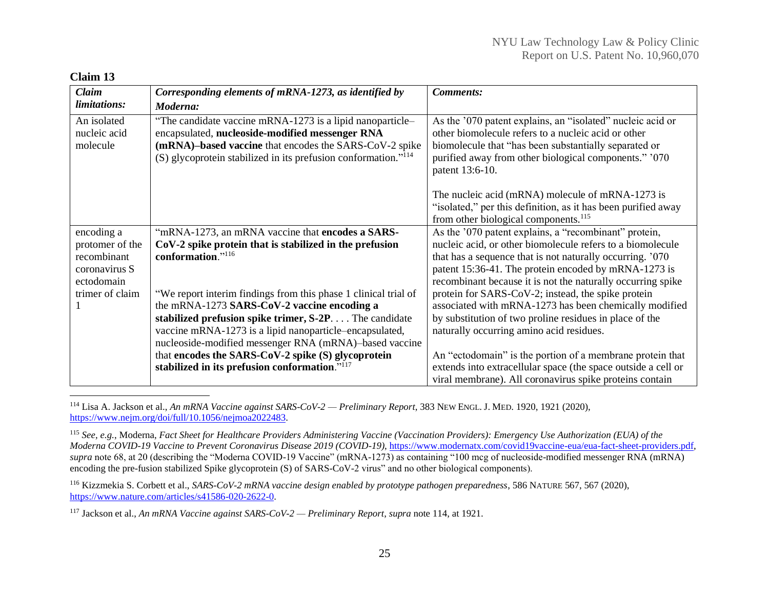**Claim 13**

| *Claim limitations:* | *Corresponding elements of mRNA-1273, as identified by Moderna:* | *Comments:* |
|---|---|---|
| An isolated nucleic acid molecule | "The candidate vaccine mRNA-1273 is a lipid nanoparticle–encapsulated, **nucleoside-modified messenger RNA (mRNA)–based vaccine** that encodes the SARS-CoV-2 spike (S) glycoprotein stabilized in its prefusion conformation."[114] | As the '070 patent explains, an "isolated" nucleic acid or other biomolecule refers to a nucleic acid or other biomolecule that "has been substantially separated or purified away from other biological components." '070 patent 13:6-10. <br><br> The nucleic acid (mRNA) molecule of mRNA-1273 is "isolated," per this definition, as it has been purified away from other biological components.[115] |
| encoding a protomer of the recombinant coronavirus S ectodomain trimer of claim 1 | "mRNA-1273, an mRNA vaccine that **encodes a SARS-CoV-2 spike protein that is stabilized in the prefusion conformation**."[116] <br><br> "We report interim findings from this phase 1 clinical trial of the mRNA-1273 **SARS-CoV-2 vaccine encoding a stabilized prefusion spike trimer, S-2P**. . . . The candidate vaccine mRNA-1273 is a lipid nanoparticle–encapsulated, nucleoside-modified messenger RNA (mRNA)–based vaccine that **encodes the SARS-CoV-2 spike (S) glycoprotein stabilized in its prefusion conformation**."[117] | As the '070 patent explains, a "recombinant" protein, nucleic acid, or other biomolecule refers to a biomolecule that has a sequence that is not naturally occurring. '070 patent 15:36-41. The protein encoded by mRNA-1273 is recombinant because it is not the naturally occurring spike protein for SARS-CoV-2; instead, the spike protein associated with mRNA-1273 has been chemically modified by substitution of two proline residues in place of the naturally occurring amino acid residues. <br><br> An "ectodomain" is the portion of a membrane protein that extends into extracellular space (the space outside a cell or viral membrane). All coronavirus spike proteins contain |

[114] Lisa A. Jackson et al., *An mRNA Vaccine against SARS-CoV-2 — Preliminary Report*, 383 NEW ENGL. J. MED. 1920, 1921 (2020), https://www.nejm.org/doi/full/10.1056/nejmoa2022483.

[115] *See, e.g.*, Moderna, *Fact Sheet for Healthcare Providers Administering Vaccine (Vaccination Providers): Emergency Use Authorization (EUA) of the Moderna COVID-19 Vaccine to Prevent Coronavirus Disease 2019 (COVID-19)*, https://www.modernatx.com/covid19vaccine-eua/eua-fact-sheet-providers.pdf, *supra* note 68, at 20 (describing the "Moderna COVID-19 Vaccine" (mRNA-1273) as containing "100 mcg of nucleoside-modified messenger RNA (mRNA) encoding the pre-fusion stabilized Spike glycoprotein (S) of SARS-CoV-2 virus" and no other biological components).

[116] Kizzmekia S. Corbett et al., *SARS-CoV-2 mRNA vaccine design enabled by prototype pathogen preparedness*, 586 NATURE 567, 567 (2020), https://www.nature.com/articles/s41586-020-2622-0.

[117] Jackson et al., *An mRNA Vaccine against SARS-CoV-2 — Preliminary Report*, *supra* note 114, at 1921.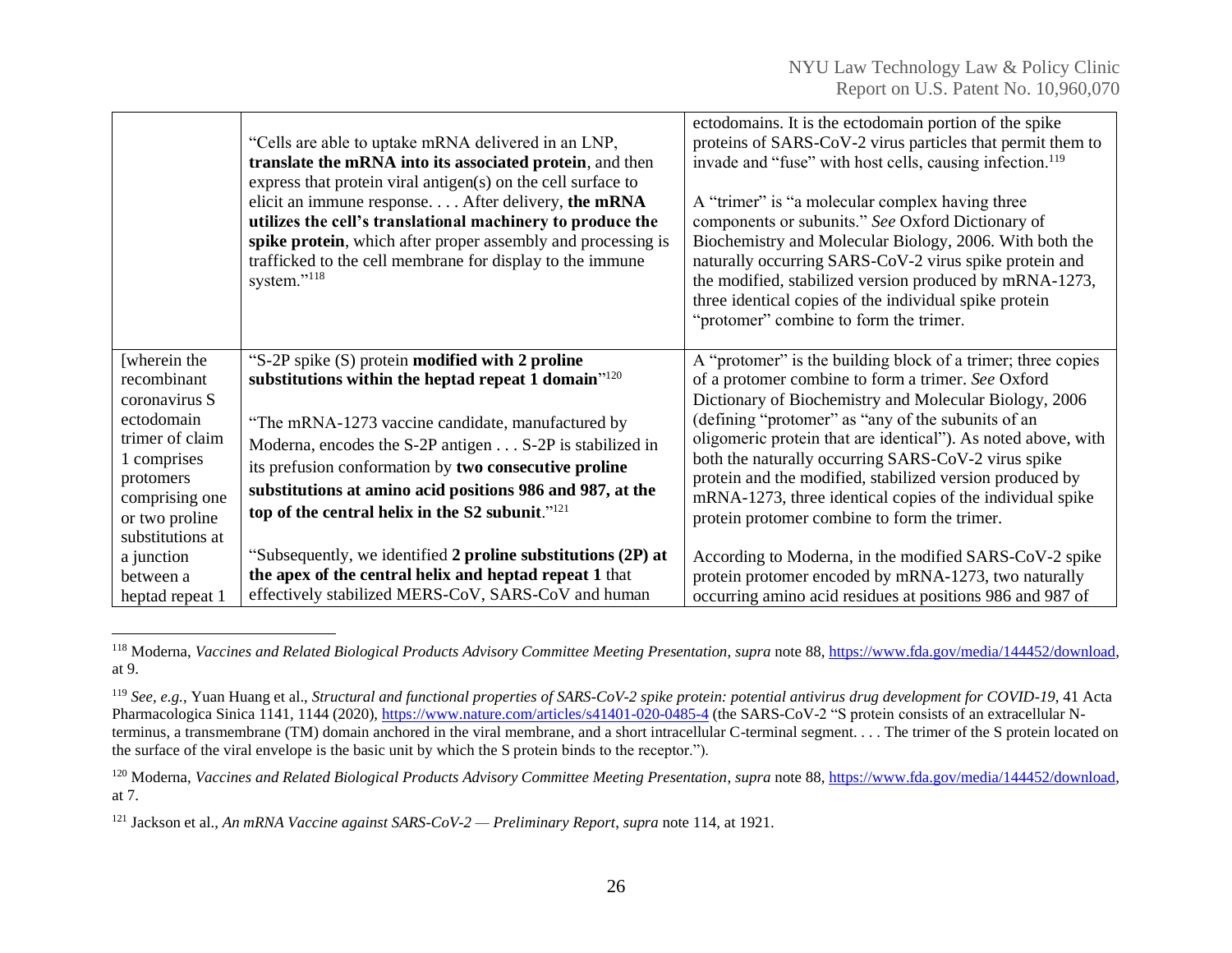| | | |
|---|---|---|
| | "Cells are able to uptake mRNA delivered in an LNP, **translate the mRNA into its associated protein**, and then express that protein viral antigen(s) on the cell surface to elicit an immune response. . . . After delivery, **the mRNA utilizes the cell's translational machinery to produce the spike protein**, which after proper assembly and processing is trafficked to the cell membrane for display to the immune system."[118] | ectodomains. It is the ectodomain portion of the spike proteins of SARS-CoV-2 virus particles that permit them to invade and "fuse" with host cells, causing infection.[119]<br><br>A "trimer" is "a molecular complex having three components or subunits." *See* Oxford Dictionary of Biochemistry and Molecular Biology, 2006. With both the naturally occurring SARS-CoV-2 virus spike protein and the modified, stabilized version produced by mRNA-1273, three identical copies of the individual spike protein "protomer" combine to form the trimer. |
| [wherein the recombinant coronavirus S ectodomain trimer of claim 1 comprises protomers comprising one or two proline substitutions at a junction between a heptad repeat 1 | "S-2P spike (S) protein **modified with 2 proline substitutions within the heptad repeat 1 domain**"[120]<br><br>"The mRNA-1273 vaccine candidate, manufactured by Moderna, encodes the S-2P antigen . . . S-2P is stabilized in its prefusion conformation by **two consecutive proline substitutions at amino acid positions 986 and 987, at the top of the central helix in the S2 subunit**."[121]<br><br>"Subsequently, we identified **2 proline substitutions (2P) at the apex of the central helix and heptad repeat 1** that effectively stabilized MERS-CoV, SARS-CoV and human | A "protomer" is the building block of a trimer; three copies of a protomer combine to form a trimer. *See* Oxford Dictionary of Biochemistry and Molecular Biology, 2006 (defining "protomer" as "any of the subunits of an oligomeric protein that are identical"). As noted above, with both the naturally occurring SARS-CoV-2 virus spike protein and the modified, stabilized version produced by mRNA-1273, three identical copies of the individual spike protein protomer combine to form the trimer.<br><br>According to Moderna, in the modified SARS-CoV-2 spike protein protomer encoded by mRNA-1273, two naturally occurring amino acid residues at positions 986 and 987 of |

[118] Moderna, *Vaccines and Related Biological Products Advisory Committee Meeting Presentation*, *supra* note 88, https://www.fda.gov/media/144452/download, at 9.

[119] *See, e.g.*, Yuan Huang et al., *Structural and functional properties of SARS-CoV-2 spike protein: potential antivirus drug development for COVID-19*, 41 Acta Pharmacologica Sinica 1141, 1144 (2020), https://www.nature.com/articles/s41401-020-0485-4 (the SARS-CoV-2 "S protein consists of an extracellular N-terminus, a transmembrane (TM) domain anchored in the viral membrane, and a short intracellular C-terminal segment. . . . The trimer of the S protein located on the surface of the viral envelope is the basic unit by which the S protein binds to the receptor.").

[120] Moderna, *Vaccines and Related Biological Products Advisory Committee Meeting Presentation*, *supra* note 88, https://www.fda.gov/media/144452/download, at 7.

[121] Jackson et al., *An mRNA Vaccine against SARS-CoV-2 — Preliminary Report*, *supra* note 114, at 1921.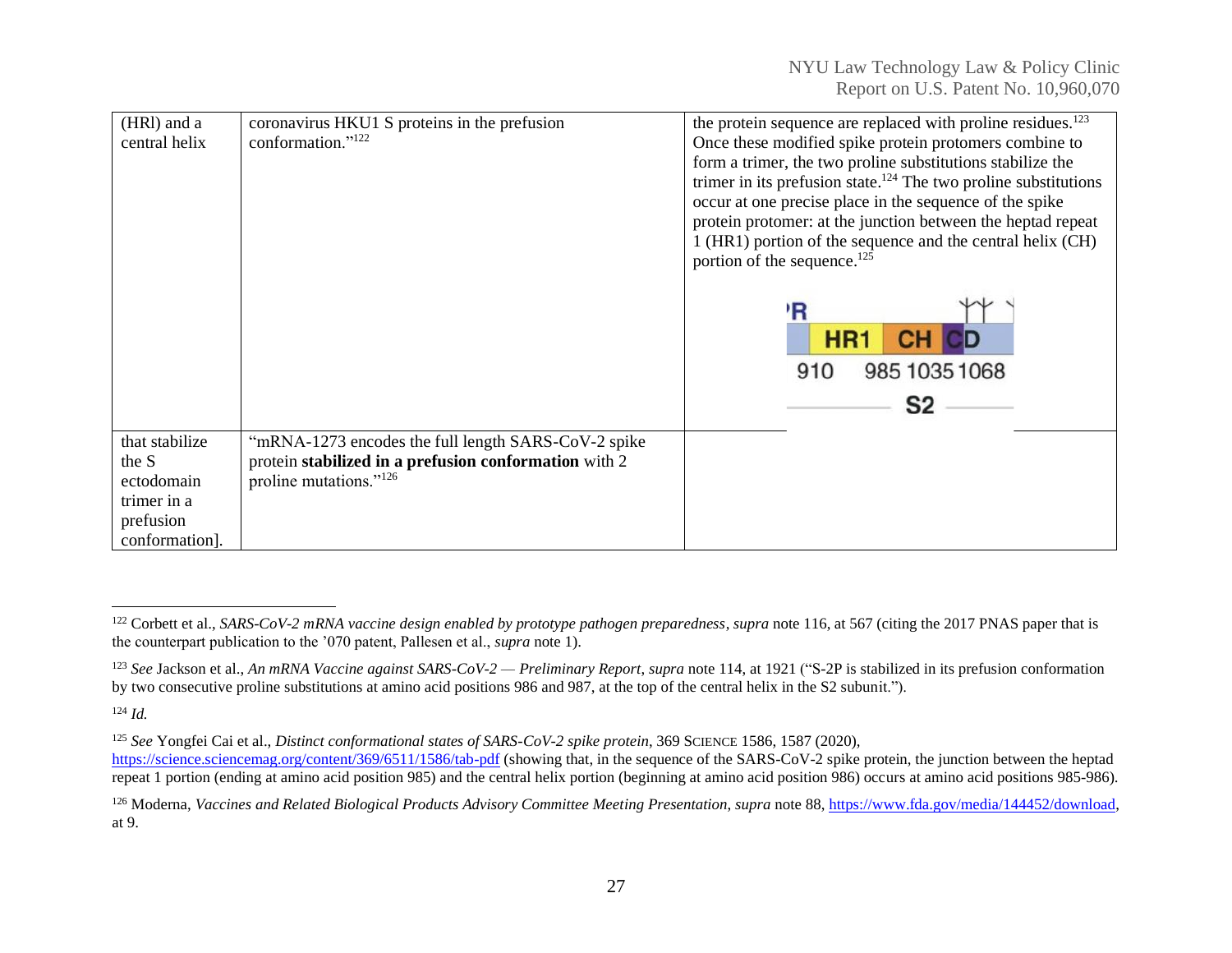| | | |
|---|---|---|
| (HRl) and a central helix | coronavirus HKU1 S proteins in the prefusion conformation."[122] | the protein sequence are replaced with proline residues.[123] Once these modified spike protein protomers combine to form a trimer, the two proline substitutions stabilize the trimer in its prefusion state.[124] The two proline substitutions occur at one precise place in the sequence of the spike protein protomer: at the junction between the heptad repeat 1 (HR1) portion of the sequence and the central helix (CH) portion of the sequence.[125] |
| that stabilize the S ectodomain trimer in a prefusion conformation]. | "mRNA-1273 encodes the full length SARS-CoV-2 spike protein **stabilized in a prefusion conformation** with 2 proline mutations."[126] | |

[122] Corbett et al., *SARS-CoV-2 mRNA vaccine design enabled by prototype pathogen preparedness*, *supra* note 116, at 567 (citing the 2017 PNAS paper that is the counterpart publication to the '070 patent, Pallesen et al., *supra* note 1).

[123] *See* Jackson et al., *An mRNA Vaccine against SARS-CoV-2 — Preliminary Report*, *supra* note 114, at 1921 ("S-2P is stabilized in its prefusion conformation by two consecutive proline substitutions at amino acid positions 986 and 987, at the top of the central helix in the S2 subunit.").

[124] *Id.*

[125] *See* Yongfei Cai et al., *Distinct conformational states of SARS-CoV-2 spike protein*, 369 SCIENCE 1586, 1587 (2020), https://science.sciencemag.org/content/369/6511/1586/tab-pdf (showing that, in the sequence of the SARS-CoV-2 spike protein, the junction between the heptad repeat 1 portion (ending at amino acid position 985) and the central helix portion (beginning at amino acid position 986) occurs at amino acid positions 985-986).

[126] Moderna, *Vaccines and Related Biological Products Advisory Committee Meeting Presentation, supra* note 88, https://www.fda.gov/media/144452/download, at 9.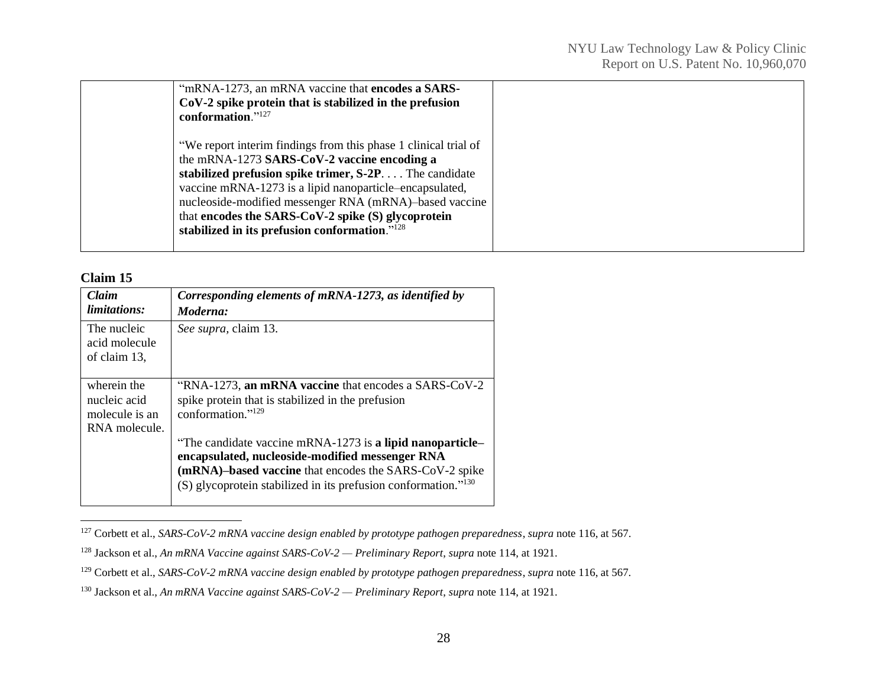| | "mRNA-1273, an mRNA vaccine that **encodes a SARS-CoV-2 spike protein that is stabilized in the prefusion conformation**."[127]<br><br>"We report interim findings from this phase 1 clinical trial of the mRNA-1273 **SARS-CoV-2 vaccine encoding a stabilized prefusion spike trimer, S-2P**. . . . The candidate vaccine mRNA-1273 is a lipid nanoparticle–encapsulated, nucleoside-modified messenger RNA (mRNA)–based vaccine that **encodes the SARS-CoV-2 spike (S) glycoprotein stabilized in its prefusion conformation**."[128] | |
|---|---|---|

**Claim 15**

| *Claim limitations:* | *Corresponding elements of mRNA-1273, as identified by Moderna:* |
|---|---|
| The nucleic acid molecule of claim 13, | *See supra*, claim 13. |
| wherein the nucleic acid molecule is an RNA molecule. | "RNA-1273, **an mRNA vaccine** that encodes a SARS-CoV-2 spike protein that is stabilized in the prefusion conformation."[129]<br><br>"The candidate vaccine mRNA-1273 is **a lipid nanoparticle–encapsulated, nucleoside-modified messenger RNA (mRNA)–based vaccine** that encodes the SARS-CoV-2 spike (S) glycoprotein stabilized in its prefusion conformation."[130] |

[127] Corbett et al., *SARS-CoV-2 mRNA vaccine design enabled by prototype pathogen preparedness*, *supra* note 116, at 567.

[128] Jackson et al., *An mRNA Vaccine against SARS-CoV-2 — Preliminary Report*, *supra* note 114, at 1921.

[129] Corbett et al., *SARS-CoV-2 mRNA vaccine design enabled by prototype pathogen preparedness*, *supra* note 116, at 567.

[130] Jackson et al., *An mRNA Vaccine against SARS-CoV-2 — Preliminary Report*, *supra* note 114, at 1921.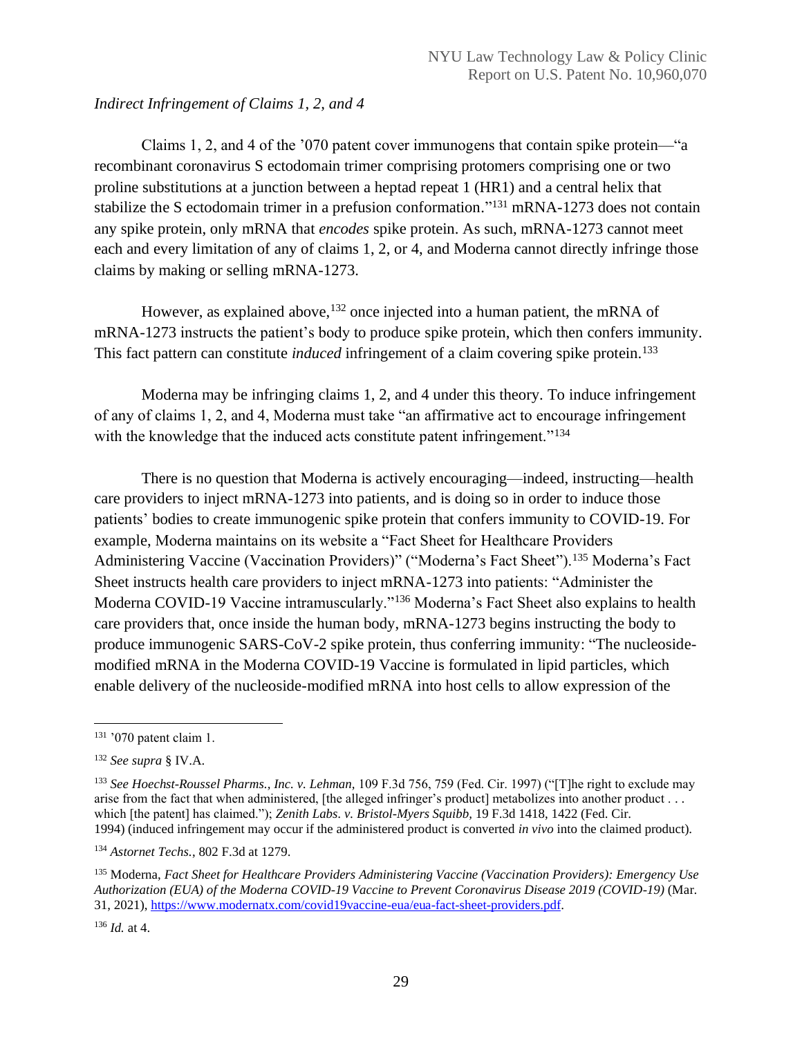*Indirect Infringement of Claims 1, 2, and 4*

Claims 1, 2, and 4 of the '070 patent cover immunogens that contain spike protein—"a recombinant coronavirus S ectodomain trimer comprising protomers comprising one or two proline substitutions at a junction between a heptad repeat 1 (HR1) and a central helix that stabilize the S ectodomain trimer in a prefusion conformation."[131] mRNA-1273 does not contain any spike protein, only mRNA that *encodes* spike protein. As such, mRNA-1273 cannot meet each and every limitation of any of claims 1, 2, or 4, and Moderna cannot directly infringe those claims by making or selling mRNA-1273.

However, as explained above,[132] once injected into a human patient, the mRNA of mRNA-1273 instructs the patient's body to produce spike protein, which then confers immunity. This fact pattern can constitute *induced* infringement of a claim covering spike protein.[133]

Moderna may be infringing claims 1, 2, and 4 under this theory. To induce infringement of any of claims 1, 2, and 4, Moderna must take "an affirmative act to encourage infringement with the knowledge that the induced acts constitute patent infringement."[134]

There is no question that Moderna is actively encouraging—indeed, instructing—health care providers to inject mRNA-1273 into patients, and is doing so in order to induce those patients' bodies to create immunogenic spike protein that confers immunity to COVID-19. For example, Moderna maintains on its website a "Fact Sheet for Healthcare Providers Administering Vaccine (Vaccination Providers)" ("Moderna's Fact Sheet").[135] Moderna's Fact Sheet instructs health care providers to inject mRNA-1273 into patients: "Administer the Moderna COVID-19 Vaccine intramuscularly."[136] Moderna's Fact Sheet also explains to health care providers that, once inside the human body, mRNA-1273 begins instructing the body to produce immunogenic SARS-CoV-2 spike protein, thus conferring immunity: "The nucleoside-modified mRNA in the Moderna COVID-19 Vaccine is formulated in lipid particles, which enable delivery of the nucleoside-modified mRNA into host cells to allow expression of the

---

[131] '070 patent claim 1.

[132] *See supra* § IV.A.

[133] *See Hoechst-Roussel Pharms., Inc. v. Lehman,* 109 F.3d 756, 759 (Fed. Cir. 1997) ("[T]he right to exclude may arise from the fact that when administered, [the alleged infringer's product] metabolizes into another product . . . which [the patent] has claimed."); *Zenith Labs. v. Bristol-Myers Squibb,* 19 F.3d 1418, 1422 (Fed. Cir. 1994) (induced infringement may occur if the administered product is converted *in vivo* into the claimed product).

[134] *Astornet Techs.*, 802 F.3d at 1279.

[135] Moderna, *Fact Sheet for Healthcare Providers Administering Vaccine (Vaccination Providers): Emergency Use Authorization (EUA) of the Moderna COVID-19 Vaccine to Prevent Coronavirus Disease 2019 (COVID-19)* (Mar. 31, 2021), https://www.modernatx.com/covid19vaccine-eua/eua-fact-sheet-providers.pdf.

[136] *Id.* at 4.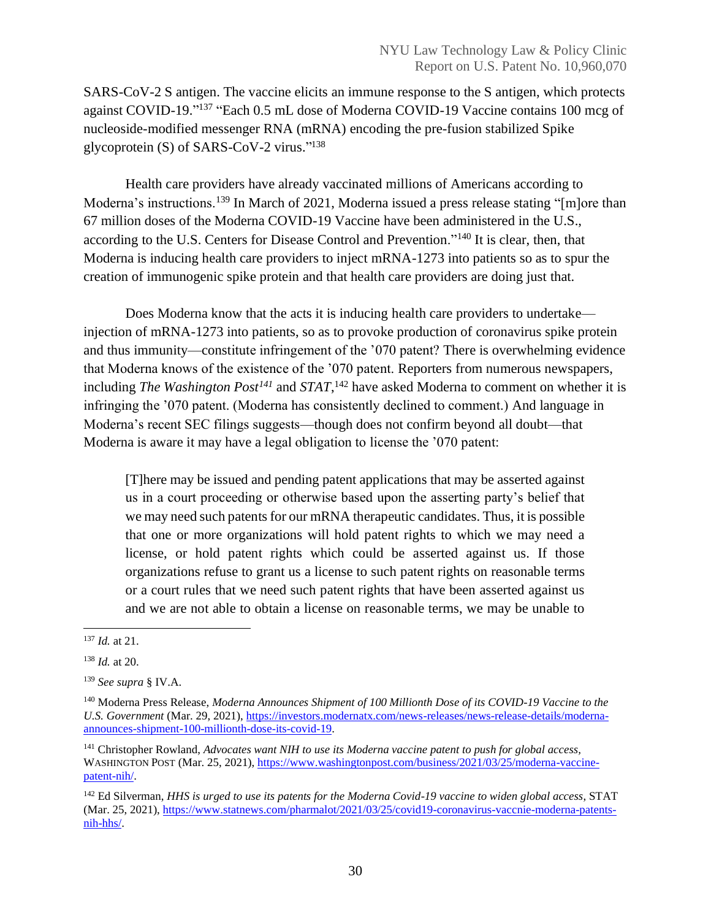SARS-CoV-2 S antigen. The vaccine elicits an immune response to the S antigen, which protects against COVID-19."[137] "Each 0.5 mL dose of Moderna COVID-19 Vaccine contains 100 mcg of nucleoside-modified messenger RNA (mRNA) encoding the pre-fusion stabilized Spike glycoprotein (S) of SARS-CoV-2 virus."[138]

Health care providers have already vaccinated millions of Americans according to Moderna's instructions.[139] In March of 2021, Moderna issued a press release stating "[m]ore than 67 million doses of the Moderna COVID-19 Vaccine have been administered in the U.S., according to the U.S. Centers for Disease Control and Prevention."[140] It is clear, then, that Moderna is inducing health care providers to inject mRNA-1273 into patients so as to spur the creation of immunogenic spike protein and that health care providers are doing just that.

Does Moderna know that the acts it is inducing health care providers to undertake—injection of mRNA-1273 into patients, so as to provoke production of coronavirus spike protein and thus immunity—constitute infringement of the '070 patent? There is overwhelming evidence that Moderna knows of the existence of the '070 patent. Reporters from numerous newspapers, including *The Washington Post*[141] and *STAT*,[142] have asked Moderna to comment on whether it is infringing the '070 patent. (Moderna has consistently declined to comment.) And language in Moderna's recent SEC filings suggests—though does not confirm beyond all doubt—that Moderna is aware it may have a legal obligation to license the '070 patent:

> [T]here may be issued and pending patent applications that may be asserted against us in a court proceeding or otherwise based upon the asserting party's belief that we may need such patents for our mRNA therapeutic candidates. Thus, it is possible that one or more organizations will hold patent rights to which we may need a license, or hold patent rights which could be asserted against us. If those organizations refuse to grant us a license to such patent rights on reasonable terms or a court rules that we need such patent rights that have been asserted against us and we are not able to obtain a license on reasonable terms, we may be unable to

---

[137] *Id.* at 21.

[138] *Id.* at 20.

[139] *See supra* § IV.A.

[140] Moderna Press Release, *Moderna Announces Shipment of 100 Millionth Dose of its COVID-19 Vaccine to the U.S. Government* (Mar. 29, 2021), https://investors.modernatx.com/news-releases/news-release-details/moderna-announces-shipment-100-millionth-dose-its-covid-19.

[141] Christopher Rowland, *Advocates want NIH to use its Moderna vaccine patent to push for global access,* WASHINGTON POST (Mar. 25, 2021), https://www.washingtonpost.com/business/2021/03/25/moderna-vaccine-patent-nih/.

[142] Ed Silverman, *HHS is urged to use its patents for the Moderna Covid-19 vaccine to widen global access*, STAT (Mar. 25, 2021), https://www.statnews.com/pharmalot/2021/03/25/covid19-coronavirus-vaccnie-moderna-patents-nih-hhs/.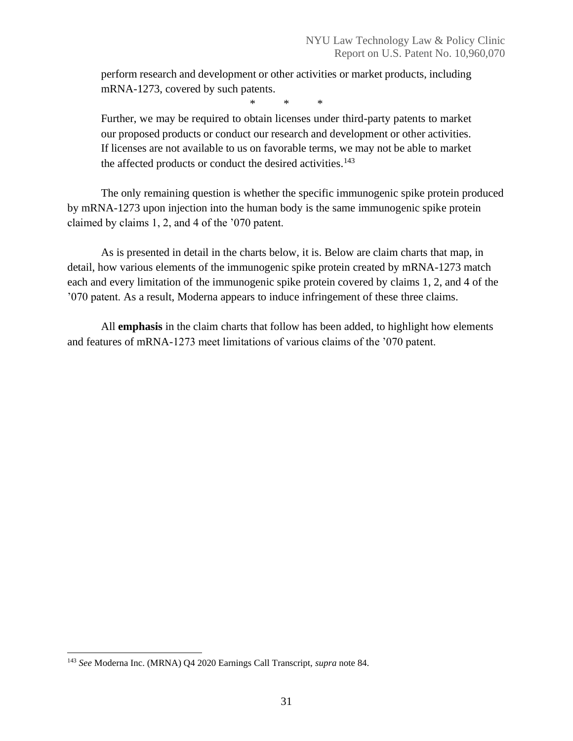> perform research and development or other activities or market products, including mRNA-1273, covered by such patents.
>
> \*    \*    \*
>
> Further, we may be required to obtain licenses under third-party patents to market our proposed products or conduct our research and development or other activities. If licenses are not available to us on favorable terms, we may not be able to market the affected products or conduct the desired activities.[143]

The only remaining question is whether the specific immunogenic spike protein produced by mRNA-1273 upon injection into the human body is the same immunogenic spike protein claimed by claims 1, 2, and 4 of the '070 patent.

As is presented in detail in the charts below, it is. Below are claim charts that map, in detail, how various elements of the immunogenic spike protein created by mRNA-1273 match each and every limitation of the immunogenic spike protein covered by claims 1, 2, and 4 of the '070 patent. As a result, Moderna appears to induce infringement of these three claims.

All **emphasis** in the claim charts that follow has been added, to highlight how elements and features of mRNA-1273 meet limitations of various claims of the '070 patent.

---

[143] *See* Moderna Inc. (MRNA) Q4 2020 Earnings Call Transcript, *supra* note 84.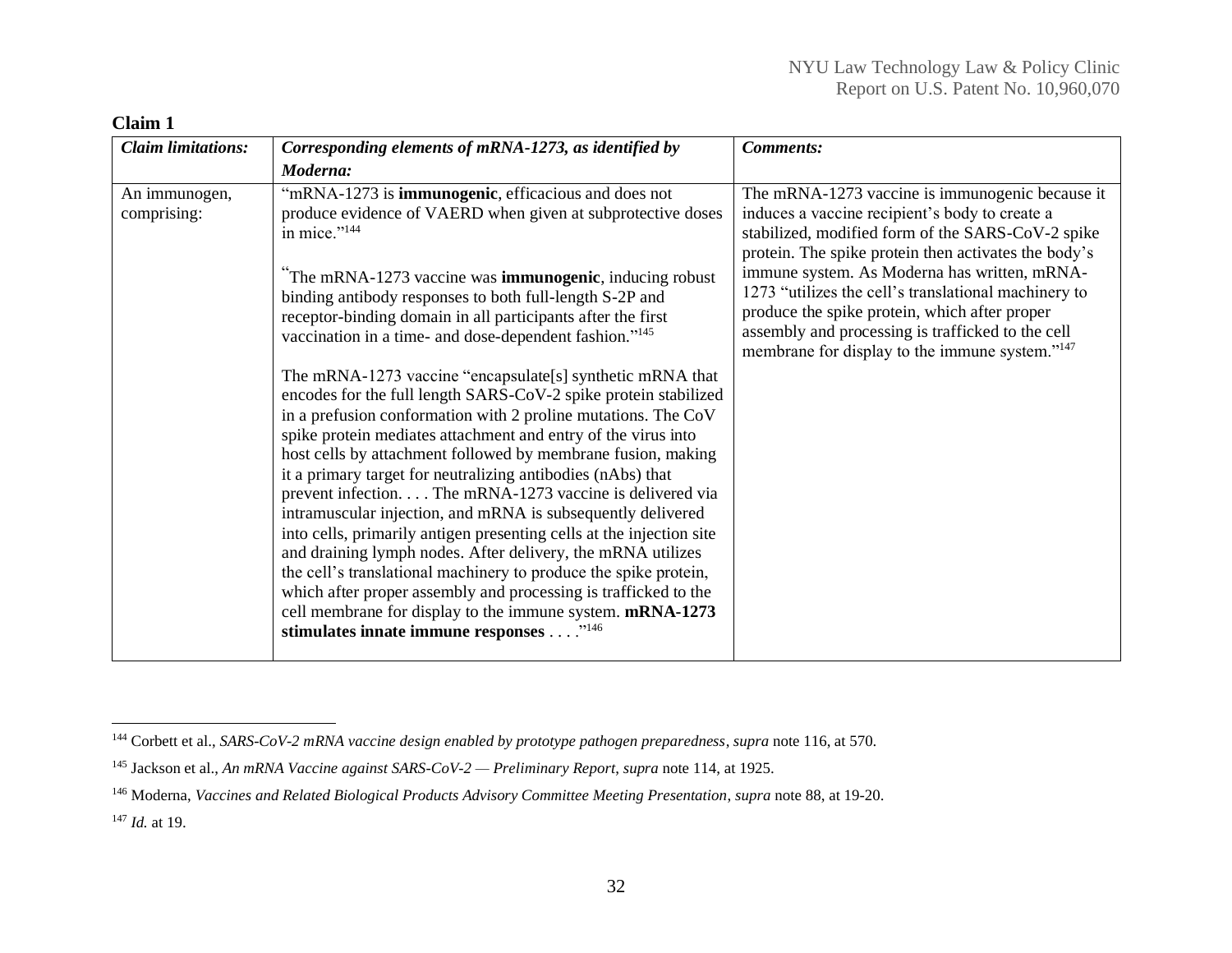**Claim 1**

| ***Claim limitations:*** | ***Corresponding elements of mRNA-1273, as identified by Moderna:*** | ***Comments:*** |
|---|---|---|
| An immunogen, comprising: | "mRNA-1273 is **immunogenic**, efficacious and does not produce evidence of VAERD when given at subprotective doses in mice."[144]<br><br>"The mRNA-1273 vaccine was **immunogenic**, inducing robust binding antibody responses to both full-length S-2P and receptor-binding domain in all participants after the first vaccination in a time- and dose-dependent fashion."[145]<br><br>The mRNA-1273 vaccine "encapsulate[s] synthetic mRNA that encodes for the full length SARS-CoV-2 spike protein stabilized in a prefusion conformation with 2 proline mutations. The CoV spike protein mediates attachment and entry of the virus into host cells by attachment followed by membrane fusion, making it a primary target for neutralizing antibodies (nAbs) that prevent infection. . . . The mRNA-1273 vaccine is delivered via intramuscular injection, and mRNA is subsequently delivered into cells, primarily antigen presenting cells at the injection site and draining lymph nodes. After delivery, the mRNA utilizes the cell's translational machinery to produce the spike protein, which after proper assembly and processing is trafficked to the cell membrane for display to the immune system. **mRNA-1273 stimulates innate immune responses** . . . ."[146] | The mRNA-1273 vaccine is immunogenic because it induces a vaccine recipient's body to create a stabilized, modified form of the SARS-CoV-2 spike protein. The spike protein then activates the body's immune system. As Moderna has written, mRNA-1273 "utilizes the cell's translational machinery to produce the spike protein, which after proper assembly and processing is trafficked to the cell membrane for display to the immune system."[147] |

[144] Corbett et al., *SARS-CoV-2 mRNA vaccine design enabled by prototype pathogen preparedness*, *supra* note 116, at 570.

[145] Jackson et al., *An mRNA Vaccine against SARS-CoV-2 — Preliminary Report*, *supra* note 114, at 1925.

[146] Moderna, *Vaccines and Related Biological Products Advisory Committee Meeting Presentation*, *supra* note 88, at 19-20.

[147] *Id.* at 19.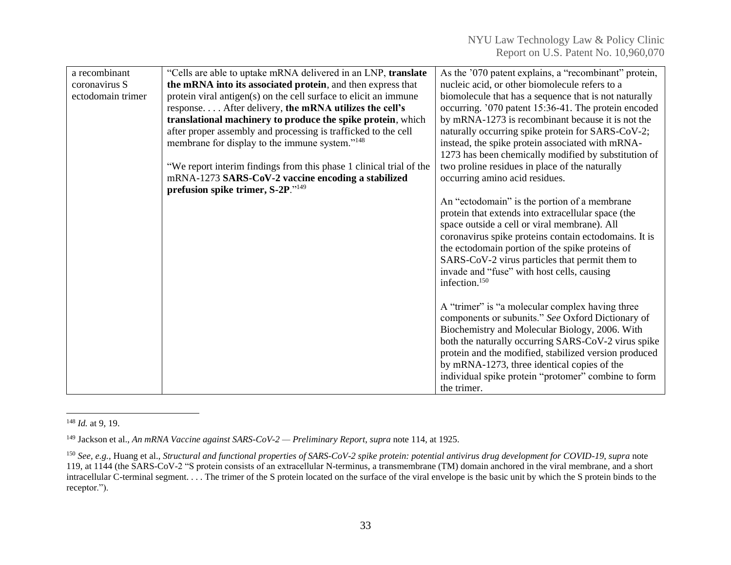| | | |
|---|---|---|
| a recombinant coronavirus S ectodomain trimer | "Cells are able to uptake mRNA delivered in an LNP, **translate the mRNA into its associated protein**, and then express that protein viral antigen(s) on the cell surface to elicit an immune response. . . . After delivery, **the mRNA utilizes the cell's translational machinery to produce the spike protein**, which after proper assembly and processing is trafficked to the cell membrane for display to the immune system."[148]<br><br>"We report interim findings from this phase 1 clinical trial of the mRNA-1273 **SARS-CoV-2 vaccine encoding a stabilized prefusion spike trimer, S-2P**."[149] | As the '070 patent explains, a "recombinant" protein, nucleic acid, or other biomolecule refers to a biomolecule that has a sequence that is not naturally occurring. '070 patent 15:36-41. The protein encoded by mRNA-1273 is recombinant because it is not the naturally occurring spike protein for SARS-CoV-2; instead, the spike protein associated with mRNA-1273 has been chemically modified by substitution of two proline residues in place of the naturally occurring amino acid residues.<br><br>An "ectodomain" is the portion of a membrane protein that extends into extracellular space (the space outside a cell or viral membrane). All coronavirus spike proteins contain ectodomains. It is the ectodomain portion of the spike proteins of SARS-CoV-2 virus particles that permit them to invade and "fuse" with host cells, causing infection.[150]<br><br>A "trimer" is "a molecular complex having three components or subunits." *See* Oxford Dictionary of Biochemistry and Molecular Biology, 2006. With both the naturally occurring SARS-CoV-2 virus spike protein and the modified, stabilized version produced by mRNA-1273, three identical copies of the individual spike protein "protomer" combine to form the trimer. |

[148] *Id.* at 9, 19.

[149] Jackson et al., *An mRNA Vaccine against SARS-CoV-2 — Preliminary Report*, *supra* note 114, at 1925.

[150] *See, e.g.*, Huang et al., *Structural and functional properties of SARS-CoV-2 spike protein: potential antivirus drug development for COVID-19*, *supra* note 119, at 1144 (the SARS-CoV-2 "S protein consists of an extracellular N-terminus, a transmembrane (TM) domain anchored in the viral membrane, and a short intracellular C-terminal segment. . . . The trimer of the S protein located on the surface of the viral envelope is the basic unit by which the S protein binds to the receptor.").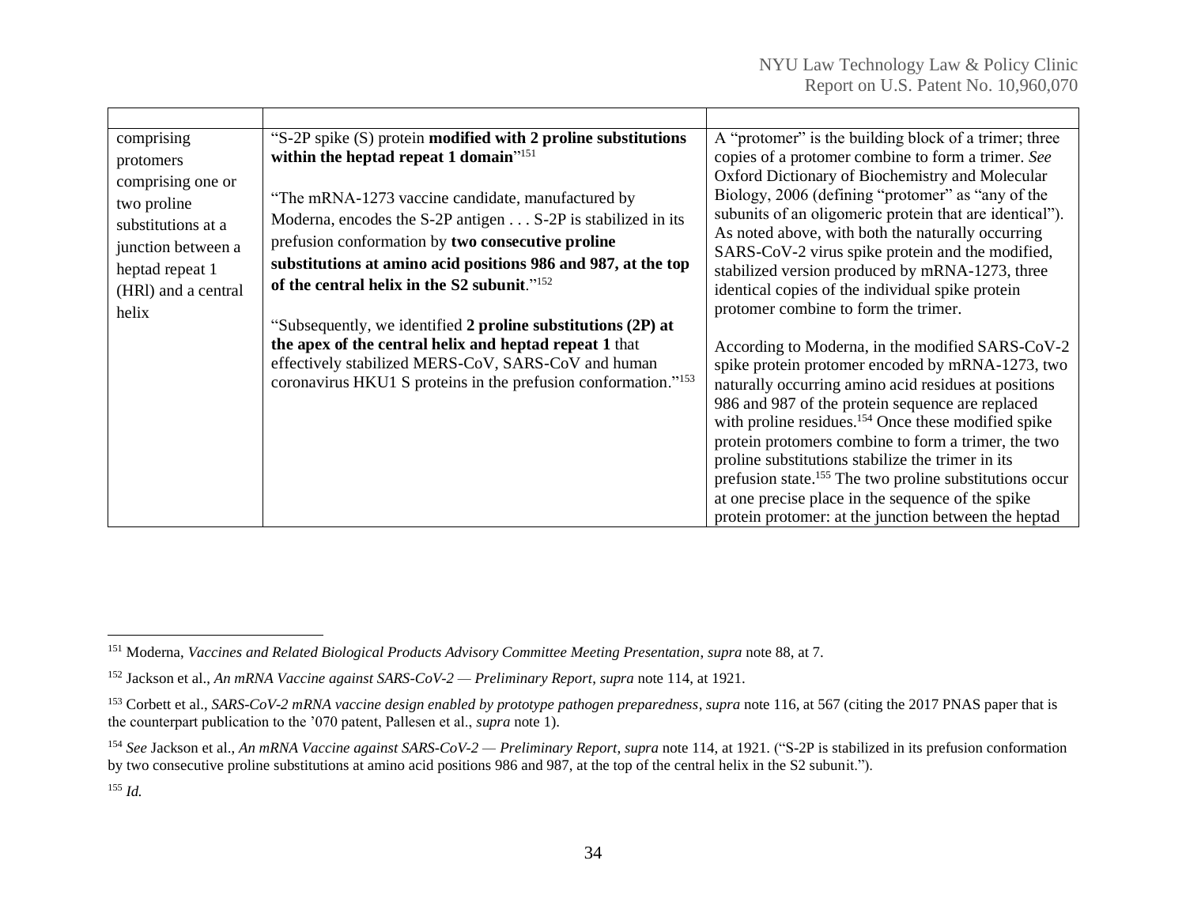| | | |
|---|---|---|
| comprising protomers comprising one or two proline substitutions at a junction between a heptad repeat 1 (HRl) and a central helix | "S-2P spike (S) protein **modified with 2 proline substitutions within the heptad repeat 1 domain**"[151]<br><br>"The mRNA-1273 vaccine candidate, manufactured by Moderna, encodes the S-2P antigen . . . S-2P is stabilized in its prefusion conformation by **two consecutive proline substitutions at amino acid positions 986 and 987, at the top of the central helix in the S2 subunit**."[152]<br><br>"Subsequently, we identified **2 proline substitutions (2P) at the apex of the central helix and heptad repeat 1** that effectively stabilized MERS-CoV, SARS-CoV and human coronavirus HKU1 S proteins in the prefusion conformation."[153] | A "protomer" is the building block of a trimer; three copies of a protomer combine to form a trimer. *See* Oxford Dictionary of Biochemistry and Molecular Biology, 2006 (defining "protomer" as "any of the subunits of an oligomeric protein that are identical"). As noted above, with both the naturally occurring SARS-CoV-2 virus spike protein and the modified, stabilized version produced by mRNA-1273, three identical copies of the individual spike protein protomer combine to form the trimer.<br><br>According to Moderna, in the modified SARS-CoV-2 spike protein protomer encoded by mRNA-1273, two naturally occurring amino acid residues at positions 986 and 987 of the protein sequence are replaced with proline residues.[154] Once these modified spike protein protomers combine to form a trimer, the two proline substitutions stabilize the trimer in its prefusion state.[155] The two proline substitutions occur at one precise place in the sequence of the spike protein protomer: at the junction between the heptad |

[151] Moderna, *Vaccines and Related Biological Products Advisory Committee Meeting Presentation*, *supra* note 88, at 7.

[152] Jackson et al., *An mRNA Vaccine against SARS-CoV-2 — Preliminary Report*, *supra* note 114, at 1921.

[153] Corbett et al., *SARS-CoV-2 mRNA vaccine design enabled by prototype pathogen preparedness*, *supra* note 116, at 567 (citing the 2017 PNAS paper that is the counterpart publication to the '070 patent, Pallesen et al., *supra* note 1).

[154] *See* Jackson et al., *An mRNA Vaccine against SARS-CoV-2 — Preliminary Report*, *supra* note 114, at 1921. ("S-2P is stabilized in its prefusion conformation by two consecutive proline substitutions at amino acid positions 986 and 987, at the top of the central helix in the S2 subunit.").

[155] *Id.*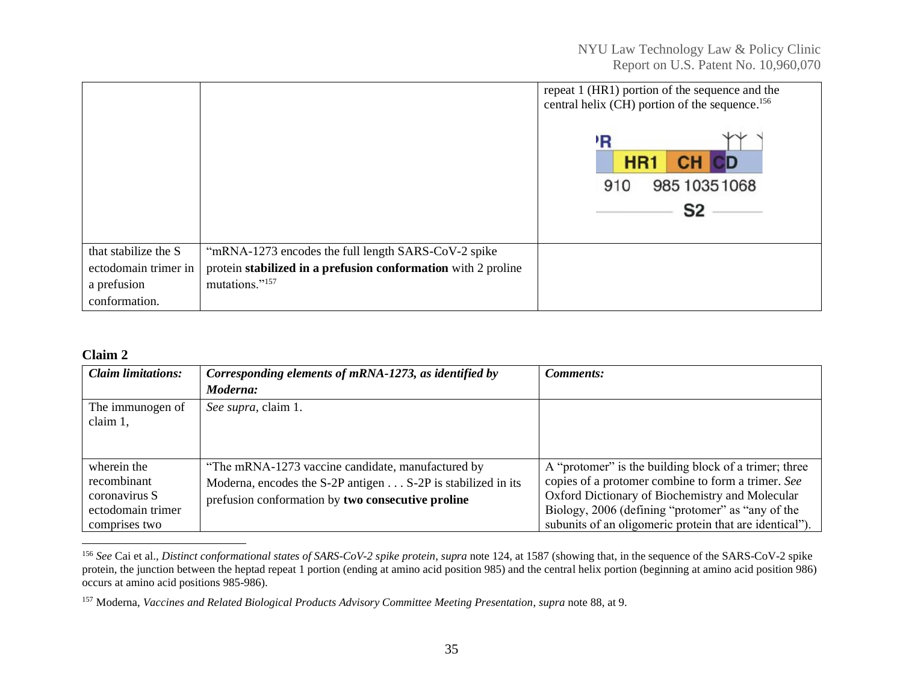| | | |
|---|---|---|
| | | repeat 1 (HR1) portion of the sequence and the central helix (CH) portion of the sequence.[156] |
| that stabilize the S ectodomain trimer in a prefusion conformation. | "mRNA-1273 encodes the full length SARS-CoV-2 spike protein **stabilized in a prefusion conformation** with 2 proline mutations."[157] | |

**Claim 2**

| *Claim limitations:* | *Corresponding elements of mRNA-1273, as identified by Moderna:* | *Comments:* |
|---|---|---|
| The immunogen of claim 1, | *See supra,* claim 1. | |
| wherein the recombinant coronavirus S ectodomain trimer comprises two | "The mRNA-1273 vaccine candidate, manufactured by Moderna, encodes the S-2P antigen . . . S-2P is stabilized in its prefusion conformation by **two consecutive proline** | A "protomer" is the building block of a trimer; three copies of a protomer combine to form a trimer. *See* Oxford Dictionary of Biochemistry and Molecular Biology, 2006 (defining "protomer" as "any of the subunits of an oligomeric protein that are identical"). |

[156] *See* Cai et al., *Distinct conformational states of SARS-CoV-2 spike protein*, *supra* note 124, at 1587 (showing that, in the sequence of the SARS-CoV-2 spike protein, the junction between the heptad repeat 1 portion (ending at amino acid position 985) and the central helix portion (beginning at amino acid position 986) occurs at amino acid positions 985-986).

[157] Moderna, *Vaccines and Related Biological Products Advisory Committee Meeting Presentation*, *supra* note 88, at 9.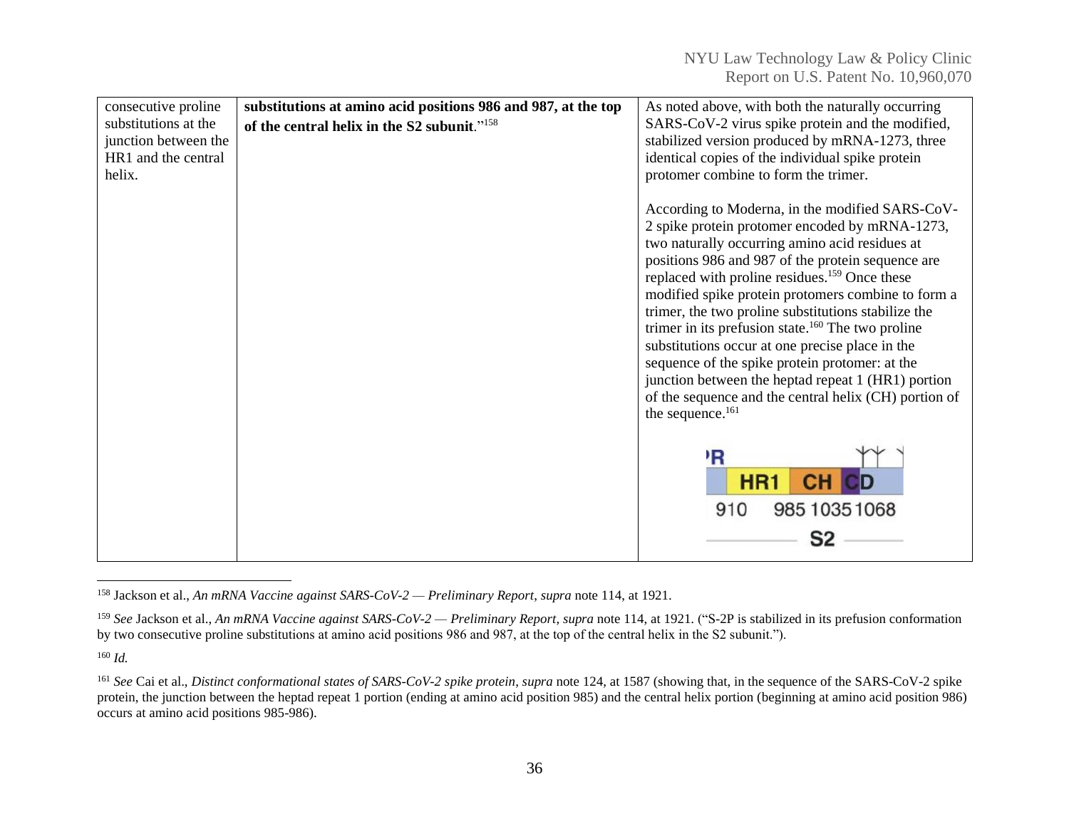| | | |
|---|---|---|
| consecutive proline substitutions at the junction between the HR1 and the central helix. | **substitutions at amino acid positions 986 and 987, at the top of the central helix in the S2 subunit**."[158] | As noted above, with both the naturally occurring SARS-CoV-2 virus spike protein and the modified, stabilized version produced by mRNA-1273, three identical copies of the individual spike protein protomer combine to form the trimer.<br><br>According to Moderna, in the modified SARS-CoV-2 spike protein protomer encoded by mRNA-1273, two naturally occurring amino acid residues at positions 986 and 987 of the protein sequence are replaced with proline residues.[159] Once these modified spike protein protomers combine to form a trimer, the two proline substitutions stabilize the trimer in its prefusion state.[160] The two proline substitutions occur at one precise place in the sequence of the spike protein protomer: at the junction between the heptad repeat 1 (HR1) portion of the sequence and the central helix (CH) portion of the sequence.[161]<br><br>HR1 CH CD<br>910 985 1035 1068<br>S2 |

[158] Jackson et al., *An mRNA Vaccine against SARS-CoV-2 — Preliminary Report*, *supra* note 114, at 1921.

[159] *See* Jackson et al., *An mRNA Vaccine against SARS-CoV-2 — Preliminary Report*, *supra* note 114, at 1921. ("S-2P is stabilized in its prefusion conformation by two consecutive proline substitutions at amino acid positions 986 and 987, at the top of the central helix in the S2 subunit.").

[160] *Id.*

[161] *See* Cai et al., *Distinct conformational states of SARS-CoV-2 spike protein*, *supra* note 124, at 1587 (showing that, in the sequence of the SARS-CoV-2 spike protein, the junction between the heptad repeat 1 portion (ending at amino acid position 985) and the central helix portion (beginning at amino acid position 986) occurs at amino acid positions 985-986).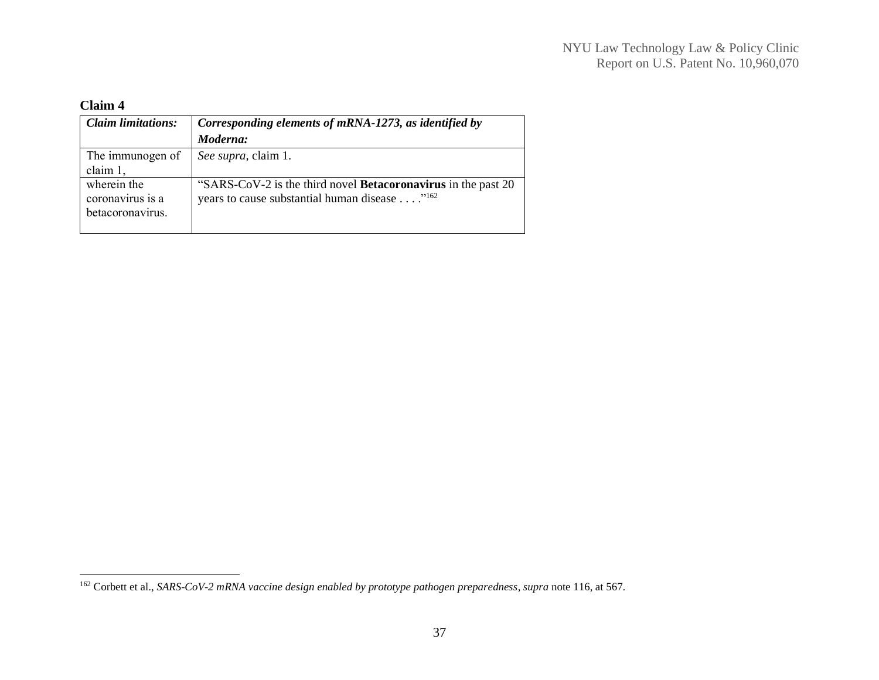**Claim 4**

| *Claim limitations:* | *Corresponding elements of mRNA-1273, as identified by Moderna:* |
|---|---|
| The immunogen of claim 1, | *See supra*, claim 1. |
| wherein the coronavirus is a betacoronavirus. | "SARS-CoV-2 is the third novel **Betacoronavirus** in the past 20 years to cause substantial human disease . . . ."[162] |

[162] Corbett et al., *SARS-CoV-2 mRNA vaccine design enabled by prototype pathogen preparedness*, *supra* note 116, at 567.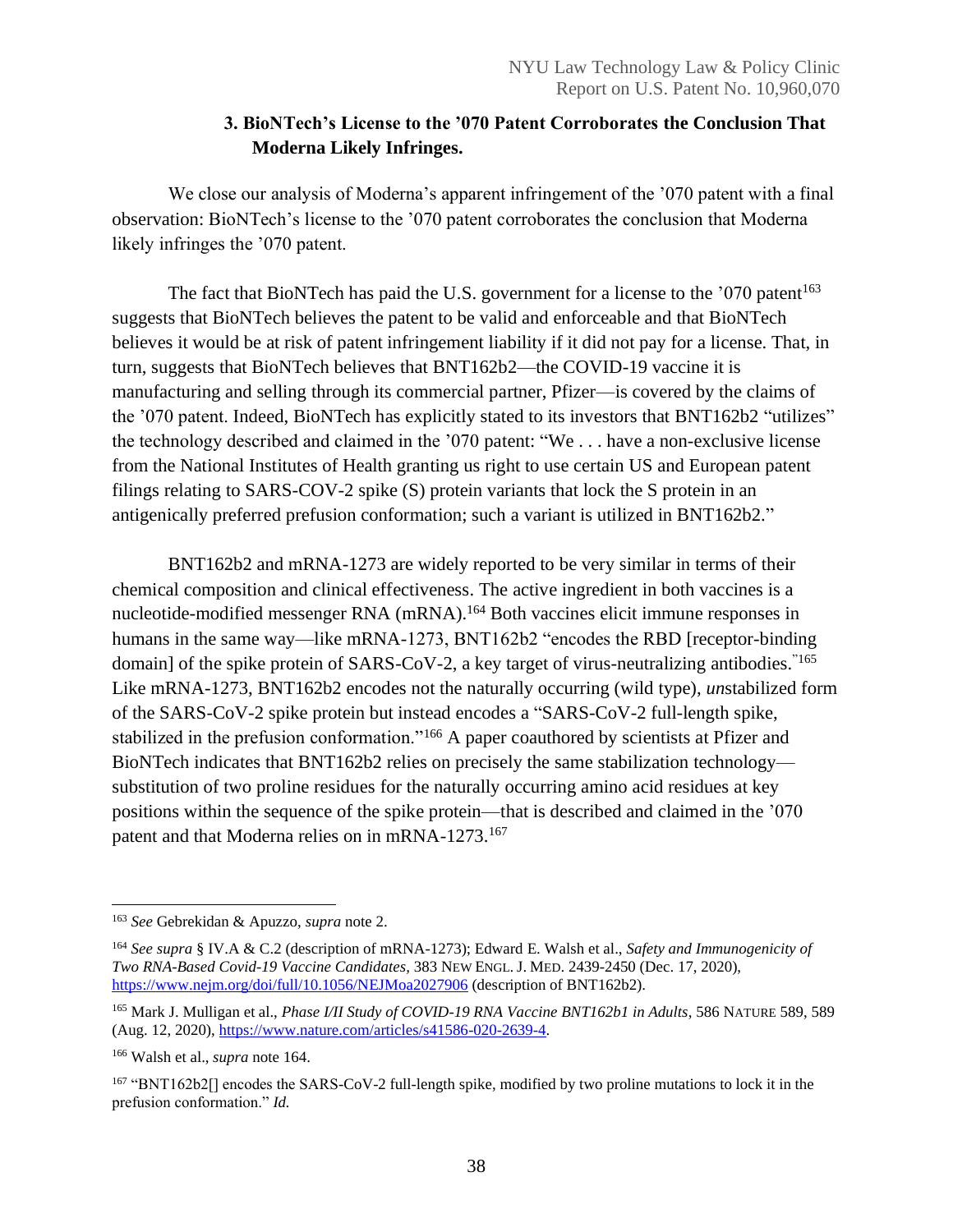### 3. BioNTech's License to the '070 Patent Corroborates the Conclusion That Moderna Likely Infringes.

We close our analysis of Moderna's apparent infringement of the '070 patent with a final observation: BioNTech's license to the '070 patent corroborates the conclusion that Moderna likely infringes the '070 patent.

The fact that BioNTech has paid the U.S. government for a license to the '070 patent[163] suggests that BioNTech believes the patent to be valid and enforceable and that BioNTech believes it would be at risk of patent infringement liability if it did not pay for a license. That, in turn, suggests that BioNTech believes that BNT162b2—the COVID-19 vaccine it is manufacturing and selling through its commercial partner, Pfizer—is covered by the claims of the '070 patent. Indeed, BioNTech has explicitly stated to its investors that BNT162b2 "utilizes" the technology described and claimed in the '070 patent: "We . . . have a non-exclusive license from the National Institutes of Health granting us right to use certain US and European patent filings relating to SARS-COV-2 spike (S) protein variants that lock the S protein in an antigenically preferred prefusion conformation; such a variant is utilized in BNT162b2."

BNT162b2 and mRNA-1273 are widely reported to be very similar in terms of their chemical composition and clinical effectiveness. The active ingredient in both vaccines is a nucleotide-modified messenger RNA (mRNA).[164] Both vaccines elicit immune responses in humans in the same way—like mRNA-1273, BNT162b2 "encodes the RBD [receptor-binding domain] of the spike protein of SARS-CoV-2, a key target of virus-neutralizing antibodies."[165] Like mRNA-1273, BNT162b2 encodes not the naturally occurring (wild type), *un*stabilized form of the SARS-CoV-2 spike protein but instead encodes a "SARS-CoV-2 full-length spike, stabilized in the prefusion conformation."[166] A paper coauthored by scientists at Pfizer and BioNTech indicates that BNT162b2 relies on precisely the same stabilization technology—substitution of two proline residues for the naturally occurring amino acid residues at key positions within the sequence of the spike protein—that is described and claimed in the '070 patent and that Moderna relies on in mRNA-1273.[167]

---

[163] *See* Gebrekidan & Apuzzo, *supra* note 2.

[164] *See supra* § IV.A & C.2 (description of mRNA-1273); Edward E. Walsh et al., *Safety and Immunogenicity of Two RNA-Based Covid-19 Vaccine Candidates*, 383 NEW ENGL. J. MED. 2439-2450 (Dec. 17, 2020), https://www.nejm.org/doi/full/10.1056/NEJMoa2027906 (description of BNT162b2).

[165] Mark J. Mulligan et al., *Phase I/II Study of COVID-19 RNA Vaccine BNT162b1 in Adults*, 586 NATURE 589, 589 (Aug. 12, 2020), https://www.nature.com/articles/s41586-020-2639-4.

[166] Walsh et al., *supra* note 164.

[167] "BNT162b2[] encodes the SARS-CoV-2 full-length spike, modified by two proline mutations to lock it in the prefusion conformation." *Id.*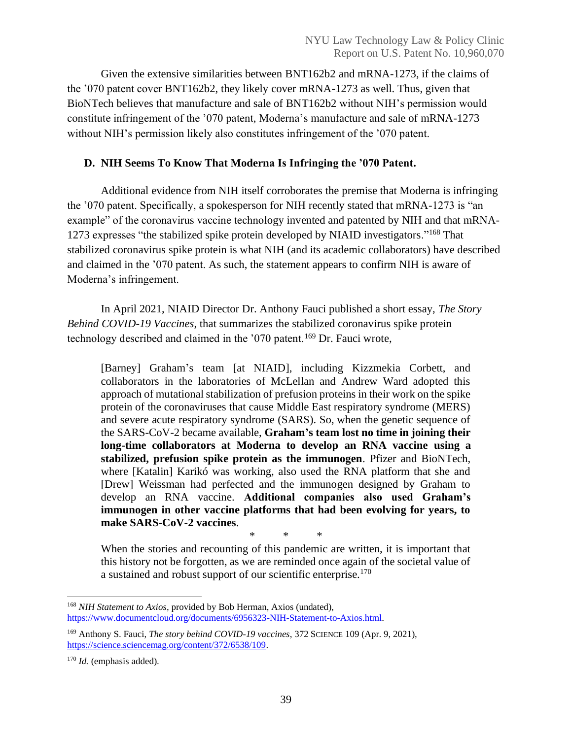Given the extensive similarities between BNT162b2 and mRNA-1273, if the claims of the '070 patent cover BNT162b2, they likely cover mRNA-1273 as well. Thus, given that BioNTech believes that manufacture and sale of BNT162b2 without NIH's permission would constitute infringement of the '070 patent, Moderna's manufacture and sale of mRNA-1273 without NIH's permission likely also constitutes infringement of the '070 patent.

### D. NIH Seems To Know That Moderna Is Infringing the '070 Patent.

Additional evidence from NIH itself corroborates the premise that Moderna is infringing the '070 patent. Specifically, a spokesperson for NIH recently stated that mRNA-1273 is "an example" of the coronavirus vaccine technology invented and patented by NIH and that mRNA-1273 expresses "the stabilized spike protein developed by NIAID investigators."[168] That stabilized coronavirus spike protein is what NIH (and its academic collaborators) have described and claimed in the '070 patent. As such, the statement appears to confirm NIH is aware of Moderna's infringement.

In April 2021, NIAID Director Dr. Anthony Fauci published a short essay, *The Story Behind COVID-19 Vaccines*, that summarizes the stabilized coronavirus spike protein technology described and claimed in the '070 patent.[169] Dr. Fauci wrote,

> [Barney] Graham's team [at NIAID], including Kizzmekia Corbett, and collaborators in the laboratories of McLellan and Andrew Ward adopted this approach of mutational stabilization of prefusion proteins in their work on the spike protein of the coronaviruses that cause Middle East respiratory syndrome (MERS) and severe acute respiratory syndrome (SARS). So, when the genetic sequence of the SARS-CoV-2 became available, **Graham's team lost no time in joining their long-time collaborators at Moderna to develop an RNA vaccine using a stabilized, prefusion spike protein as the immunogen**. Pfizer and BioNTech, where [Katalin] Karikó was working, also used the RNA platform that she and [Drew] Weissman had perfected and the immunogen designed by Graham to develop an RNA vaccine. **Additional companies also used Graham's immunogen in other vaccine platforms that had been evolving for years, to make SARS-CoV-2 vaccines**.
>
> \* \* \*
>
> When the stories and recounting of this pandemic are written, it is important that this history not be forgotten, as we are reminded once again of the societal value of a sustained and robust support of our scientific enterprise.[170]

---

[168] *NIH Statement to Axios*, provided by Bob Herman, Axios (undated), https://www.documentcloud.org/documents/6956323-NIH-Statement-to-Axios.html.

[169] Anthony S. Fauci, *The story behind COVID-19 vaccines*, 372 SCIENCE 109 (Apr. 9, 2021), https://science.sciencemag.org/content/372/6538/109.

[170] *Id.* (emphasis added).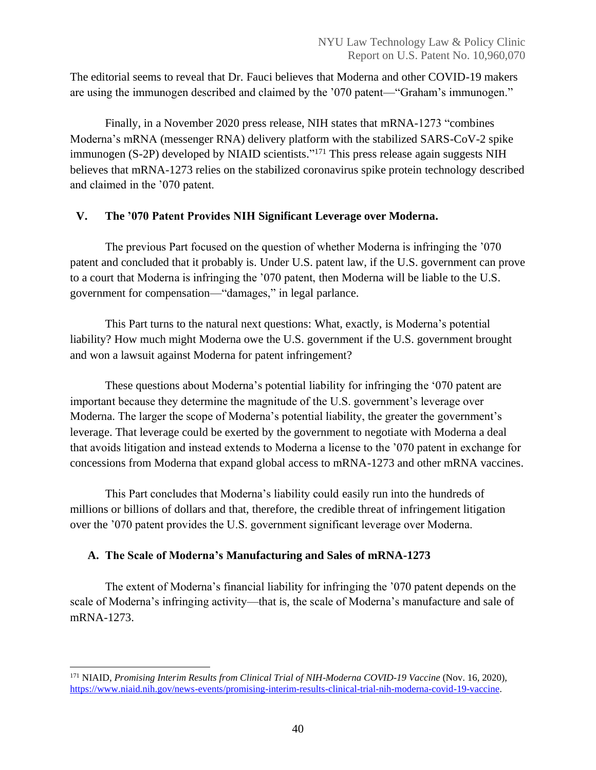The editorial seems to reveal that Dr. Fauci believes that Moderna and other COVID-19 makers are using the immunogen described and claimed by the '070 patent—"Graham's immunogen."

Finally, in a November 2020 press release, NIH states that mRNA-1273 "combines Moderna's mRNA (messenger RNA) delivery platform with the stabilized SARS-CoV-2 spike immunogen (S-2P) developed by NIAID scientists."[171] This press release again suggests NIH believes that mRNA-1273 relies on the stabilized coronavirus spike protein technology described and claimed in the '070 patent.

## V. The '070 Patent Provides NIH Significant Leverage over Moderna.

The previous Part focused on the question of whether Moderna is infringing the '070 patent and concluded that it probably is. Under U.S. patent law, if the U.S. government can prove to a court that Moderna is infringing the '070 patent, then Moderna will be liable to the U.S. government for compensation—"damages," in legal parlance.

This Part turns to the natural next questions: What, exactly, is Moderna's potential liability? How much might Moderna owe the U.S. government if the U.S. government brought and won a lawsuit against Moderna for patent infringement?

These questions about Moderna's potential liability for infringing the '070 patent are important because they determine the magnitude of the U.S. government's leverage over Moderna. The larger the scope of Moderna's potential liability, the greater the government's leverage. That leverage could be exerted by the government to negotiate with Moderna a deal that avoids litigation and instead extends to Moderna a license to the '070 patent in exchange for concessions from Moderna that expand global access to mRNA-1273 and other mRNA vaccines.

This Part concludes that Moderna's liability could easily run into the hundreds of millions or billions of dollars and that, therefore, the credible threat of infringement litigation over the '070 patent provides the U.S. government significant leverage over Moderna.

### A. The Scale of Moderna's Manufacturing and Sales of mRNA-1273

The extent of Moderna's financial liability for infringing the '070 patent depends on the scale of Moderna's infringing activity—that is, the scale of Moderna's manufacture and sale of mRNA-1273.

---

[171] NIAID, *Promising Interim Results from Clinical Trial of NIH-Moderna COVID-19 Vaccine* (Nov. 16, 2020), https://www.niaid.nih.gov/news-events/promising-interim-results-clinical-trial-nih-moderna-covid-19-vaccine.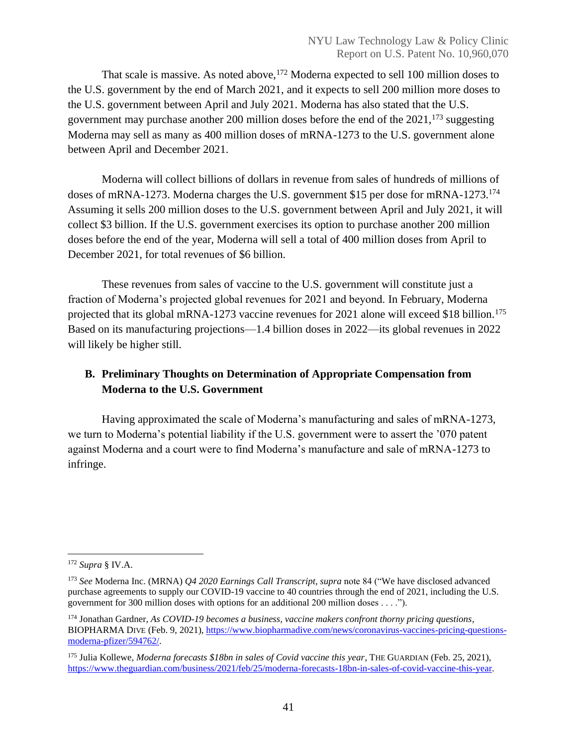That scale is massive. As noted above,[172] Moderna expected to sell 100 million doses to the U.S. government by the end of March 2021, and it expects to sell 200 million more doses to the U.S. government between April and July 2021. Moderna has also stated that the U.S. government may purchase another 200 million doses before the end of the 2021,[173] suggesting Moderna may sell as many as 400 million doses of mRNA-1273 to the U.S. government alone between April and December 2021.

Moderna will collect billions of dollars in revenue from sales of hundreds of millions of doses of mRNA-1273. Moderna charges the U.S. government $15 per dose for mRNA-1273.[174] Assuming it sells 200 million doses to the U.S. government between April and July 2021, it will collect $3 billion. If the U.S. government exercises its option to purchase another 200 million doses before the end of the year, Moderna will sell a total of 400 million doses from April to December 2021, for total revenues of $6 billion.

These revenues from sales of vaccine to the U.S. government will constitute just a fraction of Moderna's projected global revenues for 2021 and beyond. In February, Moderna projected that its global mRNA-1273 vaccine revenues for 2021 alone will exceed $18 billion.[175] Based on its manufacturing projections—1.4 billion doses in 2022—its global revenues in 2022 will likely be higher still.

### B. Preliminary Thoughts on Determination of Appropriate Compensation from Moderna to the U.S. Government

Having approximated the scale of Moderna's manufacturing and sales of mRNA-1273, we turn to Moderna's potential liability if the U.S. government were to assert the '070 patent against Moderna and a court were to find Moderna's manufacture and sale of mRNA-1273 to infringe.

---

[172] *Supra* § IV.A.

[173] *See* Moderna Inc. (MRNA) *Q4 2020 Earnings Call Transcript*, *supra* note 84 ("We have disclosed advanced purchase agreements to supply our COVID-19 vaccine to 40 countries through the end of 2021, including the U.S. government for 300 million doses with options for an additional 200 million doses . . . .").

[174] Jonathan Gardner, *As COVID-19 becomes a business, vaccine makers confront thorny pricing questions*, BIOPHARMA DIVE (Feb. 9, 2021), https://www.biopharmadive.com/news/coronavirus-vaccines-pricing-questions-moderna-pfizer/594762/.

[175] Julia Kollewe, *Moderna forecasts $18bn in sales of Covid vaccine this year*, THE GUARDIAN (Feb. 25, 2021), https://www.theguardian.com/business/2021/feb/25/moderna-forecasts-18bn-in-sales-of-covid-vaccine-this-year.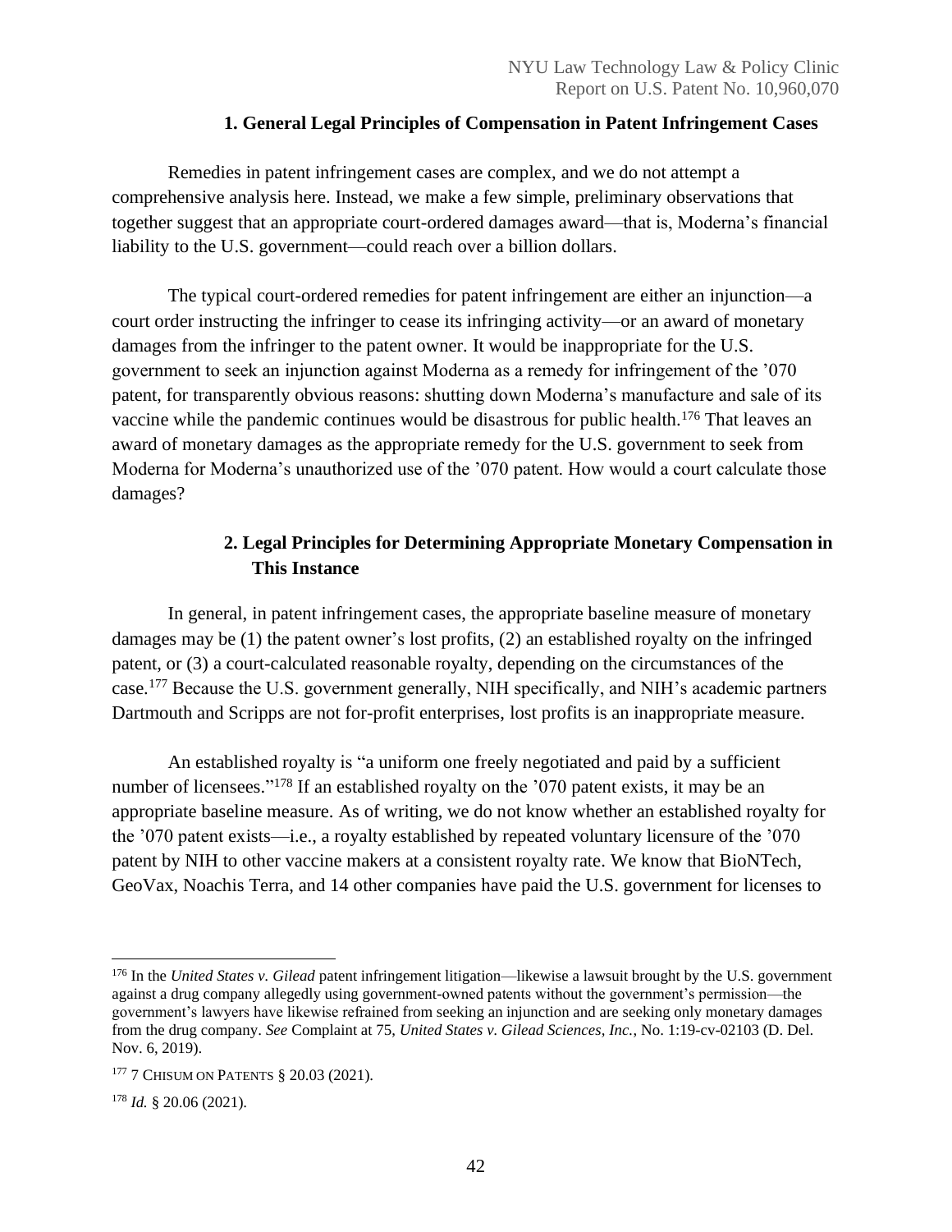### 1. General Legal Principles of Compensation in Patent Infringement Cases

Remedies in patent infringement cases are complex, and we do not attempt a comprehensive analysis here. Instead, we make a few simple, preliminary observations that together suggest that an appropriate court-ordered damages award—that is, Moderna's financial liability to the U.S. government—could reach over a billion dollars.

The typical court-ordered remedies for patent infringement are either an injunction—a court order instructing the infringer to cease its infringing activity—or an award of monetary damages from the infringer to the patent owner. It would be inappropriate for the U.S. government to seek an injunction against Moderna as a remedy for infringement of the '070 patent, for transparently obvious reasons: shutting down Moderna's manufacture and sale of its vaccine while the pandemic continues would be disastrous for public health.[176] That leaves an award of monetary damages as the appropriate remedy for the U.S. government to seek from Moderna for Moderna's unauthorized use of the '070 patent. How would a court calculate those damages?

### 2. Legal Principles for Determining Appropriate Monetary Compensation in This Instance

In general, in patent infringement cases, the appropriate baseline measure of monetary damages may be (1) the patent owner's lost profits, (2) an established royalty on the infringed patent, or (3) a court-calculated reasonable royalty, depending on the circumstances of the case.[177] Because the U.S. government generally, NIH specifically, and NIH's academic partners Dartmouth and Scripps are not for-profit enterprises, lost profits is an inappropriate measure.

An established royalty is "a uniform one freely negotiated and paid by a sufficient number of licensees."[178] If an established royalty on the '070 patent exists, it may be an appropriate baseline measure. As of writing, we do not know whether an established royalty for the '070 patent exists—i.e., a royalty established by repeated voluntary licensure of the '070 patent by NIH to other vaccine makers at a consistent royalty rate. We know that BioNTech, GeoVax, Noachis Terra, and 14 other companies have paid the U.S. government for licenses to

---

[176] In the *United States v. Gilead* patent infringement litigation—likewise a lawsuit brought by the U.S. government against a drug company allegedly using government-owned patents without the government's permission—the government's lawyers have likewise refrained from seeking an injunction and are seeking only monetary damages from the drug company. *See* Complaint at 75, *United States v. Gilead Sciences, Inc.*, No. 1:19-cv-02103 (D. Del. Nov. 6, 2019).

[177] 7 CHISUM ON PATENTS § 20.03 (2021).

[178] *Id.* § 20.06 (2021).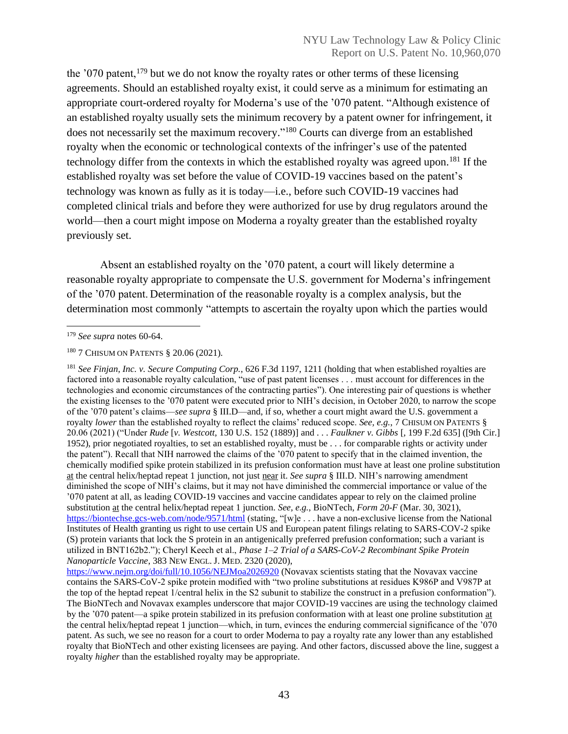the '070 patent,[179] but we do not know the royalty rates or other terms of these licensing agreements. Should an established royalty exist, it could serve as a minimum for estimating an appropriate court-ordered royalty for Moderna's use of the '070 patent. "Although existence of an established royalty usually sets the minimum recovery by a patent owner for infringement, it does not necessarily set the maximum recovery."[180] Courts can diverge from an established royalty when the economic or technological contexts of the infringer's use of the patented technology differ from the contexts in which the established royalty was agreed upon.[181] If the established royalty was set before the value of COVID-19 vaccines based on the patent's technology was known as fully as it is today—i.e., before such COVID-19 vaccines had completed clinical trials and before they were authorized for use by drug regulators around the world—then a court might impose on Moderna a royalty greater than the established royalty previously set.

Absent an established royalty on the '070 patent, a court will likely determine a reasonable royalty appropriate to compensate the U.S. government for Moderna's infringement of the '070 patent. Determination of the reasonable royalty is a complex analysis, but the determination most commonly "attempts to ascertain the royalty upon which the parties would

---

[179] *See supra* notes 60-64.

[180] 7 CHISUM ON PATENTS § 20.06 (2021).

[181] *See Finjan, Inc. v. Secure Computing Corp.*, 626 F.3d 1197, 1211 (holding that when established royalties are factored into a reasonable royalty calculation, "use of past patent licenses . . . must account for differences in the technologies and economic circumstances of the contracting parties"). One interesting pair of questions is whether the existing licenses to the '070 patent were executed prior to NIH's decision, in October 2020, to narrow the scope of the '070 patent's claims—*see supra* § III.D—and, if so, whether a court might award the U.S. government a royalty *lower* than the established royalty to reflect the claims' reduced scope. *See, e.g.*, 7 CHISUM ON PATENTS § 20.06 (2021) ("Under *Rude* [*v. Westcott*, 130 U.S. 152 (1889)] and . . . *Faulkner v. Gibbs* [, 199 F.2d 635] ([9th Cir.] 1952), prior negotiated royalties, to set an established royalty, must be . . . for comparable rights or activity under the patent"). Recall that NIH narrowed the claims of the '070 patent to specify that in the claimed invention, the chemically modified spike protein stabilized in its prefusion conformation must have at least one proline substitution <u>at</u> the central helix/heptad repeat 1 junction, not just <u>near</u> it. *See supra* § III.D. NIH's narrowing amendment diminished the scope of NIH's claims, but it may not have diminished the commercial importance or value of the '070 patent at all, as leading COVID-19 vaccines and vaccine candidates appear to rely on the claimed proline substitution <u>at</u> the central helix/heptad repeat 1 junction. *See, e.g.*, BioNTech, *Form 20-F* (Mar. 30, 3021), https://biontechse.gcs-web.com/node/9571/html (stating, "[w]e . . . have a non-exclusive license from the National Institutes of Health granting us right to use certain US and European patent filings relating to SARS-COV-2 spike (S) protein variants that lock the S protein in an antigenically preferred prefusion conformation; such a variant is utilized in BNT162b2."); Cheryl Keech et al., *Phase 1–2 Trial of a SARS-CoV-2 Recombinant Spike Protein Nanoparticle Vaccine*, 383 NEW ENGL. J. MED. 2320 (2020), https://www.nejm.org/doi/full/10.1056/NEJMoa2026920 (Novavax scientists stating that the Novavax vaccine contains the SARS-CoV-2 spike protein modified with "two proline substitutions at residues K986P and V987P at the top of the heptad repeat 1/central helix in the S2 subunit to stabilize the construct in a prefusion conformation"). The BioNTech and Novavax examples underscore that major COVID-19 vaccines are using the technology claimed by the '070 patent—a spike protein stabilized in its prefusion conformation with at least one proline substitution <u>at</u> the central helix/heptad repeat 1 junction—which, in turn, evinces the enduring commercial significance of the '070 patent. As such, we see no reason for a court to order Moderna to pay a royalty rate any lower than any established royalty that BioNTech and other existing licensees are paying. And other factors, discussed above the line, suggest a royalty *higher* than the established royalty may be appropriate.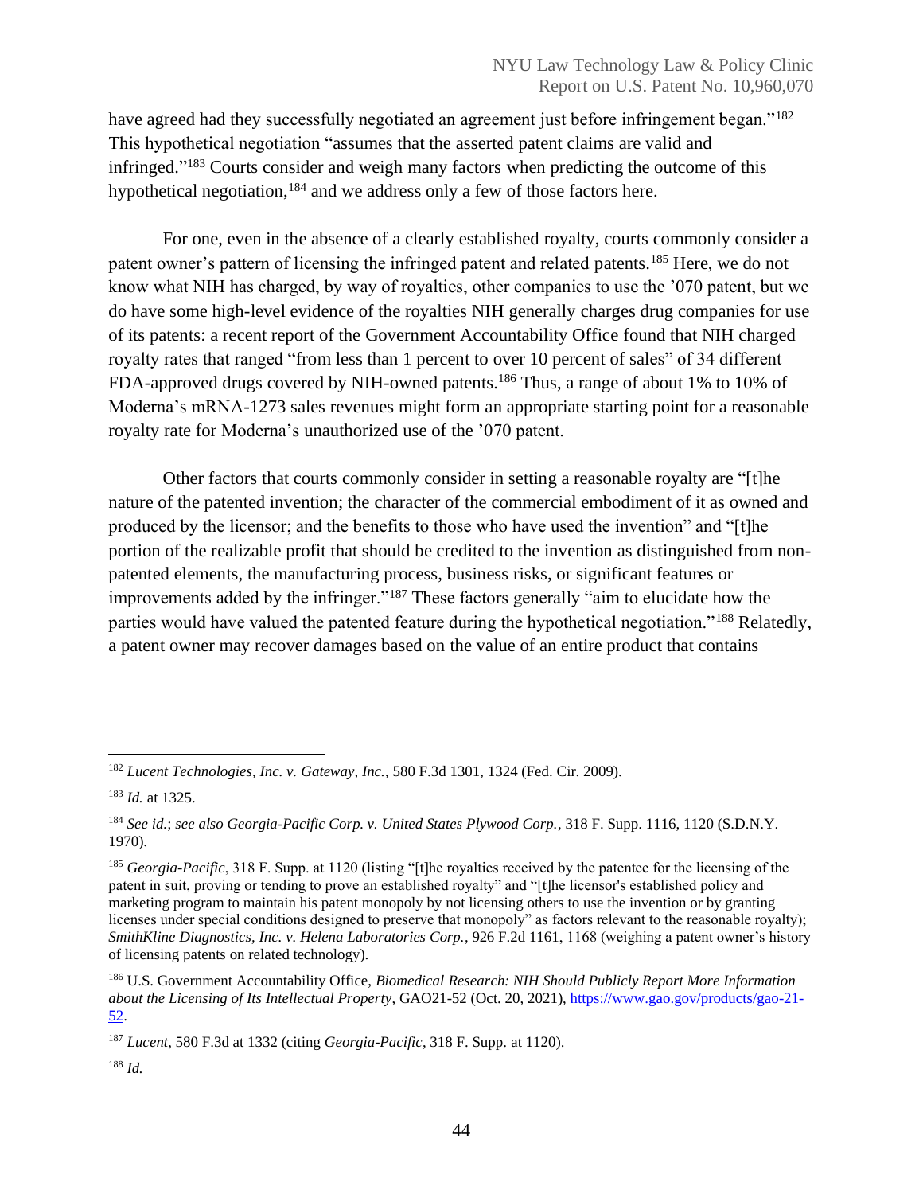have agreed had they successfully negotiated an agreement just before infringement began."[182] This hypothetical negotiation "assumes that the asserted patent claims are valid and infringed."[183] Courts consider and weigh many factors when predicting the outcome of this hypothetical negotiation,[184] and we address only a few of those factors here.

For one, even in the absence of a clearly established royalty, courts commonly consider a patent owner's pattern of licensing the infringed patent and related patents.[185] Here, we do not know what NIH has charged, by way of royalties, other companies to use the '070 patent, but we do have some high-level evidence of the royalties NIH generally charges drug companies for use of its patents: a recent report of the Government Accountability Office found that NIH charged royalty rates that ranged "from less than 1 percent to over 10 percent of sales" of 34 different FDA-approved drugs covered by NIH-owned patents.[186] Thus, a range of about 1% to 10% of Moderna's mRNA-1273 sales revenues might form an appropriate starting point for a reasonable royalty rate for Moderna's unauthorized use of the '070 patent.

Other factors that courts commonly consider in setting a reasonable royalty are "[t]he nature of the patented invention; the character of the commercial embodiment of it as owned and produced by the licensor; and the benefits to those who have used the invention" and "[t]he portion of the realizable profit that should be credited to the invention as distinguished from non-patented elements, the manufacturing process, business risks, or significant features or improvements added by the infringer."[187] These factors generally "aim to elucidate how the parties would have valued the patented feature during the hypothetical negotiation."[188] Relatedly, a patent owner may recover damages based on the value of an entire product that contains

---

[182] *Lucent Technologies, Inc. v. Gateway, Inc.*, 580 F.3d 1301, 1324 (Fed. Cir. 2009).

[183] *Id.* at 1325.

[184] *See id.*; *see also Georgia-Pacific Corp. v. United States Plywood Corp.*, 318 F. Supp. 1116, 1120 (S.D.N.Y. 1970).

[185] *Georgia-Pacific*, 318 F. Supp. at 1120 (listing "[t]he royalties received by the patentee for the licensing of the patent in suit, proving or tending to prove an established royalty" and "[t]he licensor's established policy and marketing program to maintain his patent monopoly by not licensing others to use the invention or by granting licenses under special conditions designed to preserve that monopoly" as factors relevant to the reasonable royalty); *SmithKline Diagnostics, Inc. v. Helena Laboratories Corp.*, 926 F.2d 1161, 1168 (weighing a patent owner's history of licensing patents on related technology).

[186] U.S. Government Accountability Office, *Biomedical Research: NIH Should Publicly Report More Information about the Licensing of Its Intellectual Property*, GAO21-52 (Oct. 20, 2021), https://www.gao.gov/products/gao-21-52.

[187] *Lucent*, 580 F.3d at 1332 (citing *Georgia-Pacific*, 318 F. Supp. at 1120).

[188] *Id.*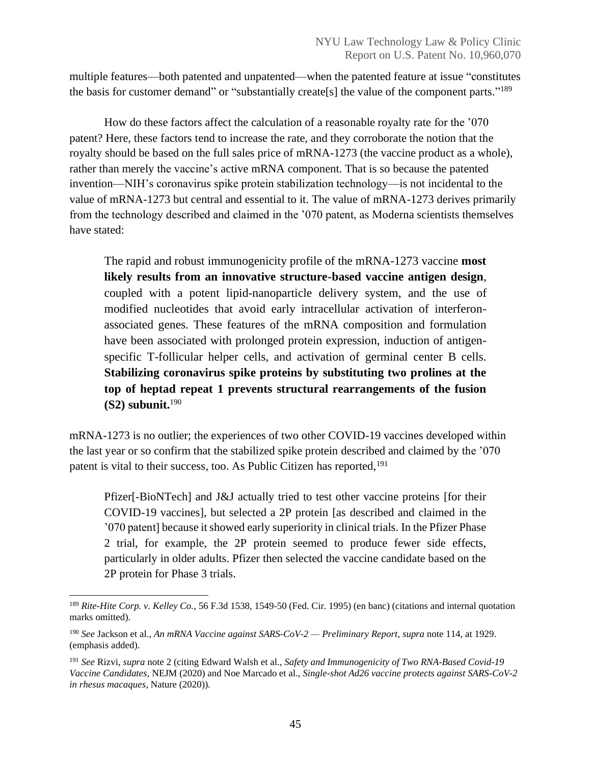multiple features—both patented and unpatented—when the patented feature at issue "constitutes the basis for customer demand" or "substantially create[s] the value of the component parts."[189]

How do these factors affect the calculation of a reasonable royalty rate for the '070 patent? Here, these factors tend to increase the rate, and they corroborate the notion that the royalty should be based on the full sales price of mRNA-1273 (the vaccine product as a whole), rather than merely the vaccine's active mRNA component. That is so because the patented invention—NIH's coronavirus spike protein stabilization technology—is not incidental to the value of mRNA-1273 but central and essential to it. The value of mRNA-1273 derives primarily from the technology described and claimed in the '070 patent, as Moderna scientists themselves have stated:

> The rapid and robust immunogenicity profile of the mRNA-1273 vaccine **most likely results from an innovative structure-based vaccine antigen design**, coupled with a potent lipid-nanoparticle delivery system, and the use of modified nucleotides that avoid early intracellular activation of interferon-associated genes. These features of the mRNA composition and formulation have been associated with prolonged protein expression, induction of antigen-specific T-follicular helper cells, and activation of germinal center B cells. **Stabilizing coronavirus spike proteins by substituting two prolines at the top of heptad repeat 1 prevents structural rearrangements of the fusion (S2) subunit.**[190]

mRNA-1273 is no outlier; the experiences of two other COVID-19 vaccines developed within the last year or so confirm that the stabilized spike protein described and claimed by the '070 patent is vital to their success, too. As Public Citizen has reported,[191]

> Pfizer[-BioNTech] and J&J actually tried to test other vaccine proteins [for their COVID-19 vaccines], but selected a 2P protein [as described and claimed in the '070 patent] because it showed early superiority in clinical trials. In the Pfizer Phase 2 trial, for example, the 2P protein seemed to produce fewer side effects, particularly in older adults. Pfizer then selected the vaccine candidate based on the 2P protein for Phase 3 trials.

---

[189] *Rite-Hite Corp. v. Kelley Co.*, 56 F.3d 1538, 1549-50 (Fed. Cir. 1995) (en banc) (citations and internal quotation marks omitted).

[190] *See* Jackson et al., *An mRNA Vaccine against SARS-CoV-2 — Preliminary Report*, *supra* note 114, at 1929. (emphasis added).

[191] *See* Rizvi, *supra* note 2 (citing Edward Walsh et al., *Safety and Immunogenicity of Two RNA-Based Covid-19 Vaccine Candidates*, NEJM (2020) and Noe Marcado et al., *Single-shot Ad26 vaccine protects against SARS-CoV-2 in rhesus macaques*, Nature (2020)).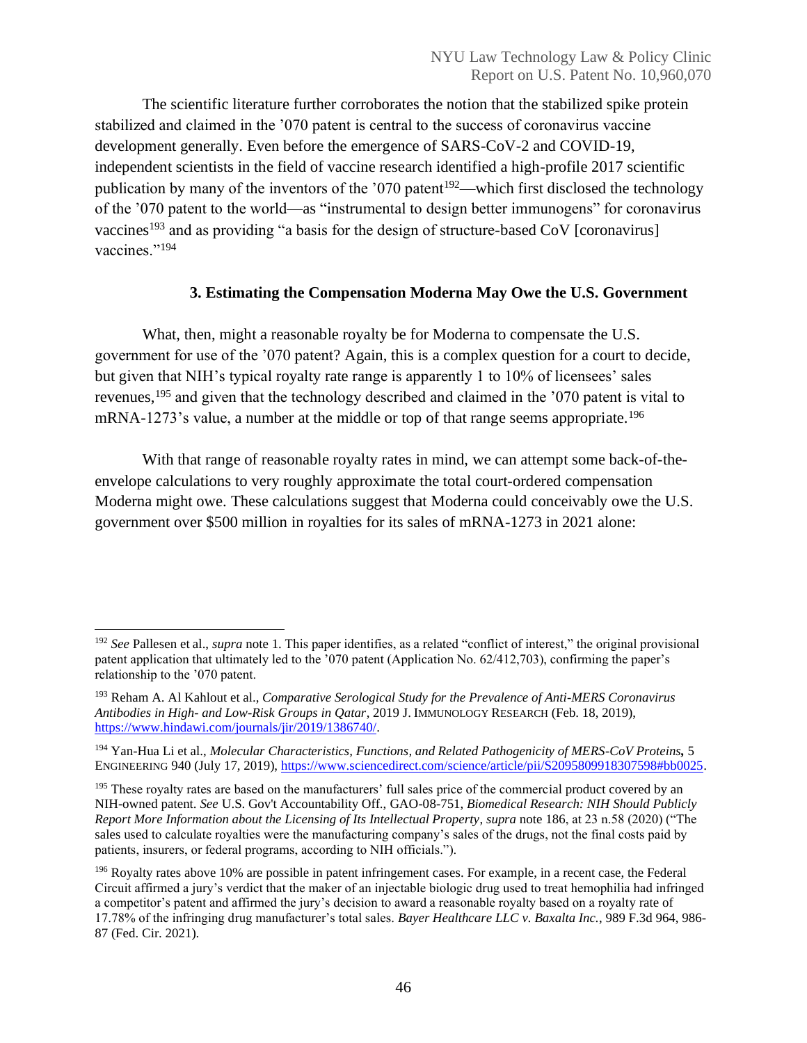The scientific literature further corroborates the notion that the stabilized spike protein stabilized and claimed in the '070 patent is central to the success of coronavirus vaccine development generally. Even before the emergence of SARS-CoV-2 and COVID-19, independent scientists in the field of vaccine research identified a high-profile 2017 scientific publication by many of the inventors of the '070 patent[192]—which first disclosed the technology of the '070 patent to the world—as "instrumental to design better immunogens" for coronavirus vaccines[193] and as providing "a basis for the design of structure-based CoV [coronavirus] vaccines."[194]

### 3. Estimating the Compensation Moderna May Owe the U.S. Government

What, then, might a reasonable royalty be for Moderna to compensate the U.S. government for use of the '070 patent? Again, this is a complex question for a court to decide, but given that NIH's typical royalty rate range is apparently 1 to 10% of licensees' sales revenues,[195] and given that the technology described and claimed in the '070 patent is vital to mRNA-1273's value, a number at the middle or top of that range seems appropriate.[196]

With that range of reasonable royalty rates in mind, we can attempt some back-of-the-envelope calculations to very roughly approximate the total court-ordered compensation Moderna might owe. These calculations suggest that Moderna could conceivably owe the U.S. government over $500 million in royalties for its sales of mRNA-1273 in 2021 alone:

---

[192] *See* Pallesen et al., *supra* note 1. This paper identifies, as a related "conflict of interest," the original provisional patent application that ultimately led to the '070 patent (Application No. 62/412,703), confirming the paper's relationship to the '070 patent.

[193] Reham A. Al Kahlout et al., *Comparative Serological Study for the Prevalence of Anti-MERS Coronavirus Antibodies in High- and Low-Risk Groups in Qatar*, 2019 J. IMMUNOLOGY RESEARCH (Feb. 18, 2019), https://www.hindawi.com/journals/jir/2019/1386740/.

[194] Yan-Hua Li et al., *Molecular Characteristics, Functions, and Related Pathogenicity of MERS-CoV Proteins,* 5 ENGINEERING 940 (July 17, 2019), https://www.sciencedirect.com/science/article/pii/S2095809918307598#bb0025.

[195] These royalty rates are based on the manufacturers' full sales price of the commercial product covered by an NIH-owned patent. *See* U.S. Gov't Accountability Off., GAO-08-751, *Biomedical Research: NIH Should Publicly Report More Information about the Licensing of Its Intellectual Property*, *supra* note 186, at 23 n.58 (2020) ("The sales used to calculate royalties were the manufacturing company's sales of the drugs, not the final costs paid by patients, insurers, or federal programs, according to NIH officials.").

[196] Royalty rates above 10% are possible in patent infringement cases. For example, in a recent case, the Federal Circuit affirmed a jury's verdict that the maker of an injectable biologic drug used to treat hemophilia had infringed a competitor's patent and affirmed the jury's decision to award a reasonable royalty based on a royalty rate of 17.78% of the infringing drug manufacturer's total sales. *Bayer Healthcare LLC v. Baxalta Inc.*, 989 F.3d 964, 986-87 (Fed. Cir. 2021).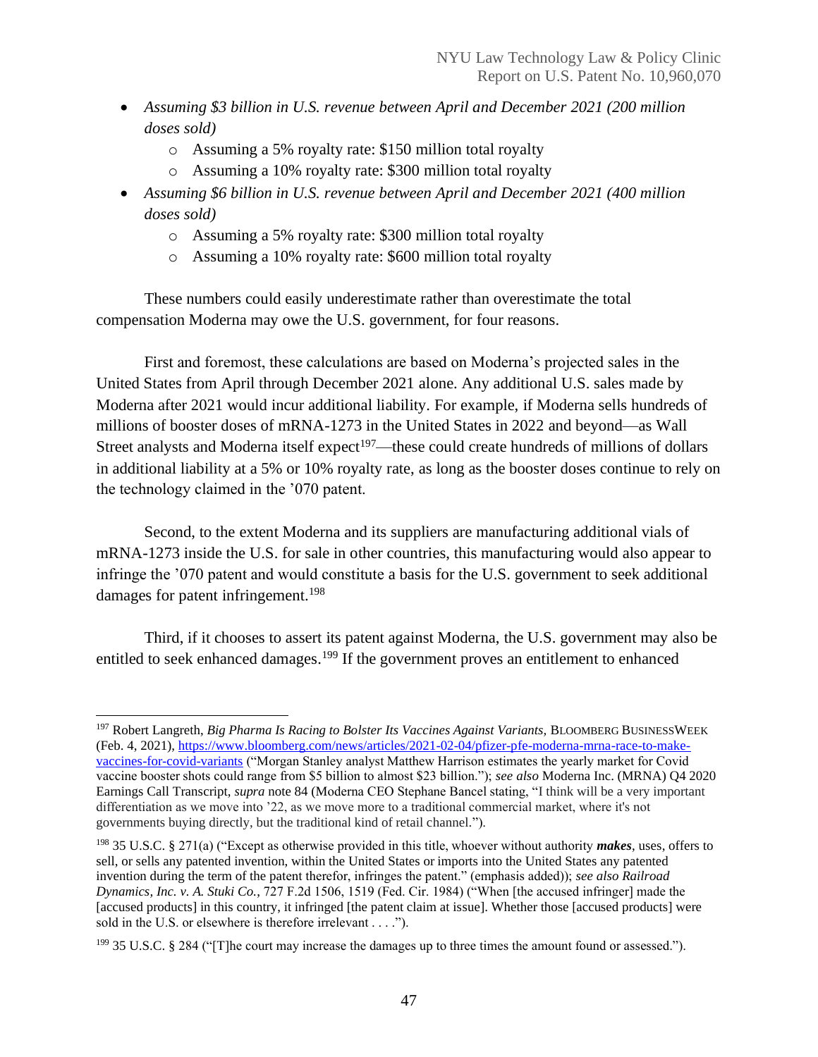- *Assuming $3 billion in U.S. revenue between April and December 2021 (200 million doses sold)*
    - Assuming a 5% royalty rate: $150 million total royalty
    - Assuming a 10% royalty rate: $300 million total royalty
- *Assuming $6 billion in U.S. revenue between April and December 2021 (400 million doses sold)*
    - Assuming a 5% royalty rate: $300 million total royalty
    - Assuming a 10% royalty rate: $600 million total royalty

These numbers could easily underestimate rather than overestimate the total compensation Moderna may owe the U.S. government, for four reasons.

First and foremost, these calculations are based on Moderna's projected sales in the United States from April through December 2021 alone. Any additional U.S. sales made by Moderna after 2021 would incur additional liability. For example, if Moderna sells hundreds of millions of booster doses of mRNA-1273 in the United States in 2022 and beyond—as Wall Street analysts and Moderna itself expect[197]—these could create hundreds of millions of dollars in additional liability at a 5% or 10% royalty rate, as long as the booster doses continue to rely on the technology claimed in the '070 patent.

Second, to the extent Moderna and its suppliers are manufacturing additional vials of mRNA-1273 inside the U.S. for sale in other countries, this manufacturing would also appear to infringe the '070 patent and would constitute a basis for the U.S. government to seek additional damages for patent infringement.[198]

Third, if it chooses to assert its patent against Moderna, the U.S. government may also be entitled to seek enhanced damages.[199] If the government proves an entitlement to enhanced

---

[197] Robert Langreth, *Big Pharma Is Racing to Bolster Its Vaccines Against Variants,* BLOOMBERG BUSINESSWEEK (Feb. 4, 2021), https://www.bloomberg.com/news/articles/2021-02-04/pfizer-pfe-moderna-mrna-race-to-make-vaccines-for-covid-variants ("Morgan Stanley analyst Matthew Harrison estimates the yearly market for Covid vaccine booster shots could range from $5 billion to almost $23 billion."); *see also* Moderna Inc. (MRNA) Q4 2020 Earnings Call Transcript, *supra* note 84 (Moderna CEO Stephane Bancel stating, "I think will be a very important differentiation as we move into '22, as we move more to a traditional commercial market, where it's not governments buying directly, but the traditional kind of retail channel.").

[198] 35 U.S.C. § 271(a) ("Except as otherwise provided in this title, whoever without authority ***makes***, uses, offers to sell, or sells any patented invention, within the United States or imports into the United States any patented invention during the term of the patent therefor, infringes the patent." (emphasis added)); *see also Railroad Dynamics, Inc. v. A. Stuki Co.*, 727 F.2d 1506, 1519 (Fed. Cir. 1984) ("When [the accused infringer] made the [accused products] in this country, it infringed [the patent claim at issue]. Whether those [accused products] were sold in the U.S. or elsewhere is therefore irrelevant . . . .").

[199] 35 U.S.C. § 284 ("[T]he court may increase the damages up to three times the amount found or assessed.").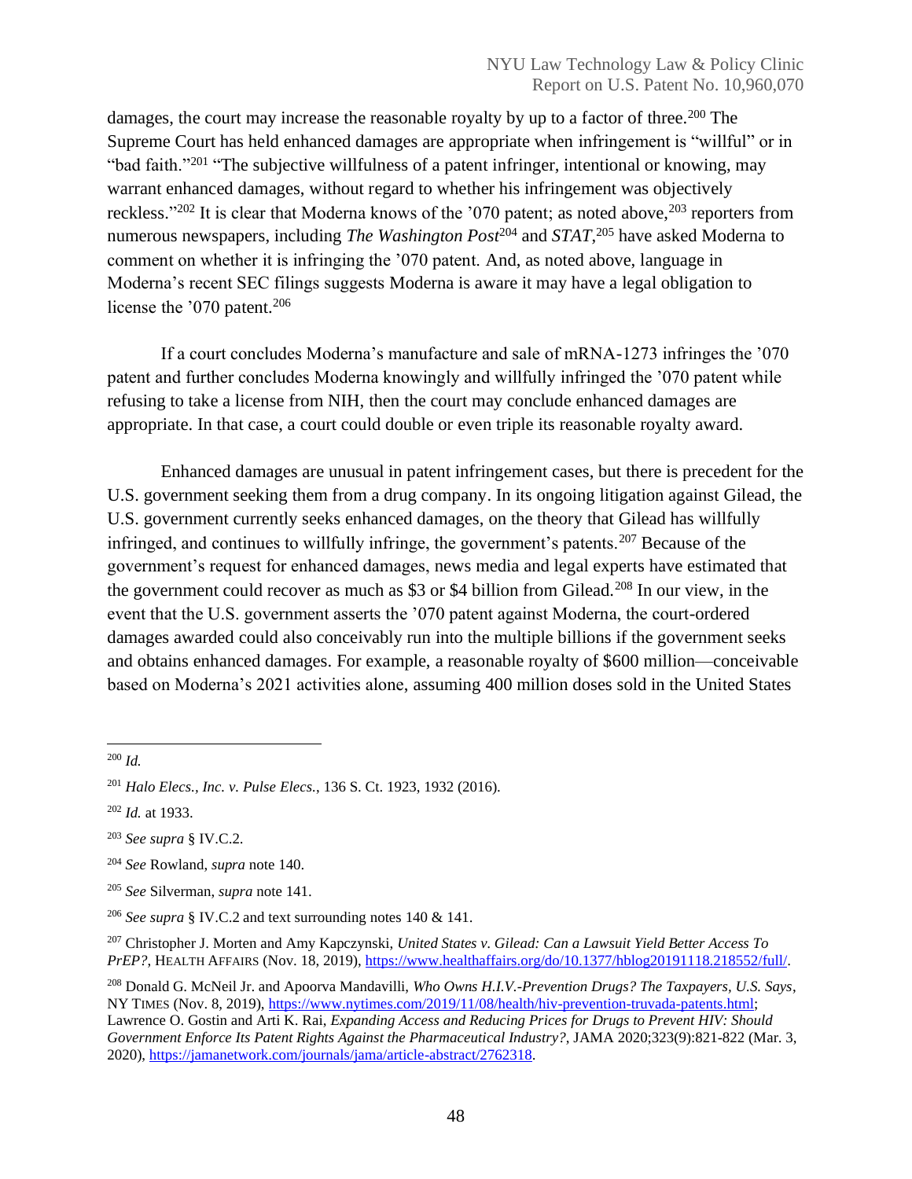damages, the court may increase the reasonable royalty by up to a factor of three.[200] The Supreme Court has held enhanced damages are appropriate when infringement is "willful" or in "bad faith."[201] "The subjective willfulness of a patent infringer, intentional or knowing, may warrant enhanced damages, without regard to whether his infringement was objectively reckless."[202] It is clear that Moderna knows of the '070 patent; as noted above,[203] reporters from numerous newspapers, including *The Washington Post*[204] and *STAT*,[205] have asked Moderna to comment on whether it is infringing the '070 patent. And, as noted above, language in Moderna's recent SEC filings suggests Moderna is aware it may have a legal obligation to license the '070 patent.[206]

If a court concludes Moderna's manufacture and sale of mRNA-1273 infringes the '070 patent and further concludes Moderna knowingly and willfully infringed the '070 patent while refusing to take a license from NIH, then the court may conclude enhanced damages are appropriate. In that case, a court could double or even triple its reasonable royalty award.

Enhanced damages are unusual in patent infringement cases, but there is precedent for the U.S. government seeking them from a drug company. In its ongoing litigation against Gilead, the U.S. government currently seeks enhanced damages, on the theory that Gilead has willfully infringed, and continues to willfully infringe, the government's patents.[207] Because of the government's request for enhanced damages, news media and legal experts have estimated that the government could recover as much as $3 or $4 billion from Gilead.[208] In our view, in the event that the U.S. government asserts the '070 patent against Moderna, the court-ordered damages awarded could also conceivably run into the multiple billions if the government seeks and obtains enhanced damages. For example, a reasonable royalty of $600 million—conceivable based on Moderna's 2021 activities alone, assuming 400 million doses sold in the United States

---

[200] *Id.*

[201] *Halo Elecs., Inc. v. Pulse Elecs.*, 136 S. Ct. 1923, 1932 (2016).

[202] *Id.* at 1933.

[203] *See supra* § IV.C.2.

[204] *See* Rowland, *supra* note 140.

[205] *See* Silverman, *supra* note 141.

[206] *See supra* § IV.C.2 and text surrounding notes 140 & 141.

[207] Christopher J. Morten and Amy Kapczynski, *United States v. Gilead: Can a Lawsuit Yield Better Access To PrEP?*, HEALTH AFFAIRS (Nov. 18, 2019), https://www.healthaffairs.org/do/10.1377/hblog20191118.218552/full/.

[208] Donald G. McNeil Jr. and Apoorva Mandavilli, *Who Owns H.I.V.-Prevention Drugs? The Taxpayers, U.S. Says*, NY TIMES (Nov. 8, 2019), https://www.nytimes.com/2019/11/08/health/hiv-prevention-truvada-patents.html; Lawrence O. Gostin and Arti K. Rai, *Expanding Access and Reducing Prices for Drugs to Prevent HIV: Should Government Enforce Its Patent Rights Against the Pharmaceutical Industry?*, JAMA 2020;323(9):821-822 (Mar. 3, 2020), https://jamanetwork.com/journals/jama/article-abstract/2762318.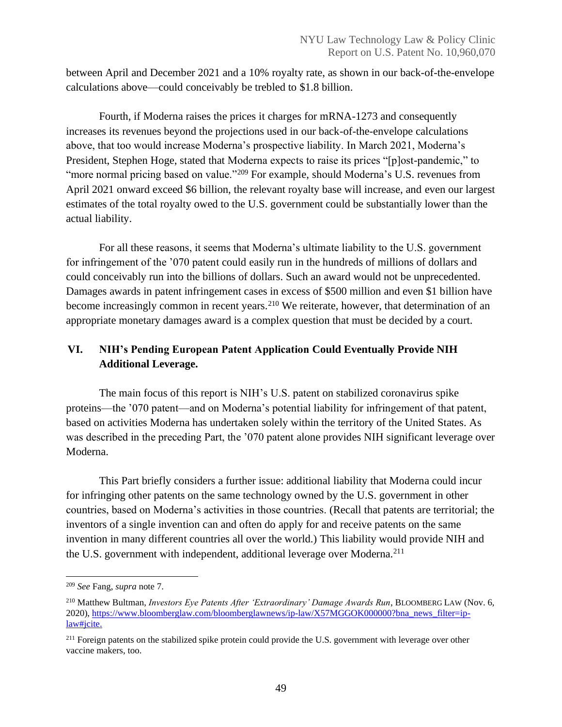between April and December 2021 and a 10% royalty rate, as shown in our back-of-the-envelope calculations above—could conceivably be trebled to $1.8 billion.

Fourth, if Moderna raises the prices it charges for mRNA-1273 and consequently increases its revenues beyond the projections used in our back-of-the-envelope calculations above, that too would increase Moderna's prospective liability. In March 2021, Moderna's President, Stephen Hoge, stated that Moderna expects to raise its prices "[p]ost-pandemic," to "more normal pricing based on value."[209] For example, should Moderna's U.S. revenues from April 2021 onward exceed $6 billion, the relevant royalty base will increase, and even our largest estimates of the total royalty owed to the U.S. government could be substantially lower than the actual liability.

For all these reasons, it seems that Moderna's ultimate liability to the U.S. government for infringement of the '070 patent could easily run in the hundreds of millions of dollars and could conceivably run into the billions of dollars. Such an award would not be unprecedented. Damages awards in patent infringement cases in excess of $500 million and even $1 billion have become increasingly common in recent years.[210] We reiterate, however, that determination of an appropriate monetary damages award is a complex question that must be decided by a court.

## VI. NIH's Pending European Patent Application Could Eventually Provide NIH Additional Leverage.

The main focus of this report is NIH's U.S. patent on stabilized coronavirus spike proteins—the '070 patent—and on Moderna's potential liability for infringement of that patent, based on activities Moderna has undertaken solely within the territory of the United States. As was described in the preceding Part, the '070 patent alone provides NIH significant leverage over Moderna.

This Part briefly considers a further issue: additional liability that Moderna could incur for infringing other patents on the same technology owned by the U.S. government in other countries, based on Moderna's activities in those countries. (Recall that patents are territorial; the inventors of a single invention can and often do apply for and receive patents on the same invention in many different countries all over the world.) This liability would provide NIH and the U.S. government with independent, additional leverage over Moderna.[211]

---

[209] *See* Fang, *supra* note 7.

[210] Matthew Bultman, *Investors Eye Patents After 'Extraordinary' Damage Awards Run*, BLOOMBERG LAW (Nov. 6, 2020), https://www.bloomberglaw.com/bloomberglawnews/ip-law/X57MGGOK000000?bna_news_filter=ip-law#jcite.

[211] Foreign patents on the stabilized spike protein could provide the U.S. government with leverage over other vaccine makers, too.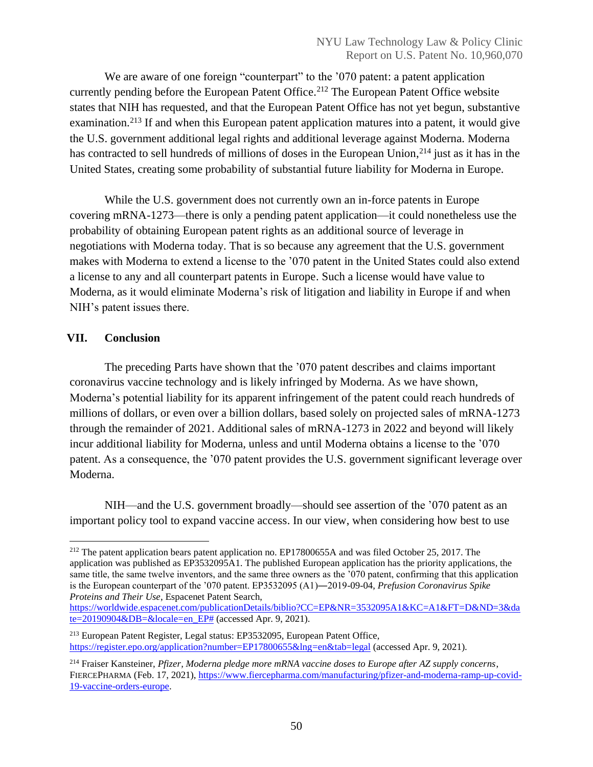We are aware of one foreign "counterpart" to the '070 patent: a patent application currently pending before the European Patent Office.[212] The European Patent Office website states that NIH has requested, and that the European Patent Office has not yet begun, substantive examination.[213] If and when this European patent application matures into a patent, it would give the U.S. government additional legal rights and additional leverage against Moderna. Moderna has contracted to sell hundreds of millions of doses in the European Union,[214] just as it has in the United States, creating some probability of substantial future liability for Moderna in Europe.

While the U.S. government does not currently own an in-force patents in Europe covering mRNA-1273—there is only a pending patent application—it could nonetheless use the probability of obtaining European patent rights as an additional source of leverage in negotiations with Moderna today. That is so because any agreement that the U.S. government makes with Moderna to extend a license to the '070 patent in the United States could also extend a license to any and all counterpart patents in Europe. Such a license would have value to Moderna, as it would eliminate Moderna's risk of litigation and liability in Europe if and when NIH's patent issues there.

## VII. Conclusion

The preceding Parts have shown that the '070 patent describes and claims important coronavirus vaccine technology and is likely infringed by Moderna. As we have shown, Moderna's potential liability for its apparent infringement of the patent could reach hundreds of millions of dollars, or even over a billion dollars, based solely on projected sales of mRNA-1273 through the remainder of 2021. Additional sales of mRNA-1273 in 2022 and beyond will likely incur additional liability for Moderna, unless and until Moderna obtains a license to the '070 patent. As a consequence, the '070 patent provides the U.S. government significant leverage over Moderna.

NIH—and the U.S. government broadly—should see assertion of the '070 patent as an important policy tool to expand vaccine access. In our view, when considering how best to use

---

[212] The patent application bears patent application no. EP17800655A and was filed October 25, 2017. The application was published as EP3532095A1. The published European application has the priority applications, the same title, the same twelve inventors, and the same three owners as the '070 patent, confirming that this application is the European counterpart of the '070 patent. EP3532095 (A1)—2019-09-04, *Prefusion Coronavirus Spike Proteins and Their Use*, Espacenet Patent Search, https://worldwide.espacenet.com/publicationDetails/biblio?CC=EP&NR=3532095A1&KC=A1&FT=D&ND=3&date=20190904&DB=&locale=en_EP# (accessed Apr. 9, 2021).

[213] European Patent Register, Legal status: EP3532095, European Patent Office, https://register.epo.org/application?number=EP17800655&lng=en&tab=legal (accessed Apr. 9, 2021).

[214] Fraiser Kansteiner, *Pfizer, Moderna pledge more mRNA vaccine doses to Europe after AZ supply concerns*, FIERCEPHARMA (Feb. 17, 2021), https://www.fiercepharma.com/manufacturing/pfizer-and-moderna-ramp-up-covid-19-vaccine-orders-europe.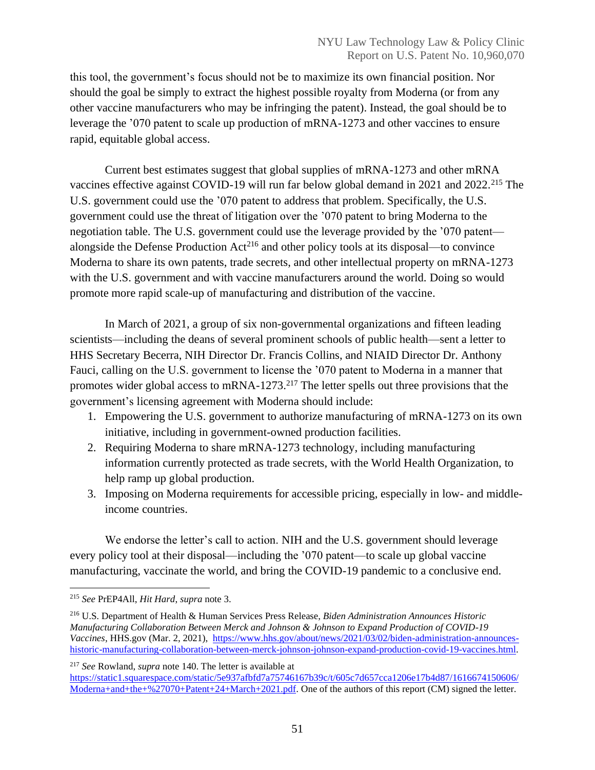this tool, the government's focus should not be to maximize its own financial position. Nor should the goal be simply to extract the highest possible royalty from Moderna (or from any other vaccine manufacturers who may be infringing the patent). Instead, the goal should be to leverage the '070 patent to scale up production of mRNA-1273 and other vaccines to ensure rapid, equitable global access.

Current best estimates suggest that global supplies of mRNA-1273 and other mRNA vaccines effective against COVID-19 will run far below global demand in 2021 and 2022.[215] The U.S. government could use the '070 patent to address that problem. Specifically, the U.S. government could use the threat of litigation over the '070 patent to bring Moderna to the negotiation table. The U.S. government could use the leverage provided by the '070 patent—alongside the Defense Production Act[216] and other policy tools at its disposal—to convince Moderna to share its own patents, trade secrets, and other intellectual property on mRNA-1273 with the U.S. government and with vaccine manufacturers around the world. Doing so would promote more rapid scale-up of manufacturing and distribution of the vaccine.

In March of 2021, a group of six non-governmental organizations and fifteen leading scientists—including the deans of several prominent schools of public health—sent a letter to HHS Secretary Becerra, NIH Director Dr. Francis Collins, and NIAID Director Dr. Anthony Fauci, calling on the U.S. government to license the '070 patent to Moderna in a manner that promotes wider global access to mRNA-1273.[217] The letter spells out three provisions that the government's licensing agreement with Moderna should include:

1. Empowering the U.S. government to authorize manufacturing of mRNA-1273 on its own initiative, including in government-owned production facilities.
2. Requiring Moderna to share mRNA-1273 technology, including manufacturing information currently protected as trade secrets, with the World Health Organization, to help ramp up global production.
3. Imposing on Moderna requirements for accessible pricing, especially in low- and middle-income countries.

We endorse the letter's call to action. NIH and the U.S. government should leverage every policy tool at their disposal—including the '070 patent—to scale up global vaccine manufacturing, vaccinate the world, and bring the COVID-19 pandemic to a conclusive end.

---

[215] *See* PrEP4All, *Hit Hard*, *supra* note 3.

[216] U.S. Department of Health & Human Services Press Release, *Biden Administration Announces Historic Manufacturing Collaboration Between Merck and Johnson & Johnson to Expand Production of COVID-19 Vaccines*, HHS.gov (Mar. 2, 2021), https://www.hhs.gov/about/news/2021/03/02/biden-administration-announces-historic-manufacturing-collaboration-between-merck-johnson-johnson-expand-production-covid-19-vaccines.html.

[217] *See* Rowland, *supra* note 140. The letter is available at https://static1.squarespace.com/static/5e937afbfd7a75746167b39c/t/605c7d657cca1206e17b4d87/1616674150606/Moderna+and+the+%27070+Patent+24+March+2021.pdf. One of the authors of this report (CM) signed the letter.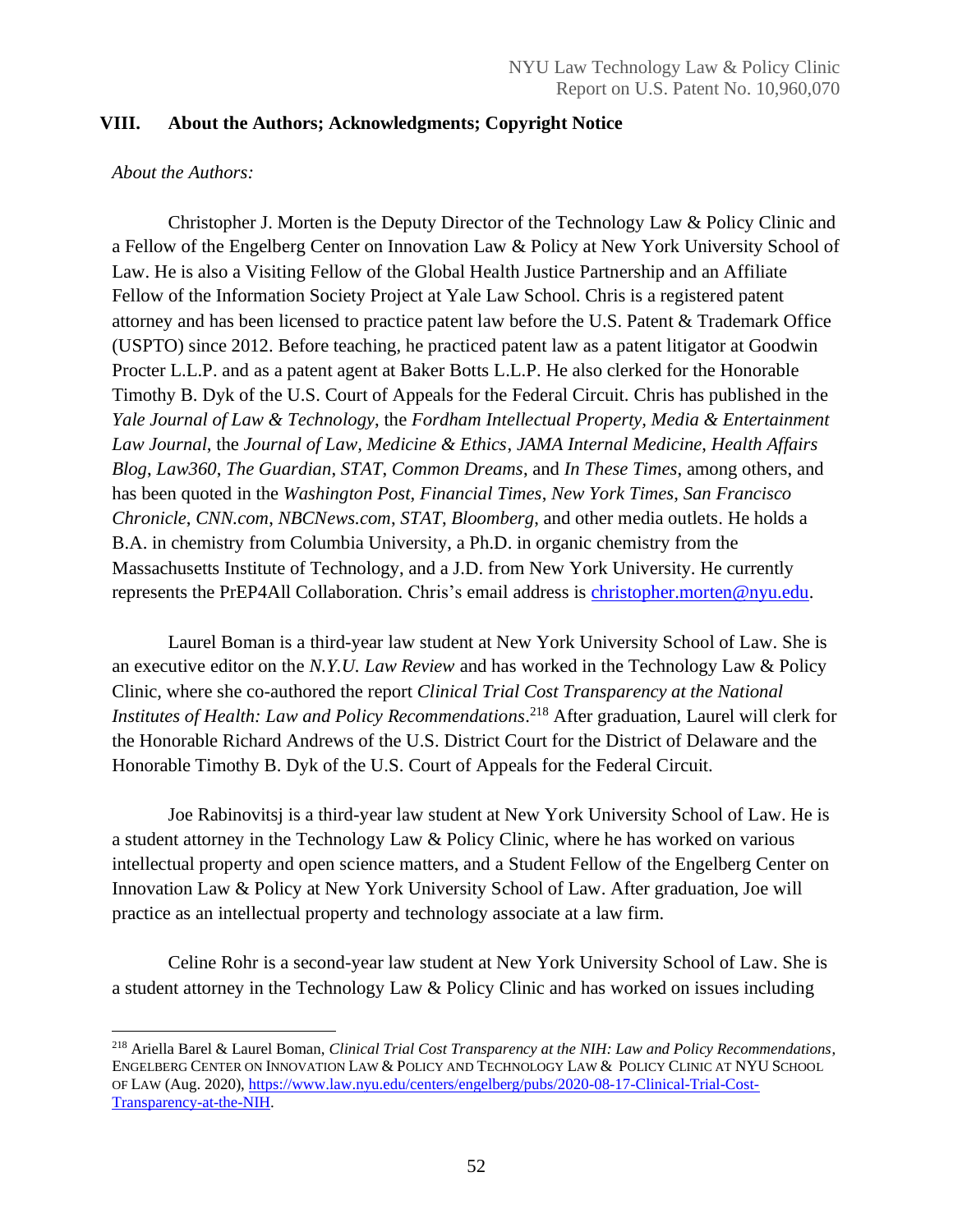## VIII. About the Authors; Acknowledgments; Copyright Notice

*About the Authors:*

Christopher J. Morten is the Deputy Director of the Technology Law & Policy Clinic and a Fellow of the Engelberg Center on Innovation Law & Policy at New York University School of Law. He is also a Visiting Fellow of the Global Health Justice Partnership and an Affiliate Fellow of the Information Society Project at Yale Law School. Chris is a registered patent attorney and has been licensed to practice patent law before the U.S. Patent & Trademark Office (USPTO) since 2012. Before teaching, he practiced patent law as a patent litigator at Goodwin Procter L.L.P. and as a patent agent at Baker Botts L.L.P. He also clerked for the Honorable Timothy B. Dyk of the U.S. Court of Appeals for the Federal Circuit. Chris has published in the *Yale Journal of Law & Technology*, the *Fordham Intellectual Property, Media & Entertainment Law Journal*, the *Journal of Law, Medicine & Ethics*, *JAMA Internal Medicine*, *Health Affairs Blog*, *Law360*, *The Guardian*, *STAT*, *Common Dreams*, and *In These Times*, among others, and has been quoted in the *Washington Post*, *Financial Times*, *New York Times*, *San Francisco Chronicle*, *CNN.com*, *NBCNews.com*, *STAT*, *Bloomberg*, and other media outlets. He holds a B.A. in chemistry from Columbia University, a Ph.D. in organic chemistry from the Massachusetts Institute of Technology, and a J.D. from New York University. He currently represents the PrEP4All Collaboration. Chris's email address is christopher.morten@nyu.edu.

Laurel Boman is a third-year law student at New York University School of Law. She is an executive editor on the *N.Y.U. Law Review* and has worked in the Technology Law & Policy Clinic, where she co-authored the report *Clinical Trial Cost Transparency at the National Institutes of Health: Law and Policy Recommendations*.[218] After graduation, Laurel will clerk for the Honorable Richard Andrews of the U.S. District Court for the District of Delaware and the Honorable Timothy B. Dyk of the U.S. Court of Appeals for the Federal Circuit.

Joe Rabinovitsj is a third-year law student at New York University School of Law. He is a student attorney in the Technology Law & Policy Clinic, where he has worked on various intellectual property and open science matters, and a Student Fellow of the Engelberg Center on Innovation Law & Policy at New York University School of Law. After graduation, Joe will practice as an intellectual property and technology associate at a law firm.

Celine Rohr is a second-year law student at New York University School of Law. She is a student attorney in the Technology Law & Policy Clinic and has worked on issues including

---

[218] Ariella Barel & Laurel Boman, *Clinical Trial Cost Transparency at the NIH: Law and Policy Recommendations*, ENGELBERG CENTER ON INNOVATION LAW & POLICY AND TECHNOLOGY LAW & POLICY CLINIC AT NYU SCHOOL OF LAW (Aug. 2020), https://www.law.nyu.edu/centers/engelberg/pubs/2020-08-17-Clinical-Trial-Cost-Transparency-at-the-NIH.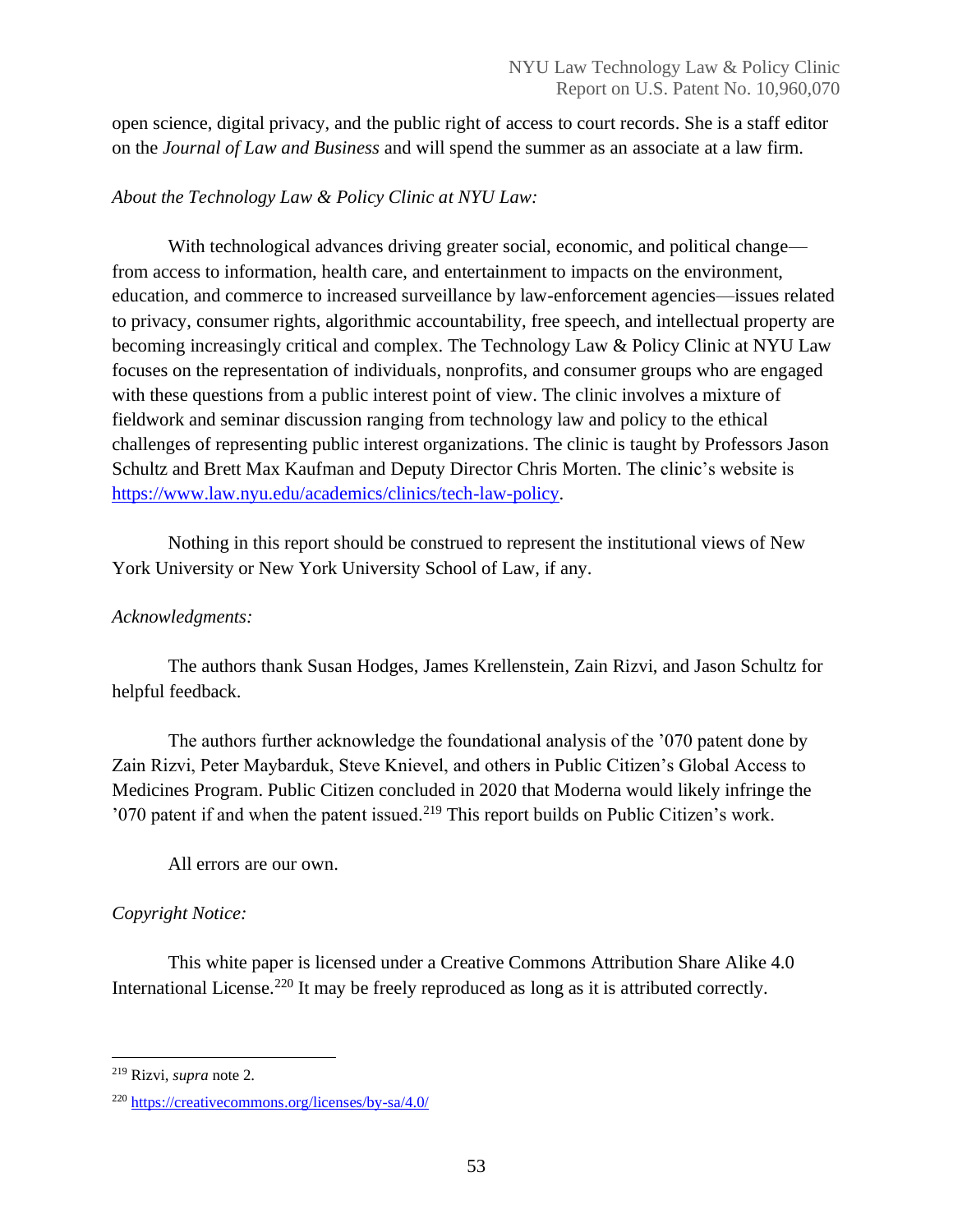open science, digital privacy, and the public right of access to court records. She is a staff editor on the *Journal of Law and Business* and will spend the summer as an associate at a law firm.

*About the Technology Law & Policy Clinic at NYU Law:*

With technological advances driving greater social, economic, and political change—from access to information, health care, and entertainment to impacts on the environment, education, and commerce to increased surveillance by law-enforcement agencies—issues related to privacy, consumer rights, algorithmic accountability, free speech, and intellectual property are becoming increasingly critical and complex. The Technology Law & Policy Clinic at NYU Law focuses on the representation of individuals, nonprofits, and consumer groups who are engaged with these questions from a public interest point of view. The clinic involves a mixture of fieldwork and seminar discussion ranging from technology law and policy to the ethical challenges of representing public interest organizations. The clinic is taught by Professors Jason Schultz and Brett Max Kaufman and Deputy Director Chris Morten. The clinic's website is https://www.law.nyu.edu/academics/clinics/tech-law-policy.

Nothing in this report should be construed to represent the institutional views of New York University or New York University School of Law, if any.

*Acknowledgments:*

The authors thank Susan Hodges, James Krellenstein, Zain Rizvi, and Jason Schultz for helpful feedback.

The authors further acknowledge the foundational analysis of the '070 patent done by Zain Rizvi, Peter Maybarduk, Steve Knievel, and others in Public Citizen's Global Access to Medicines Program. Public Citizen concluded in 2020 that Moderna would likely infringe the '070 patent if and when the patent issued.[219] This report builds on Public Citizen's work.

All errors are our own.

*Copyright Notice:*

This white paper is licensed under a Creative Commons Attribution Share Alike 4.0 International License.[220] It may be freely reproduced as long as it is attributed correctly.

---

[219] Rizvi, *supra* note 2.

[220] https://creativecommons.org/licenses/by-sa/4.0/